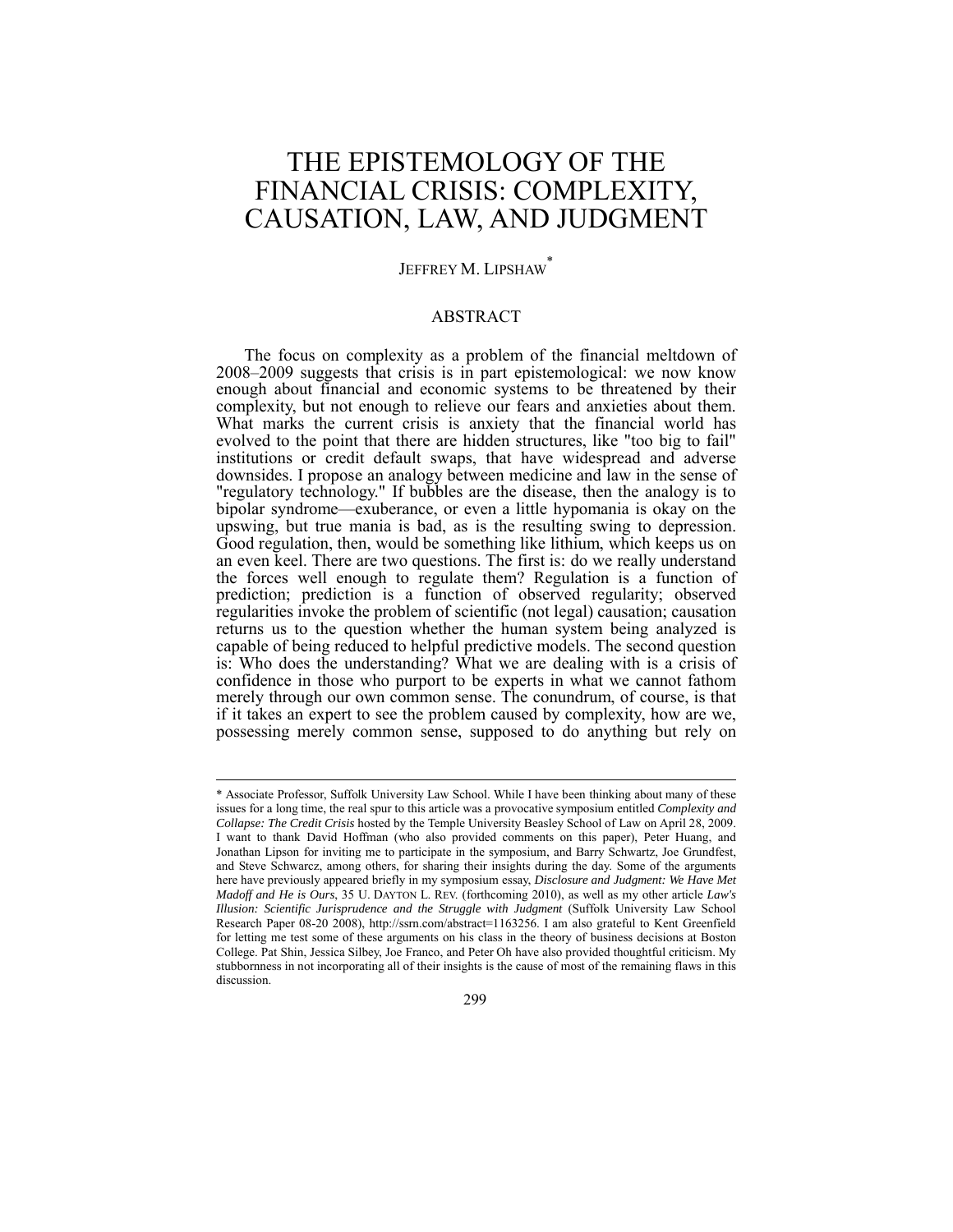# THE EPISTEMOLOGY OF THE FINANCIAL CRISIS: COMPLEXITY, CAUSATION, LAW, AND JUDGMENT

JEFFREY M. LIPSHAW*

## ABSTRACT

The focus on complexity as a problem of the financial meltdown of 2008–2009 suggests that crisis is in part epistemological: we now know enough about financial and economic systems to be threatened by their complexity, but not enough to relieve our fears and anxieties about them. What marks the current crisis is anxiety that the financial world has evolved to the point that there are hidden structures, like "too big to fail" institutions or credit default swaps, that have widespread and adverse downsides. I propose an analogy between medicine and law in the sense of "regulatory technology." If bubbles are the disease, then the analogy is to bipolar syndrome—exuberance, or even a little hypomania is okay on the upswing, but true mania is bad, as is the resulting swing to depression. Good regulation, then, would be something like lithium, which keeps us on an even keel. There are two questions. The first is: do we really understand the forces well enough to regulate them? Regulation is a function of prediction; prediction is a function of observed regularity; observed regularities invoke the problem of scientific (not legal) causation; causation returns us to the question whether the human system being analyzed is capable of being reduced to helpful predictive models. The second question is: Who does the understanding? What we are dealing with is a crisis of confidence in those who purport to be experts in what we cannot fathom merely through our own common sense. The conundrum, of course, is that if it takes an expert to see the problem caused by complexity, how are we, possessing merely common sense, supposed to do anything but rely on

---

\* Associate Professor, Suffolk University Law School. While I have been thinking about many of these issues for a long time, the real spur to this article was a provocative symposium entitled *Complexity and Collapse: The Credit Crisis* hosted by the Temple University Beasley School of Law on April 28, 2009. I want to thank David Hoffman (who also provided comments on this paper), Peter Huang, and Jonathan Lipson for inviting me to participate in the symposium, and Barry Schwartz, Joe Grundfest, and Steve Schwarcz, among others, for sharing their insights during the day. Some of the arguments here have previously appeared briefly in my symposium essay, *Disclosure and Judgment: We Have Met Madoff and He is Ours*, 35 U. DAYTON L. REV. (forthcoming 2010), as well as my other article *Law's Illusion: Scientific Jurisprudence and the Struggle with Judgment* (Suffolk University Law School Research Paper 08-20 2008), http://ssrn.com/abstract=1163256. I am also grateful to Kent Greenfield for letting me test some of these arguments on his class in the theory of business decisions at Boston College. Pat Shin, Jessica Silbey, Joe Franco, and Peter Oh have also provided thoughtful criticism. My stubbornness in not incorporating all of their insights is the cause of most of the remaining flaws in this discussion.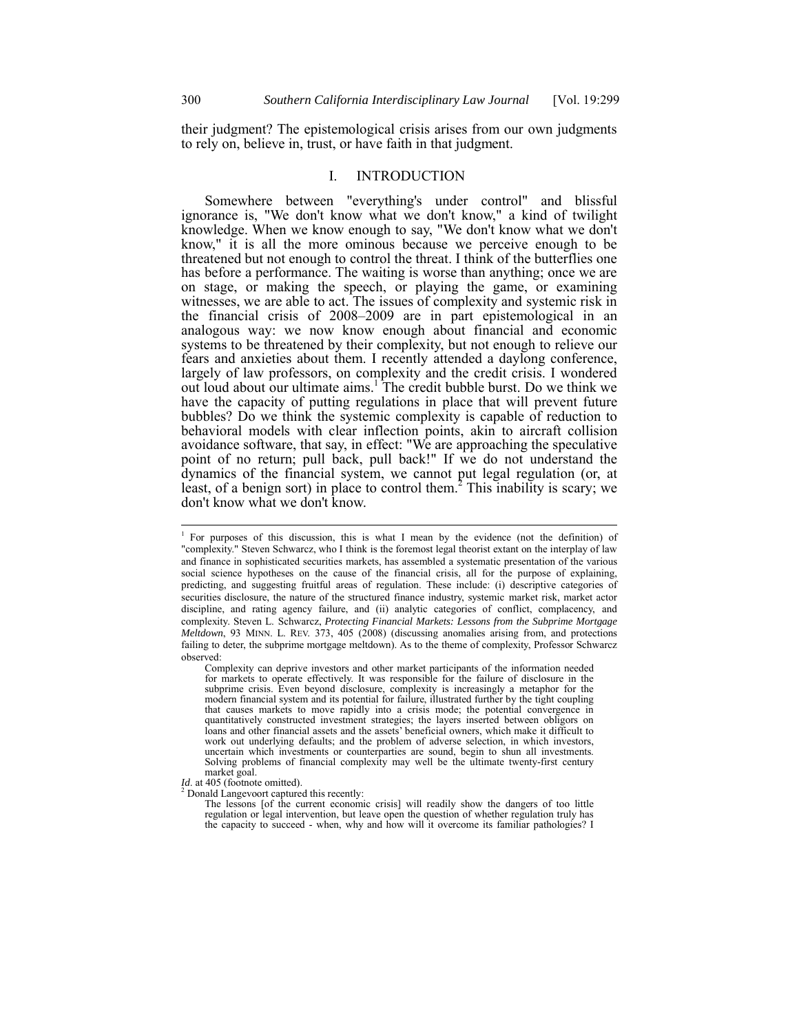their judgment? The epistemological crisis arises from our own judgments to rely on, believe in, trust, or have faith in that judgment.

## I. INTRODUCTION

Somewhere between "everything's under control" and blissful ignorance is, "We don't know what we don't know," a kind of twilight knowledge. When we know enough to say, "We don't know what we don't know," it is all the more ominous because we perceive enough to be threatened but not enough to control the threat. I think of the butterflies one has before a performance. The waiting is worse than anything; once we are on stage, or making the speech, or playing the game, or examining witnesses, we are able to act. The issues of complexity and systemic risk in the financial crisis of 2008–2009 are in part epistemological in an analogous way: we now know enough about financial and economic systems to be threatened by their complexity, but not enough to relieve our fears and anxieties about them. I recently attended a daylong conference, largely of law professors, on complexity and the credit crisis. I wondered out loud about our ultimate aims.[1] The credit bubble burst. Do we think we have the capacity of putting regulations in place that will prevent future bubbles? Do we think the systemic complexity is capable of reduction to behavioral models with clear inflection points, akin to aircraft collision avoidance software, that say, in effect: "We are approaching the speculative point of no return; pull back, pull back!" If we do not understand the dynamics of the financial system, we cannot put legal regulation (or, at least, of a benign sort) in place to control them.[2] This inability is scary; we don't know what we don't know.

---

[1] For purposes of this discussion, this is what I mean by the evidence (not the definition) of "complexity." Steven Schwarcz, who I think is the foremost legal theorist extant on the interplay of law and finance in sophisticated securities markets, has assembled a systematic presentation of the various social science hypotheses on the cause of the financial crisis, all for the purpose of explaining, predicting, and suggesting fruitful areas of regulation. These include: (i) descriptive categories of securities disclosure, the nature of the structured finance industry, systemic market risk, market actor discipline, and rating agency failure, and (ii) analytic categories of conflict, complacency, and complexity. Steven L. Schwarcz, *Protecting Financial Markets: Lessons from the Subprime Mortgage Meltdown*, 93 MINN. L. REV. 373, 405 (2008) (discussing anomalies arising from, and protections failing to deter, the subprime mortgage meltdown). As to the theme of complexity, Professor Schwarcz observed:

> Complexity can deprive investors and other market participants of the information needed for markets to operate effectively. It was responsible for the failure of disclosure in the subprime crisis. Even beyond disclosure, complexity is increasingly a metaphor for the modern financial system and its potential for failure, illustrated further by the tight coupling that causes markets to move rapidly into a crisis mode; the potential convergence in quantitatively constructed investment strategies; the layers inserted between obligors on loans and other financial assets and the assets' beneficial owners, which make it difficult to work out underlying defaults; and the problem of adverse selection, in which investors, uncertain which investments or counterparties are sound, begin to shun all investments. Solving problems of financial complexity may well be the ultimate twenty-first century market goal.

*Id.* at 405 (footnote omitted).

[2] Donald Langevoort captured this recently:

> The lessons [of the current economic crisis] will readily show the dangers of too little regulation or legal intervention, but leave open the question of whether regulation truly has the capacity to succeed - when, why and how will it overcome its familiar pathologies? I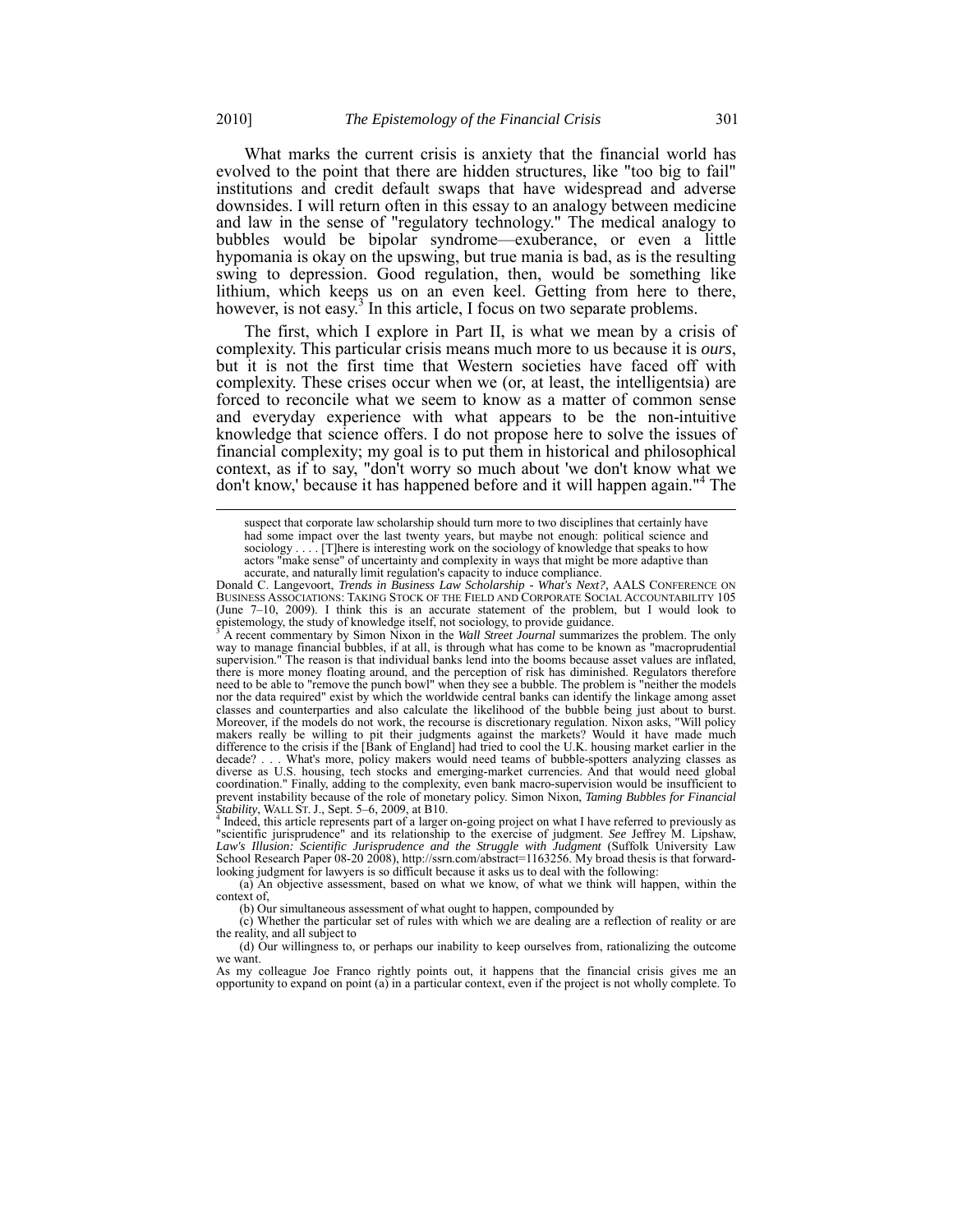What marks the current crisis is anxiety that the financial world has evolved to the point that there are hidden structures, like "too big to fail" institutions and credit default swaps that have widespread and adverse downsides. I will return often in this essay to an analogy between medicine and law in the sense of "regulatory technology." The medical analogy to bubbles would be bipolar syndrome—exuberance, or even a little hypomania is okay on the upswing, but true mania is bad, as is the resulting swing to depression. Good regulation, then, would be something like lithium, which keeps us on an even keel. Getting from here to there, however, is not easy.[3] In this article, I focus on two separate problems.

The first, which I explore in Part II, is what we mean by a crisis of complexity. This particular crisis means much more to us because it is *ours*, but it is not the first time that Western societies have faced off with complexity. These crises occur when we (or, at least, the intelligentsia) are forced to reconcile what we seem to know as a matter of common sense and everyday experience with what appears to be the non-intuitive knowledge that science offers. I do not propose here to solve the issues of financial complexity; my goal is to put them in historical and philosophical context, as if to say, "don't worry so much about 'we don't know what we don't know,' because it has happened before and it will happen again."[4] The

---

suspect that corporate law scholarship should turn more to two disciplines that certainly have had some impact over the last twenty years, but maybe not enough: political science and sociology . . . . [T]here is interesting work on the sociology of knowledge that speaks to how actors "make sense" of uncertainty and complexity in ways that might be more adaptive than accurate, and naturally limit regulation's capacity to induce compliance.

Donald C. Langevoort, *Trends in Business Law Scholarship - What's Next?*, AALS CONFERENCE ON BUSINESS ASSOCIATIONS: TAKING STOCK OF THE FIELD AND CORPORATE SOCIAL ACCOUNTABILITY 105 (June 7–10, 2009). I think this is an accurate statement of the problem, but I would look to epistemology, the study of knowledge itself, not sociology, to provide guidance.

[3] A recent commentary by Simon Nixon in the *Wall Street Journal* summarizes the problem. The only way to manage financial bubbles, if at all, is through what has come to be known as "macroprudential supervision." The reason is that individual banks lend into the booms because asset values are inflated, there is more money floating around, and the perception of risk has diminished. Regulators therefore need to be able to "remove the punch bowl" when they see a bubble. The problem is "neither the models nor the data required" exist by which the worldwide central banks can identify the linkage among asset classes and counterparties and also calculate the likelihood of the bubble being just about to burst. Moreover, if the models do not work, the recourse is discretionary regulation. Nixon asks, "Will policy makers really be willing to pit their judgments against the markets? Would it have made much difference to the crisis if the [Bank of England] had tried to cool the U.K. housing market earlier in the decade? . . . What's more, policy makers would need teams of bubble-spotters analyzing classes as diverse as U.S. housing, tech stocks and emerging-market currencies. And that would need global coordination." Finally, adding to the complexity, even bank macro-supervision would be insufficient to prevent instability because of the role of monetary policy. Simon Nixon, *Taming Bubbles for Financial Stability*, WALL ST. J., Sept. 5–6, 2009, at B10.

[4] Indeed, this article represents part of a larger on-going project on what I have referred to previously as "scientific jurisprudence" and its relationship to the exercise of judgment. *See* Jeffrey M. Lipshaw, *Law's Illusion: Scientific Jurisprudence and the Struggle with Judgment* (Suffolk University Law School Research Paper 08-20 2008), http://ssrn.com/abstract=1163256. My broad thesis is that forward-looking judgment for lawyers is so difficult because it asks us to deal with the following:

(a) An objective assessment, based on what we know, of what we think will happen, within the context of,

(b) Our simultaneous assessment of what ought to happen, compounded by

(c) Whether the particular set of rules with which we are dealing are a reflection of reality or are the reality, and all subject to

(d) Our willingness to, or perhaps our inability to keep ourselves from, rationalizing the outcome we want.

As my colleague Joe Franco rightly points out, it happens that the financial crisis gives me an opportunity to expand on point (a) in a particular context, even if the project is not wholly complete. To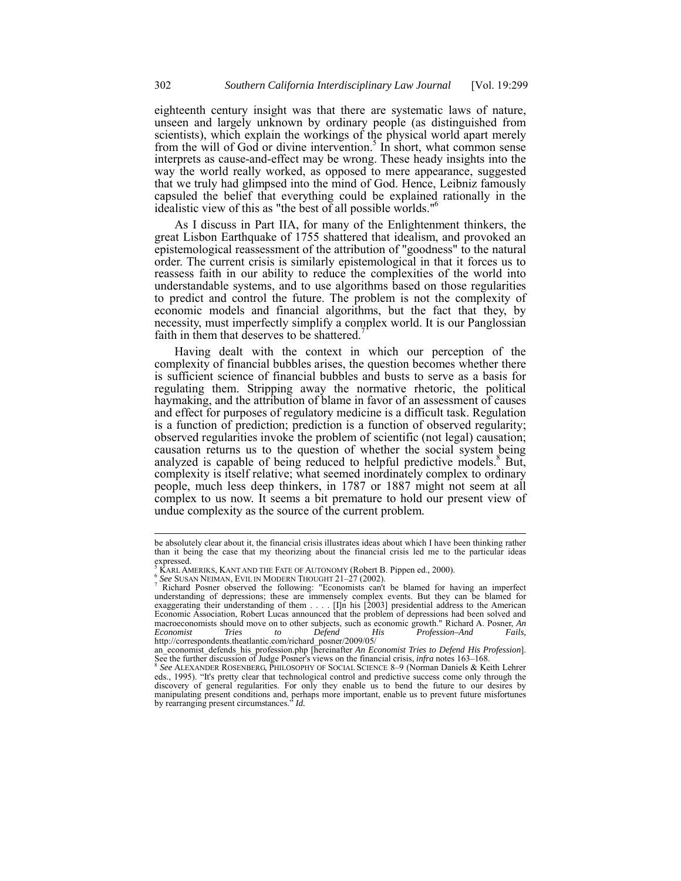eighteenth century insight was that there are systematic laws of nature, unseen and largely unknown by ordinary people (as distinguished from scientists), which explain the workings of the physical world apart merely from the will of God or divine intervention.[5] In short, what common sense interprets as cause-and-effect may be wrong. These heady insights into the way the world really worked, as opposed to mere appearance, suggested that we truly had glimpsed into the mind of God. Hence, Leibniz famously capsuled the belief that everything could be explained rationally in the idealistic view of this as "the best of all possible worlds."[6]

As I discuss in Part IIA, for many of the Enlightenment thinkers, the great Lisbon Earthquake of 1755 shattered that idealism, and provoked an epistemological reassessment of the attribution of "goodness" to the natural order. The current crisis is similarly epistemological in that it forces us to reassess faith in our ability to reduce the complexities of the world into understandable systems, and to use algorithms based on those regularities to predict and control the future. The problem is not the complexity of economic models and financial algorithms, but the fact that they, by necessity, must imperfectly simplify a complex world. It is our Panglossian faith in them that deserves to be shattered.[7]

Having dealt with the context in which our perception of the complexity of financial bubbles arises, the question becomes whether there is sufficient science of financial bubbles and busts to serve as a basis for regulating them. Stripping away the normative rhetoric, the political haymaking, and the attribution of blame in favor of an assessment of causes and effect for purposes of regulatory medicine is a difficult task. Regulation is a function of prediction; prediction is a function of observed regularity; observed regularities invoke the problem of scientific (not legal) causation; causation returns us to the question of whether the social system being analyzed is capable of being reduced to helpful predictive models.[8] But, complexity is itself relative; what seemed inordinately complex to ordinary people, much less deep thinkers, in 1787 or 1887 might not seem at all complex to us now. It seems a bit premature to hold our present view of undue complexity as the source of the current problem.

---

be absolutely clear about it, the financial crisis illustrates ideas about which I have been thinking rather than it being the case that my theorizing about the financial crisis led me to the particular ideas expressed.

[5] KARL AMERIKS, KANT AND THE FATE OF AUTONOMY (Robert B. Pippen ed., 2000).

[6] *See* SUSAN NEIMAN, EVIL IN MODERN THOUGHT 21–27 (2002).

[7] Richard Posner observed the following: "Economists can't be blamed for having an imperfect understanding of depressions; these are immensely complex events. But they can be blamed for exaggerating their understanding of them . . . . [I]n his [2003] presidential address to the American Economic Association, Robert Lucas announced that the problem of depressions had been solved and macroeconomists should move on to other subjects, such as economic growth." Richard A. Posner, *An Economist Tries to Defend His Profession–And Fails,* http://correspondents.theatlantic.com/richard_posner/2009/05/an_economist_defends_his_profession.php [hereinafter *An Economist Tries to Defend His Profession*]. See the further discussion of Judge Posner's views on the financial crisis, *infra* notes 163–168.

[8] *See* ALEXANDER ROSENBERG, PHILOSOPHY OF SOCIAL SCIENCE 8–9 (Norman Daniels & Keith Lehrer eds., 1995). "It's pretty clear that technological control and predictive success come only through the discovery of general regularities. For only they enable us to bend the future to our desires by manipulating present conditions and, perhaps more important, enable us to prevent future misfortunes by rearranging present circumstances." *Id.*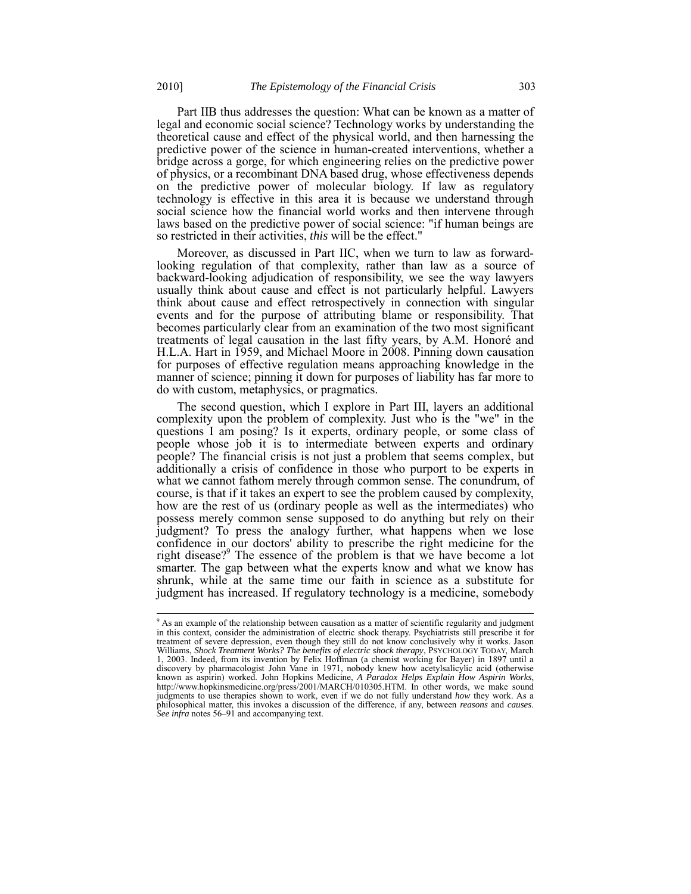Part IIB thus addresses the question: What can be known as a matter of legal and economic social science? Technology works by understanding the theoretical cause and effect of the physical world, and then harnessing the predictive power of the science in human-created interventions, whether a bridge across a gorge, for which engineering relies on the predictive power of physics, or a recombinant DNA based drug, whose effectiveness depends on the predictive power of molecular biology. If law as regulatory technology is effective in this area it is because we understand through social science how the financial world works and then intervene through laws based on the predictive power of social science: "if human beings are so restricted in their activities, *this* will be the effect."

Moreover, as discussed in Part IIC, when we turn to law as forward-looking regulation of that complexity, rather than law as a source of backward-looking adjudication of responsibility, we see the way lawyers usually think about cause and effect is not particularly helpful. Lawyers think about cause and effect retrospectively in connection with singular events and for the purpose of attributing blame or responsibility. That becomes particularly clear from an examination of the two most significant treatments of legal causation in the last fifty years, by A.M. Honoré and H.L.A. Hart in 1959, and Michael Moore in 2008. Pinning down causation for purposes of effective regulation means approaching knowledge in the manner of science; pinning it down for purposes of liability has far more to do with custom, metaphysics, or pragmatics.

The second question, which I explore in Part III, layers an additional complexity upon the problem of complexity. Just who is the "we" in the questions I am posing? Is it experts, ordinary people, or some class of people whose job it is to intermediate between experts and ordinary people? The financial crisis is not just a problem that seems complex, but additionally a crisis of confidence in those who purport to be experts in what we cannot fathom merely through common sense. The conundrum, of course, is that if it takes an expert to see the problem caused by complexity, how are the rest of us (ordinary people as well as the intermediates) who possess merely common sense supposed to do anything but rely on their judgment? To press the analogy further, what happens when we lose confidence in our doctors' ability to prescribe the right medicine for the right disease?[9] The essence of the problem is that we have become a lot smarter. The gap between what the experts know and what we know has shrunk, while at the same time our faith in science as a substitute for judgment has increased. If regulatory technology is a medicine, somebody

---

[9] As an example of the relationship between causation as a matter of scientific regularity and judgment in this context, consider the administration of electric shock therapy. Psychiatrists still prescribe it for treatment of severe depression, even though they still do not know conclusively why it works. Jason Williams, *Shock Treatment Works? The benefits of electric shock therapy*, PSYCHOLOGY TODAY, March 1, 2003. Indeed, from its invention by Felix Hoffman (a chemist working for Bayer) in 1897 until a discovery by pharmacologist John Vane in 1971, nobody knew how acetylsalicylic acid (otherwise known as aspirin) worked. John Hopkins Medicine, *A Paradox Helps Explain How Aspirin Works*, http://www.hopkinsmedicine.org/press/2001/MARCH/010305.HTM. In other words, we make sound judgments to use therapies shown to work, even if we do not fully understand *how* they work. As a philosophical matter, this invokes a discussion of the difference, if any, between *reasons* and *causes*. *See infra* notes 56–91 and accompanying text.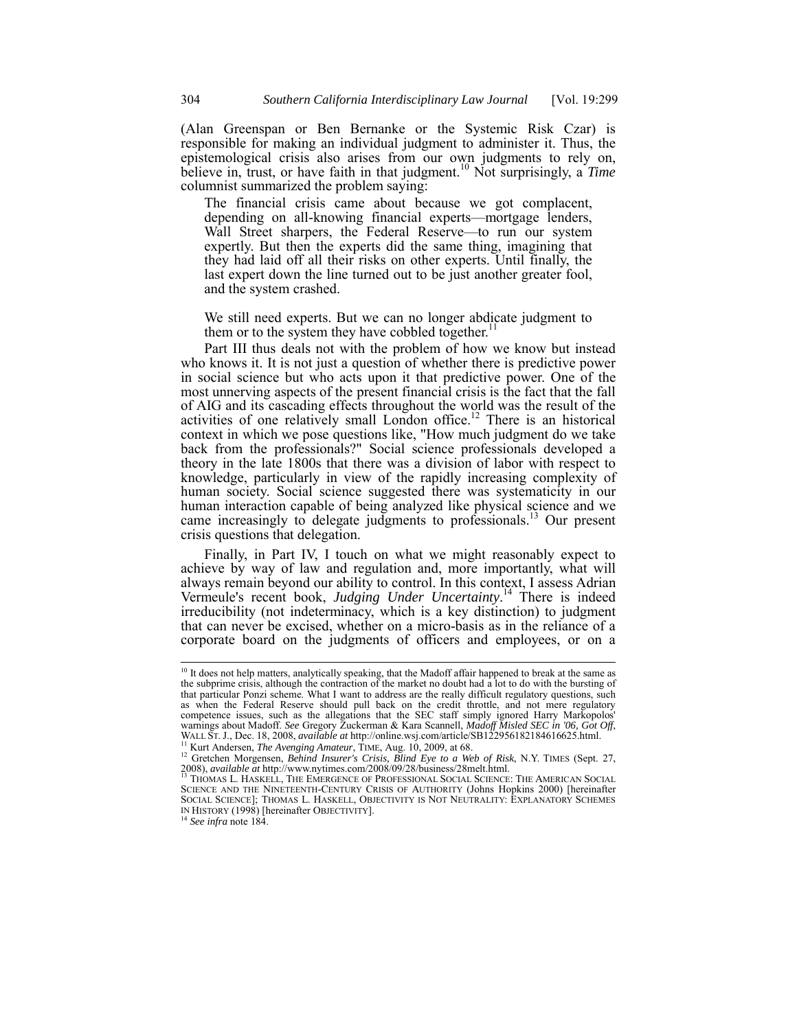(Alan Greenspan or Ben Bernanke or the Systemic Risk Czar) is responsible for making an individual judgment to administer it. Thus, the epistemological crisis also arises from our own judgments to rely on, believe in, trust, or have faith in that judgment.[10] Not surprisingly, a *Time* columnist summarized the problem saying:

> The financial crisis came about because we got complacent, depending on all-knowing financial experts—mortgage lenders, Wall Street sharpers, the Federal Reserve—to run our system expertly. But then the experts did the same thing, imagining that they had laid off all their risks on other experts. Until finally, the last expert down the line turned out to be just another greater fool, and the system crashed.
>
> We still need experts. But we can no longer abdicate judgment to them or to the system they have cobbled together.[11]

Part III thus deals not with the problem of how we know but instead who knows it. It is not just a question of whether there is predictive power in social science but who acts upon it that predictive power. One of the most unnerving aspects of the present financial crisis is the fact that the fall of AIG and its cascading effects throughout the world was the result of the activities of one relatively small London office.[12] There is an historical context in which we pose questions like, "How much judgment do we take back from the professionals?" Social science professionals developed a theory in the late 1800s that there was a division of labor with respect to knowledge, particularly in view of the rapidly increasing complexity of human society. Social science suggested there was systematicity in our human interaction capable of being analyzed like physical science and we came increasingly to delegate judgments to professionals.[13] Our present crisis questions that delegation.

Finally, in Part IV, I touch on what we might reasonably expect to achieve by way of law and regulation and, more importantly, what will always remain beyond our ability to control. In this context, I assess Adrian Vermeule's recent book, *Judging Under Uncertainty*.[14] There is indeed irreducibility (not indeterminacy, which is a key distinction) to judgment that can never be excised, whether on a micro-basis as in the reliance of a corporate board on the judgments of officers and employees, or on a

---

[10] It does not help matters, analytically speaking, that the Madoff affair happened to break at the same as the subprime crisis, although the contraction of the market no doubt had a lot to do with the bursting of that particular Ponzi scheme. What I want to address are the really difficult regulatory questions, such as when the Federal Reserve should pull back on the credit throttle, and not mere regulatory competence issues, such as the allegations that the SEC staff simply ignored Harry Markopolos' warnings about Madoff. *See* Gregory Zuckerman & Kara Scannell, *Madoff Misled SEC in '06, Got Off*, WALL ST. J., Dec. 18, 2008, *available at* http://online.wsj.com/article/SB122956182184616625.html.

[11] Kurt Andersen, *The Avenging Amateur*, TIME, Aug. 10, 2009, at 68.

[12] Gretchen Morgensen, *Behind Insurer's Crisis, Blind Eye to a Web of Risk*, N.Y. TIMES (Sept. 27, 2008), *available at* http://www.nytimes.com/2008/09/28/business/28melt.html.

[13] THOMAS L. HASKELL, THE EMERGENCE OF PROFESSIONAL SOCIAL SCIENCE: THE AMERICAN SOCIAL SCIENCE AND THE NINETEENTH-CENTURY CRISIS OF AUTHORITY (Johns Hopkins 2000) [hereinafter SOCIAL SCIENCE]; THOMAS L. HASKELL, OBJECTIVITY IS NOT NEUTRALITY: EXPLANATORY SCHEMES IN HISTORY (1998) [hereinafter OBJECTIVITY].

[14] *See infra* note 184.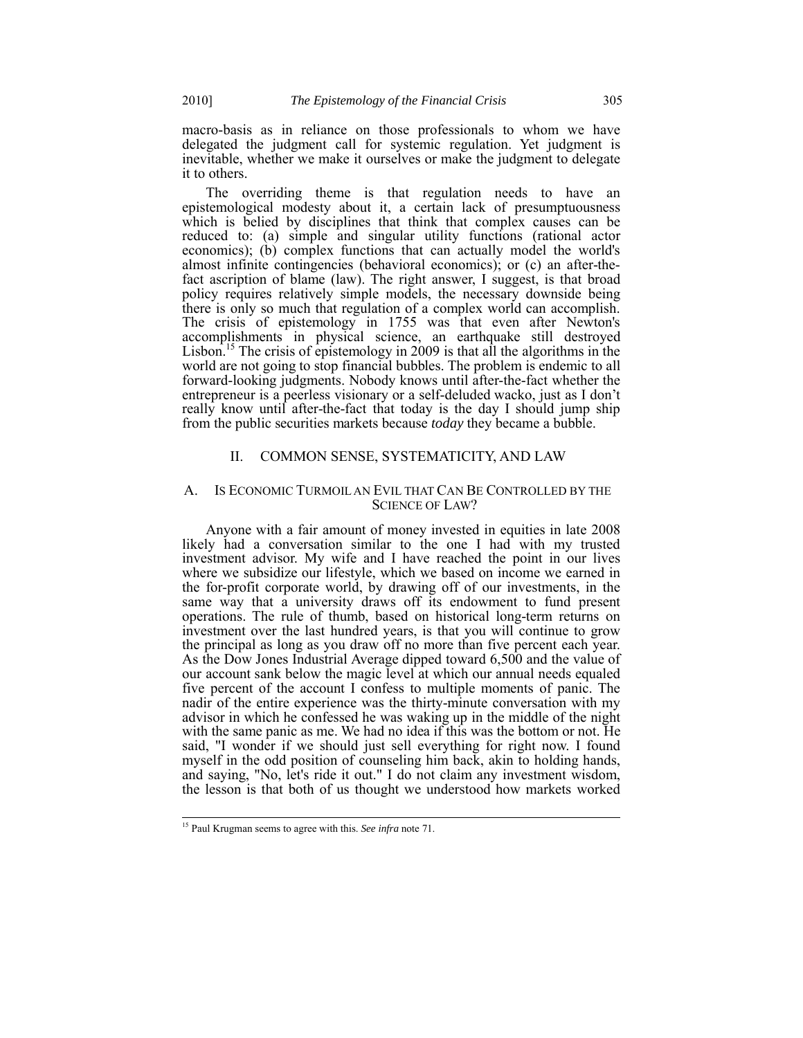macro-basis as in reliance on those professionals to whom we have delegated the judgment call for systemic regulation. Yet judgment is inevitable, whether we make it ourselves or make the judgment to delegate it to others.

The overriding theme is that regulation needs to have an epistemological modesty about it, a certain lack of presumptuousness which is belied by disciplines that think that complex causes can be reduced to: (a) simple and singular utility functions (rational actor economics); (b) complex functions that can actually model the world's almost infinite contingencies (behavioral economics); or (c) an after-the-fact ascription of blame (law). The right answer, I suggest, is that broad policy requires relatively simple models, the necessary downside being there is only so much that regulation of a complex world can accomplish. The crisis of epistemology in 1755 was that even after Newton's accomplishments in physical science, an earthquake still destroyed Lisbon.[15] The crisis of epistemology in 2009 is that all the algorithms in the world are not going to stop financial bubbles. The problem is endemic to all forward-looking judgments. Nobody knows until after-the-fact whether the entrepreneur is a peerless visionary or a self-deluded wacko, just as I don't really know until after-the-fact that today is the day I should jump ship from the public securities markets because *today* they became a bubble.

## II. COMMON SENSE, SYSTEMATICITY, AND LAW

### A. IS ECONOMIC TURMOIL AN EVIL THAT CAN BE CONTROLLED BY THE SCIENCE OF LAW?

Anyone with a fair amount of money invested in equities in late 2008 likely had a conversation similar to the one I had with my trusted investment advisor. My wife and I have reached the point in our lives where we subsidize our lifestyle, which we based on income we earned in the for-profit corporate world, by drawing off of our investments, in the same way that a university draws off its endowment to fund present operations. The rule of thumb, based on historical long-term returns on investment over the last hundred years, is that you will continue to grow the principal as long as you draw off no more than five percent each year. As the Dow Jones Industrial Average dipped toward 6,500 and the value of our account sank below the magic level at which our annual needs equaled five percent of the account I confess to multiple moments of panic. The nadir of the entire experience was the thirty-minute conversation with my advisor in which he confessed he was waking up in the middle of the night with the same panic as me. We had no idea if this was the bottom or not. He said, "I wonder if we should just sell everything for right now. I found myself in the odd position of counseling him back, akin to holding hands, and saying, "No, let's ride it out." I do not claim any investment wisdom, the lesson is that both of us thought we understood how markets worked

---

[15] Paul Krugman seems to agree with this. *See infra* note 71.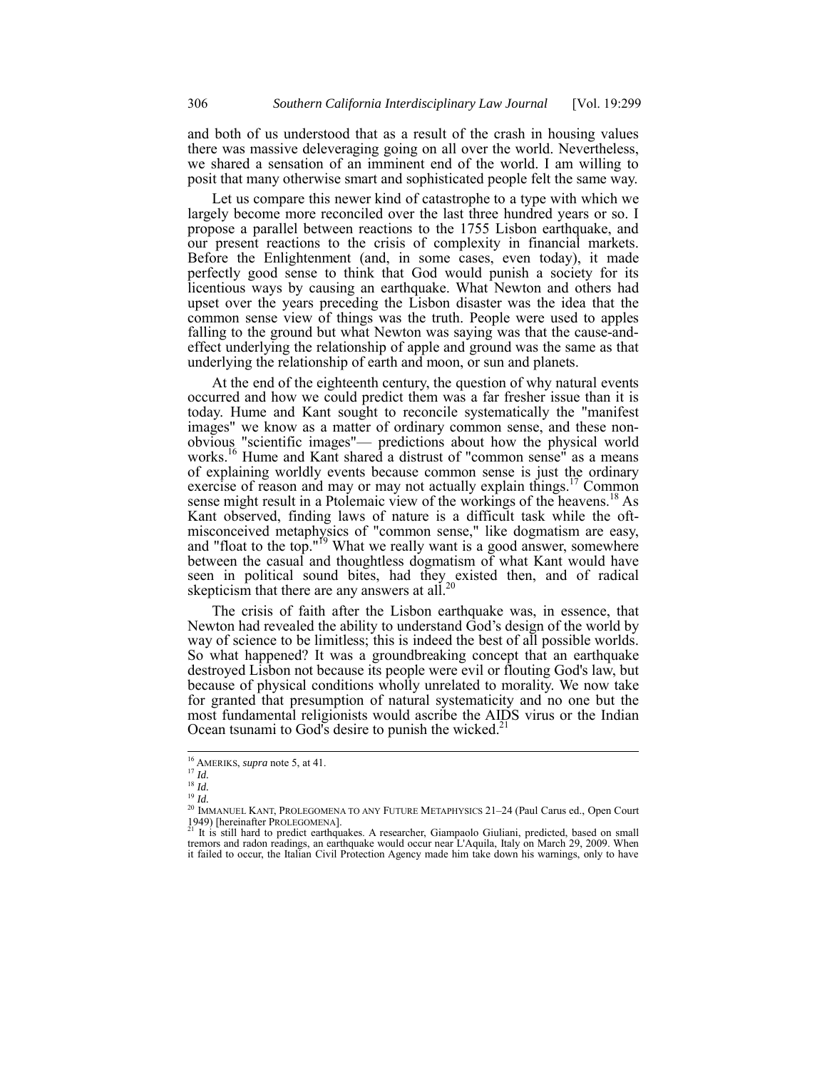and both of us understood that as a result of the crash in housing values there was massive deleveraging going on all over the world. Nevertheless, we shared a sensation of an imminent end of the world. I am willing to posit that many otherwise smart and sophisticated people felt the same way.

Let us compare this newer kind of catastrophe to a type with which we largely become more reconciled over the last three hundred years or so. I propose a parallel between reactions to the 1755 Lisbon earthquake, and our present reactions to the crisis of complexity in financial markets. Before the Enlightenment (and, in some cases, even today), it made perfectly good sense to think that God would punish a society for its licentious ways by causing an earthquake. What Newton and others had upset over the years preceding the Lisbon disaster was the idea that the common sense view of things was the truth. People were used to apples falling to the ground but what Newton was saying was that the cause-and-effect underlying the relationship of apple and ground was the same as that underlying the relationship of earth and moon, or sun and planets.

At the end of the eighteenth century, the question of why natural events occurred and how we could predict them was a far fresher issue than it is today. Hume and Kant sought to reconcile systematically the "manifest images" we know as a matter of ordinary common sense, and these non-obvious "scientific images"— predictions about how the physical world works.[16] Hume and Kant shared a distrust of "common sense" as a means of explaining worldly events because common sense is just the ordinary exercise of reason and may or may not actually explain things.[17] Common sense might result in a Ptolemaic view of the workings of the heavens.[18] As Kant observed, finding laws of nature is a difficult task while the oft-misconceived metaphysics of "common sense," like dogmatism are easy, and "float to the top."[19] What we really want is a good answer, somewhere between the casual and thoughtless dogmatism of what Kant would have seen in political sound bites, had they existed then, and of radical skepticism that there are any answers at all.[20]

The crisis of faith after the Lisbon earthquake was, in essence, that Newton had revealed the ability to understand God's design of the world by way of science to be limitless; this is indeed the best of all possible worlds. So what happened? It was a groundbreaking concept that an earthquake destroyed Lisbon not because its people were evil or flouting God's law, but because of physical conditions wholly unrelated to morality. We now take for granted that presumption of natural systematicity and no one but the most fundamental religionists would ascribe the AIDS virus or the Indian Ocean tsunami to God's desire to punish the wicked.[21]

---

[16] AMERIKS, *supra* note 5, at 41.

[17] *Id.*

[18] *Id.*

[19] *Id.*

[20] IMMANUEL KANT, PROLEGOMENA TO ANY FUTURE METAPHYSICS 21–24 (Paul Carus ed., Open Court 1949) [hereinafter PROLEGOMENA].

[21] It is still hard to predict earthquakes. A researcher, Giampaolo Giuliani, predicted, based on small tremors and radon readings, an earthquake would occur near L'Aquila, Italy on March 29, 2009. When it failed to occur, the Italian Civil Protection Agency made him take down his warnings, only to have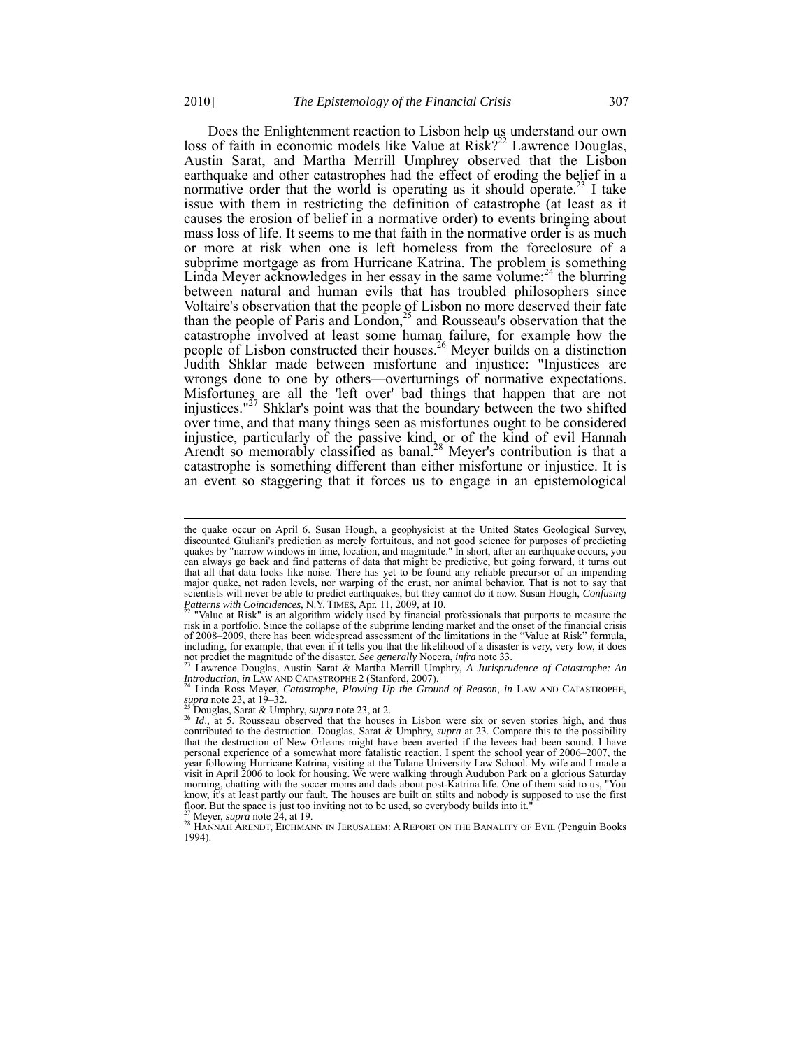Does the Enlightenment reaction to Lisbon help us understand our own loss of faith in economic models like Value at Risk?[22] Lawrence Douglas, Austin Sarat, and Martha Merrill Umphrey observed that the Lisbon earthquake and other catastrophes had the effect of eroding the belief in a normative order that the world is operating as it should operate.[23] I take issue with them in restricting the definition of catastrophe (at least as it causes the erosion of belief in a normative order) to events bringing about mass loss of life. It seems to me that faith in the normative order is as much or more at risk when one is left homeless from the foreclosure of a subprime mortgage as from Hurricane Katrina. The problem is something Linda Meyer acknowledges in her essay in the same volume:[24] the blurring between natural and human evils that has troubled philosophers since Voltaire's observation that the people of Lisbon no more deserved their fate than the people of Paris and London,[25] and Rousseau's observation that the catastrophe involved at least some human failure, for example how the people of Lisbon constructed their houses.[26] Meyer builds on a distinction Judith Shklar made between misfortune and injustice: "Injustices are wrongs done to one by others—overturnings of normative expectations. Misfortunes are all the 'left over' bad things that happen that are not injustices."[27] Shklar's point was that the boundary between the two shifted over time, and that many things seen as misfortunes ought to be considered injustice, particularly of the passive kind, or of the kind of evil Hannah Arendt so memorably classified as banal.[28] Meyer's contribution is that a catastrophe is something different than either misfortune or injustice. It is an event so staggering that it forces us to engage in an epistemological

---

the quake occur on April 6. Susan Hough, a geophysicist at the United States Geological Survey, discounted Giuliani's prediction as merely fortuitous, and not good science for purposes of predicting quakes by "narrow windows in time, location, and magnitude." In short, after an earthquake occurs, you can always go back and find patterns of data that might be predictive, but going forward, it turns out that all that data looks like noise. There has yet to be found any reliable precursor of an impending major quake, not radon levels, nor warping of the crust, nor animal behavior. That is not to say that scientists will never be able to predict earthquakes, but they cannot do it now. Susan Hough, *Confusing Patterns with Coincidences*, N.Y. TIMES, Apr. 11, 2009, at 10.

[22] "Value at Risk" is an algorithm widely used by financial professionals that purports to measure the risk in a portfolio. Since the collapse of the subprime lending market and the onset of the financial crisis of 2008–2009, there has been widespread assessment of the limitations in the "Value at Risk" formula, including, for example, that even if it tells you that the likelihood of a disaster is very, very low, it does not predict the magnitude of the disaster. *See generally* Nocera, *infra* note 33.

[23] Lawrence Douglas, Austin Sarat & Martha Merrill Umphry, *A Jurisprudence of Catastrophe: An Introduction*, *in* LAW AND CATASTROPHE 2 (Stanford, 2007).

[24] Linda Ross Meyer, *Catastrophe, Plowing Up the Ground of Reason*, *in* LAW AND CATASTROPHE, *supra* note 23, at 19–32.

[25] Douglas, Sarat & Umphry, *supra* note 23, at 2.

[26] *Id*., at 5. Rousseau observed that the houses in Lisbon were six or seven stories high, and thus contributed to the destruction. Douglas, Sarat & Umphry, *supra* at 23. Compare this to the possibility that the destruction of New Orleans might have been averted if the levees had been sound. I have personal experience of a somewhat more fatalistic reaction. I spent the school year of 2006–2007, the year following Hurricane Katrina, visiting at the Tulane University Law School. My wife and I made a visit in April 2006 to look for housing. We were walking through Audubon Park on a glorious Saturday morning, chatting with the soccer moms and dads about post-Katrina life. One of them said to us, "You know, it's at least partly our fault. The houses are built on stilts and nobody is supposed to use the first floor. But the space is just too inviting not to be used, so everybody builds into it."

[27] Meyer, *supra* note 24, at 19.

[28] HANNAH ARENDT, EICHMANN IN JERUSALEM: A REPORT ON THE BANALITY OF EVIL (Penguin Books 1994).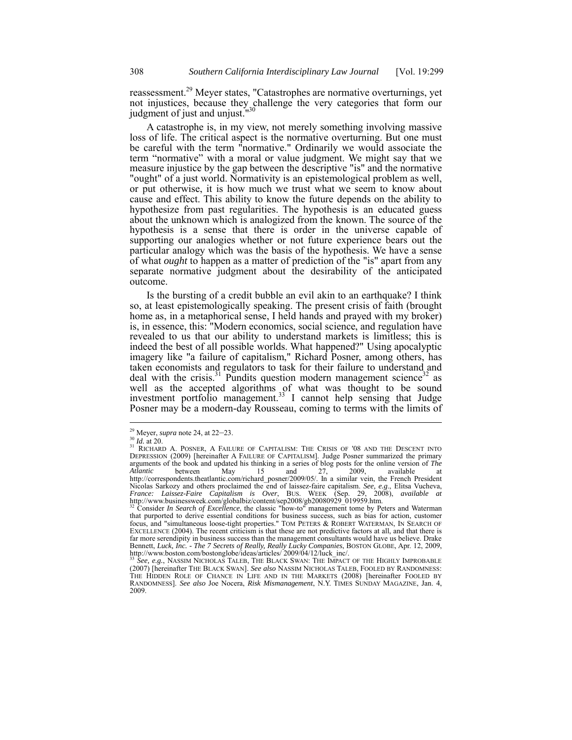reassessment.[29] Meyer states, "Catastrophes are normative overturnings, yet not injustices, because they challenge the very categories that form our judgment of just and unjust."[30]

A catastrophe is, in my view, not merely something involving massive loss of life. The critical aspect is the normative overturning. But one must be careful with the term "normative." Ordinarily we would associate the term "normative" with a moral or value judgment. We might say that we measure injustice by the gap between the descriptive "is" and the normative "ought" of a just world. Normativity is an epistemological problem as well, or put otherwise, it is how much we trust what we seem to know about cause and effect. This ability to know the future depends on the ability to hypothesize from past regularities. The hypothesis is an educated guess about the unknown which is analogized from the known. The source of the hypothesis is a sense that there is order in the universe capable of supporting our analogies whether or not future experience bears out the particular analogy which was the basis of the hypothesis. We have a sense of what *ought* to happen as a matter of prediction of the "is" apart from any separate normative judgment about the desirability of the anticipated outcome.

Is the bursting of a credit bubble an evil akin to an earthquake? I think so, at least epistemologically speaking. The present crisis of faith (brought home as, in a metaphorical sense, I held hands and prayed with my broker) is, in essence, this: "Modern economics, social science, and regulation have revealed to us that our ability to understand markets is limitless; this is indeed the best of all possible worlds. What happened?" Using apocalyptic imagery like "a failure of capitalism," Richard Posner, among others, has taken economists and regulators to task for their failure to understand and deal with the crisis.[31] Pundits question modern management science[32] as well as the accepted algorithms of what was thought to be sound investment portfolio management.[33] I cannot help sensing that Judge Posner may be a modern-day Rousseau, coming to terms with the limits of

---

[29] Meyer, *supra* note 24, at 22–23.

[30] *Id.* at 20.

[31] RICHARD A. POSNER, A FAILURE OF CAPITALISM: THE CRISIS OF '08 AND THE DESCENT INTO DEPRESSION (2009) [hereinafter A FAILURE OF CAPITALISM]. Judge Posner summarized the primary arguments of the book and updated his thinking in a series of blog posts for the online version of *The Atlantic* between May 15 and 27, 2009, available at http://correspondents.theatlantic.com/richard_posner/2009/05/. In a similar vein, the French President Nicolas Sarkozy and others proclaimed the end of laissez-faire capitalism. *See, e.g.*, Elitsa Vucheva, *France: Laissez-Faire Capitalism is Over*, BUS. WEEK (Sep. 29, 2008), *available at* http://www.businessweek.com/globalbiz/content/sep2008/gb20080929_019959.htm.

[32] Consider *In Search of Excellence*, the classic "how-to" management tome by Peters and Waterman that purported to derive essential conditions for business success, such as bias for action, customer focus, and "simultaneous loose-tight properties." TOM PETERS & ROBERT WATERMAN, IN SEARCH OF EXCELLENCE (2004). The recent criticism is that these are not predictive factors at all, and that there is far more serendipity in business success than the management consultants would have us believe. Drake Bennett, *Luck, Inc. - The 7 Secrets of Really, Really Lucky Companies*, BOSTON GLOBE, Apr. 12, 2009, http://www.boston.com/bostonglobe/ideas/articles/ 2009/04/12/luck_inc/.

[33] *See, e.g.*, NASSIM NICHOLAS TALEB, THE BLACK SWAN: THE IMPACT OF THE HIGHLY IMPROBABLE (2007) [hereinafter THE BLACK SWAN]. *See also* NASSIM NICHOLAS TALEB, FOOLED BY RANDOMNESS: THE HIDDEN ROLE OF CHANCE IN LIFE AND IN THE MARKETS (2008) [hereinafter FOOLED BY RANDOMNESS]. *See also* Joe Nocera, *Risk Mismanagement*, N.Y. TIMES SUNDAY MAGAZINE, Jan. 4, 2009.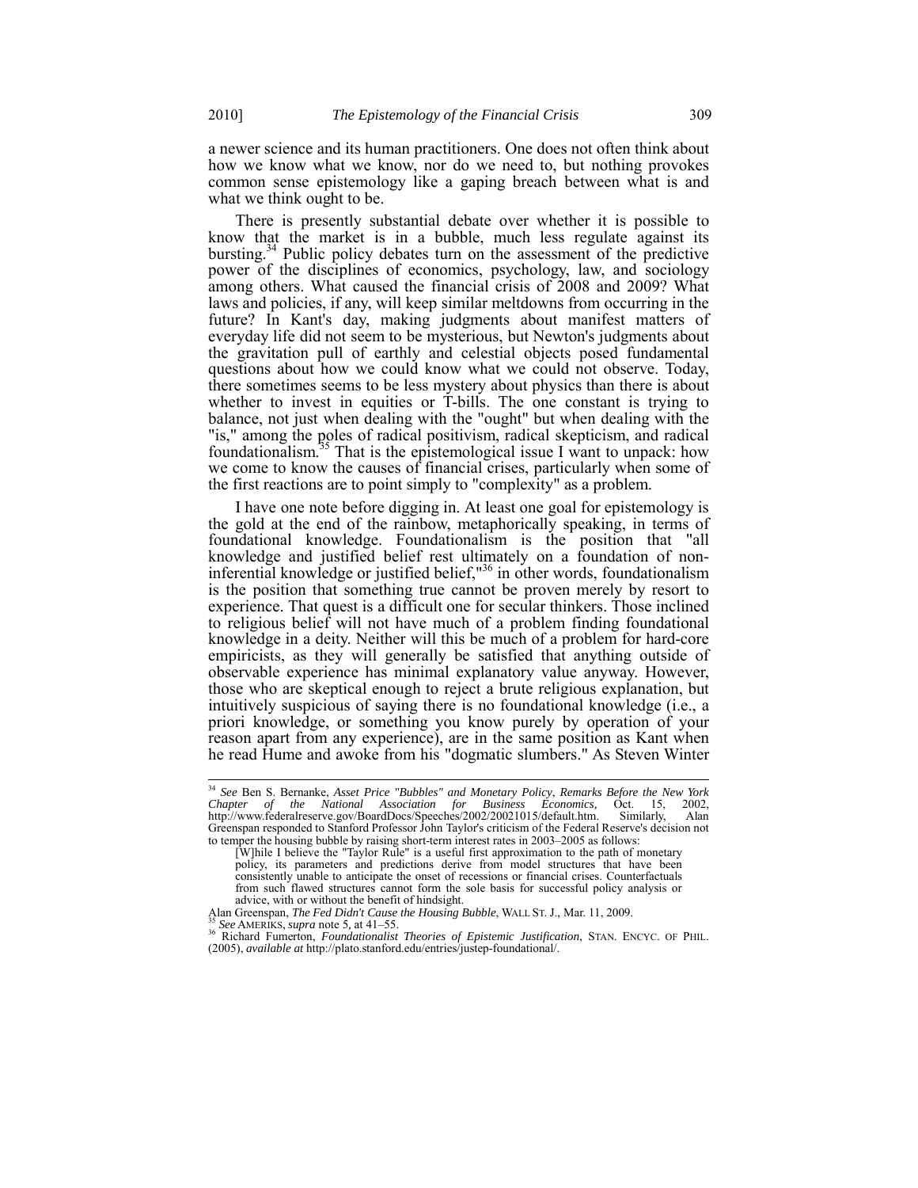a newer science and its human practitioners. One does not often think about how we know what we know, nor do we need to, but nothing provokes common sense epistemology like a gaping breach between what is and what we think ought to be.

There is presently substantial debate over whether it is possible to know that the market is in a bubble, much less regulate against its bursting.[34] Public policy debates turn on the assessment of the predictive power of the disciplines of economics, psychology, law, and sociology among others. What caused the financial crisis of 2008 and 2009? What laws and policies, if any, will keep similar meltdowns from occurring in the future? In Kant's day, making judgments about manifest matters of everyday life did not seem to be mysterious, but Newton's judgments about the gravitation pull of earthly and celestial objects posed fundamental questions about how we could know what we could not observe. Today, there sometimes seems to be less mystery about physics than there is about whether to invest in equities or T-bills. The one constant is trying to balance, not just when dealing with the "ought" but when dealing with the "is," among the poles of radical positivism, radical skepticism, and radical foundationalism.[35] That is the epistemological issue I want to unpack: how we come to know the causes of financial crises, particularly when some of the first reactions are to point simply to "complexity" as a problem.

I have one note before digging in. At least one goal for epistemology is the gold at the end of the rainbow, metaphorically speaking, in terms of foundational knowledge. Foundationalism is the position that "all knowledge and justified belief rest ultimately on a foundation of non-inferential knowledge or justified belief,"[36] in other words, foundationalism is the position that something true cannot be proven merely by resort to experience. That quest is a difficult one for secular thinkers. Those inclined to religious belief will not have much of a problem finding foundational knowledge in a deity. Neither will this be much of a problem for hard-core empiricists, as they will generally be satisfied that anything outside of observable experience has minimal explanatory value anyway. However, those who are skeptical enough to reject a brute religious explanation, but intuitively suspicious of saying there is no foundational knowledge (i.e., a priori knowledge, or something you know purely by operation of your reason apart from any experience), are in the same position as Kant when he read Hume and awoke from his "dogmatic slumbers." As Steven Winter

---

[34] *See* Ben S. Bernanke, *Asset Price "Bubbles" and Monetary Policy*, *Remarks Before the New York Chapter of the National Association for Business Economics*, Oct. 15, 2002, http://www.federalreserve.gov/BoardDocs/Speeches/2002/20021015/default.htm. Similarly, Alan Greenspan responded to Stanford Professor John Taylor's criticism of the Federal Reserve's decision not to temper the housing bubble by raising short-term interest rates in 2003–2005 as follows:

> [W]hile I believe the "Taylor Rule" is a useful first approximation to the path of monetary policy, its parameters and predictions derive from model structures that have been consistently unable to anticipate the onset of recessions or financial crises. Counterfactuals from such flawed structures cannot form the sole basis for successful policy analysis or advice, with or without the benefit of hindsight.

Alan Greenspan, *The Fed Didn't Cause the Housing Bubble*, WALL ST. J., Mar. 11, 2009.

[35] *See* AMERIKS, *supra* note 5, at 41–55.

[36] Richard Fumerton, *Foundationalist Theories of Epistemic Justification*, STAN. ENCYC. OF PHIL. (2005), *available at* http://plato.stanford.edu/entries/justep-foundational/.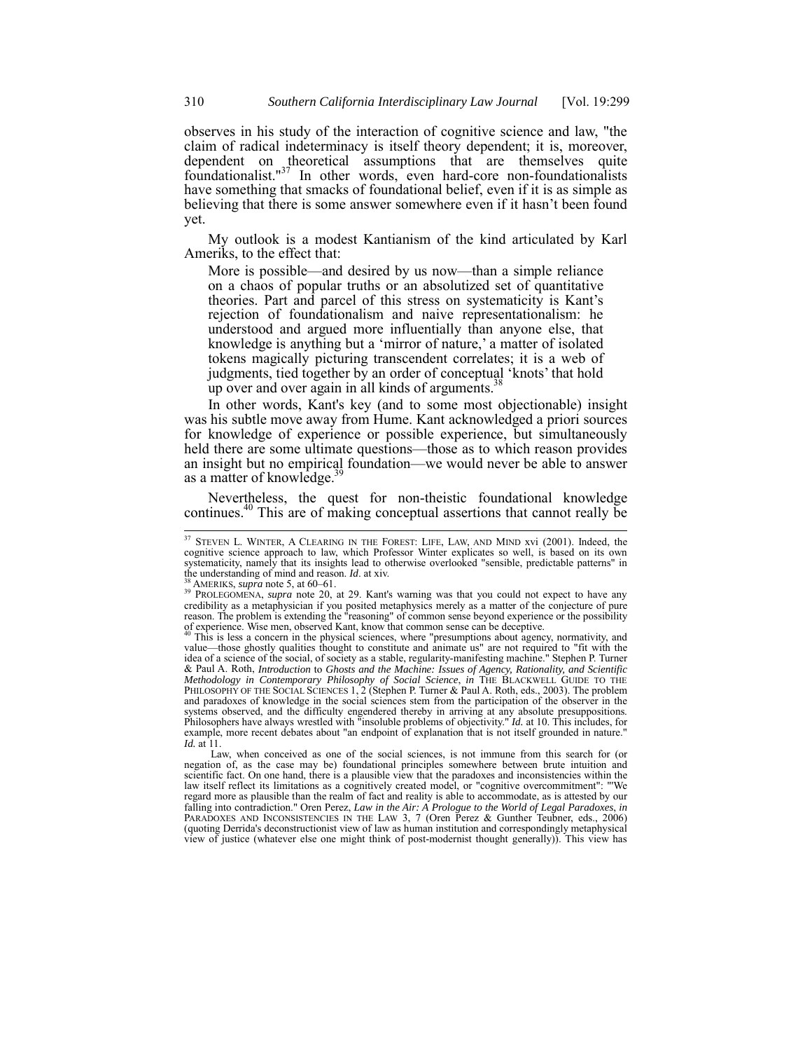observes in his study of the interaction of cognitive science and law, "the claim of radical indeterminacy is itself theory dependent; it is, moreover, dependent on theoretical assumptions that are themselves quite foundationalist."[37] In other words, even hard-core non-foundationalists have something that smacks of foundational belief, even if it is as simple as believing that there is some answer somewhere even if it hasn't been found yet.

My outlook is a modest Kantianism of the kind articulated by Karl Ameriks, to the effect that:

> More is possible—and desired by us now—than a simple reliance on a chaos of popular truths or an absolutized set of quantitative theories. Part and parcel of this stress on systematicity is Kant's rejection of foundationalism and naive representationalism: he understood and argued more influentially than anyone else, that knowledge is anything but a 'mirror of nature,' a matter of isolated tokens magically picturing transcendent correlates; it is a web of judgments, tied together by an order of conceptual 'knots' that hold up over and over again in all kinds of arguments.[38]

In other words, Kant's key (and to some most objectionable) insight was his subtle move away from Hume. Kant acknowledged a priori sources for knowledge of experience or possible experience, but simultaneously held there are some ultimate questions—those as to which reason provides an insight but no empirical foundation—we would never be able to answer as a matter of knowledge.[39]

Nevertheless, the quest for non-theistic foundational knowledge continues.[40] This are of making conceptual assertions that cannot really be

---

[37] STEVEN L. WINTER, A CLEARING IN THE FOREST: LIFE, LAW, AND MIND xvi (2001). Indeed, the cognitive science approach to law, which Professor Winter explicates so well, is based on its own systematicity, namely that its insights lead to otherwise overlooked "sensible, predictable patterns" in the understanding of mind and reason. *Id*. at xiv.

[38] AMERIKS, *supra* note 5, at 60–61.

[39] PROLEGOMENA, *supra* note 20, at 29. Kant's warning was that you could not expect to have any credibility as a metaphysician if you posited metaphysics merely as a matter of the conjecture of pure reason. The problem is extending the "reasoning" of common sense beyond experience or the possibility of experience. Wise men, observed Kant, know that common sense can be deceptive.

[40] This is less a concern in the physical sciences, where "presumptions about agency, normativity, and value—those ghostly qualities thought to constitute and animate us" are not required to "fit with the idea of a science of the social, of society as a stable, regularity-manifesting machine." Stephen P. Turner & Paul A. Roth, *Introduction* to *Ghosts and the Machine: Issues of Agency, Rationality, and Scientific Methodology in Contemporary Philosophy of Social Science*, *in* THE BLACKWELL GUIDE TO THE PHILOSOPHY OF THE SOCIAL SCIENCES 1, 2 (Stephen P. Turner & Paul A. Roth, eds., 2003). The problem and paradoxes of knowledge in the social sciences stem from the participation of the observer in the systems observed, and the difficulty engendered thereby in arriving at any absolute presuppositions. Philosophers have always wrestled with "insoluble problems of objectivity." *Id.* at 10. This includes, for example, more recent debates about "an endpoint of explanation that is not itself grounded in nature." *Id.* at 11.

Law, when conceived as one of the social sciences, is not immune from this search for (or negation of, as the case may be) foundational principles somewhere between brute intuition and scientific fact. On one hand, there is a plausible view that the paradoxes and inconsistencies within the law itself reflect its limitations as a cognitively created model, or "cognitive overcommitment": "'We regard more as plausible than the realm of fact and reality is able to accommodate, as is attested by our falling into contradiction." Oren Perez, *Law in the Air: A Prologue to the World of Legal Paradoxes*, *in* PARADOXES AND INCONSISTENCIES IN THE LAW 3, 7 (Oren Perez & Gunther Teubner, eds., 2006) (quoting Derrida's deconstructionist view of law as human institution and correspondingly metaphysical view of justice (whatever else one might think of post-modernist thought generally)). This view has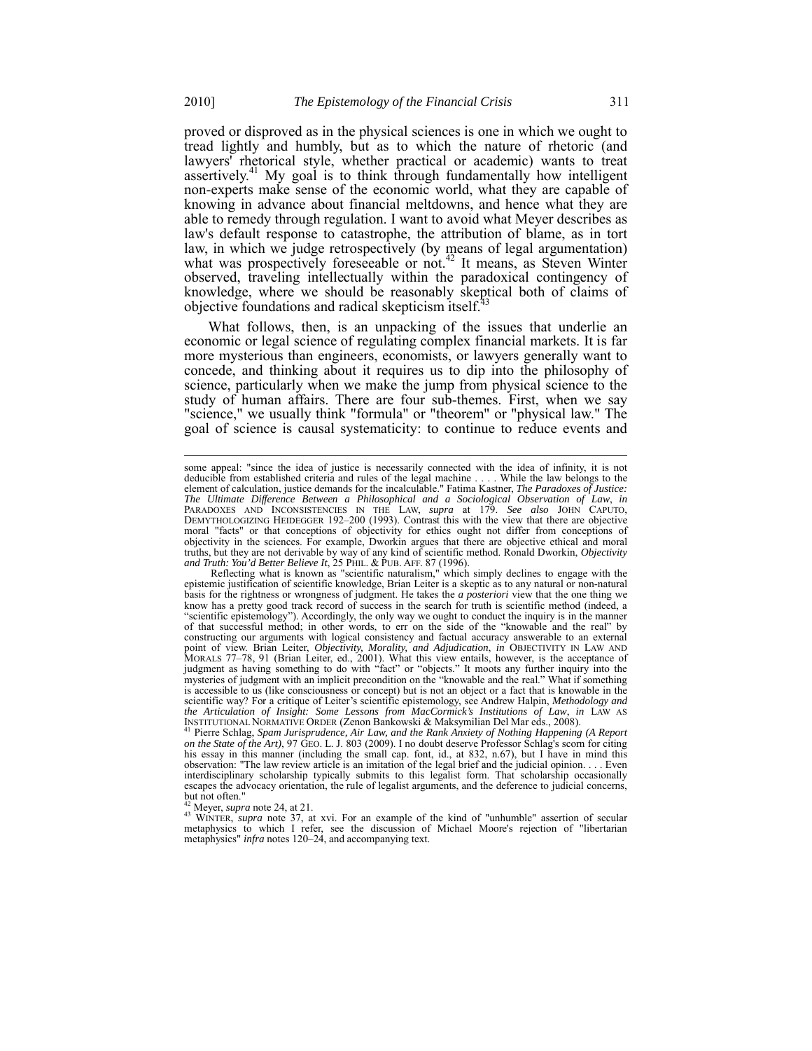proved or disproved as in the physical sciences is one in which we ought to tread lightly and humbly, but as to which the nature of rhetoric (and lawyers' rhetorical style, whether practical or academic) wants to treat assertively.[41] My goal is to think through fundamentally how intelligent non-experts make sense of the economic world, what they are capable of knowing in advance about financial meltdowns, and hence what they are able to remedy through regulation. I want to avoid what Meyer describes as law's default response to catastrophe, the attribution of blame, as in tort law, in which we judge retrospectively (by means of legal argumentation) what was prospectively foreseeable or not.[42] It means, as Steven Winter observed, traveling intellectually within the paradoxical contingency of knowledge, where we should be reasonably skeptical both of claims of objective foundations and radical skepticism itself.[43]

What follows, then, is an unpacking of the issues that underlie an economic or legal science of regulating complex financial markets. It is far more mysterious than engineers, economists, or lawyers generally want to concede, and thinking about it requires us to dip into the philosophy of science, particularly when we make the jump from physical science to the study of human affairs. There are four sub-themes. First, when we say "science," we usually think "formula" or "theorem" or "physical law." The goal of science is causal systematicity: to continue to reduce events and

---

some appeal: "since the idea of justice is necessarily connected with the idea of infinity, it is not deducible from established criteria and rules of the legal machine . . . . While the law belongs to the element of calculation, justice demands for the incalculable." Fatima Kastner, *The Paradoxes of Justice: The Ultimate Difference Between a Philosophical and a Sociological Observation of Law*, *in* PARADOXES AND INCONSISTENCIES IN THE LAW, *supra* at 179. *See also* JOHN CAPUTO, DEMYTHOLOGIZING HEIDEGGER 192–200 (1993). Contrast this with the view that there are objective moral "facts" or that conceptions of objectivity for ethics ought not differ from conceptions of objectivity in the sciences. For example, Dworkin argues that there are objective ethical and moral truths, but they are not derivable by way of any kind of scientific method. Ronald Dworkin, *Objectivity and Truth: You'd Better Believe It*, 25 PHIL. & PUB. AFF. 87 (1996).

Reflecting what is known as "scientific naturalism," which simply declines to engage with the epistemic justification of scientific knowledge, Brian Leiter is a skeptic as to any natural or non-natural basis for the rightness or wrongness of judgment. He takes the *a posteriori* view that the one thing we know has a pretty good track record of success in the search for truth is scientific method (indeed, a "scientific epistemology"). Accordingly, the only way we ought to conduct the inquiry is in the manner of that successful method; in other words, to err on the side of the "knowable and the real" by constructing our arguments with logical consistency and factual accuracy answerable to an external point of view. Brian Leiter, *Objectivity, Morality, and Adjudication*, *in* OBJECTIVITY IN LAW AND MORALS 77–78, 91 (Brian Leiter, ed., 2001). What this view entails, however, is the acceptance of judgment as having something to do with "fact" or "objects." It moots any further inquiry into the mysteries of judgment with an implicit precondition on the "knowable and the real." What if something is accessible to us (like consciousness or concept) but is not an object or a fact that is knowable in the scientific way? For a critique of Leiter's scientific epistemology, see Andrew Halpin, *Methodology and the Articulation of Insight: Some Lessons from MacCormick's Institutions of Law*, *in* LAW AS INSTITUTIONAL NORMATIVE ORDER (Zenon Bankowski & Maksymilian Del Mar eds., 2008).

[41] Pierre Schlag, *Spam Jurisprudence, Air Law, and the Rank Anxiety of Nothing Happening (A Report on the State of the Art)*, 97 GEO. L. J. 803 (2009). I no doubt deserve Professor Schlag's scorn for citing his essay in this manner (including the small cap. font, id., at 832, n.67), but I have in mind this observation: "The law review article is an imitation of the legal brief and the judicial opinion. . . . Even interdisciplinary scholarship typically submits to this legalist form. That scholarship occasionally escapes the advocacy orientation, the rule of legalist arguments, and the deference to judicial concerns, but not often."

[42] Meyer, *supra* note 24, at 21.

[43] WINTER, *supra* note 37, at xvi. For an example of the kind of "unhumble" assertion of secular metaphysics to which I refer, see the discussion of Michael Moore's rejection of "libertarian metaphysics" *infra* notes 120–24, and accompanying text.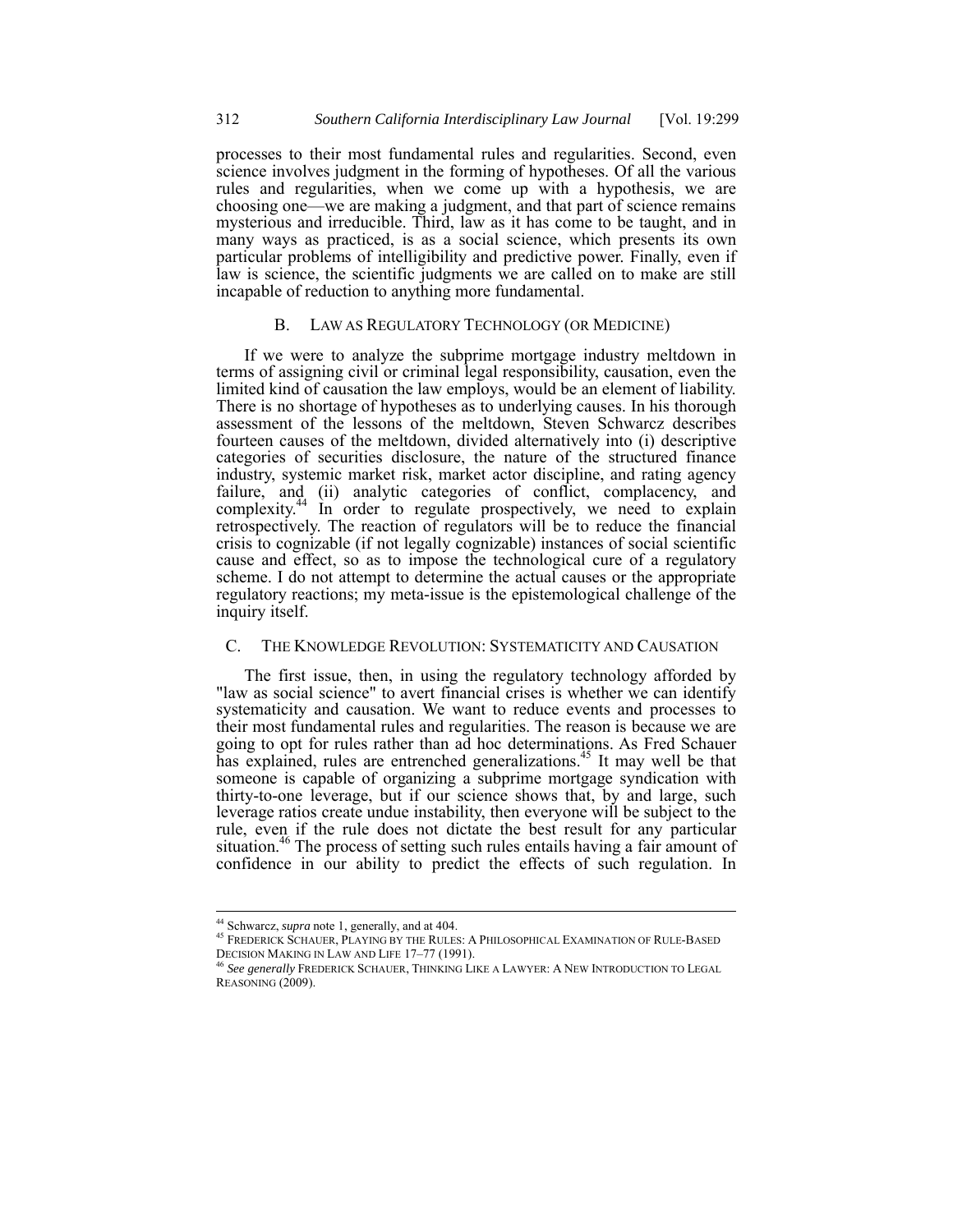processes to their most fundamental rules and regularities. Second, even science involves judgment in the forming of hypotheses. Of all the various rules and regularities, when we come up with a hypothesis, we are choosing one—we are making a judgment, and that part of science remains mysterious and irreducible. Third, law as it has come to be taught, and in many ways as practiced, is as a social science, which presents its own particular problems of intelligibility and predictive power. Finally, even if law is science, the scientific judgments we are called on to make are still incapable of reduction to anything more fundamental.

### B. LAW AS REGULATORY TECHNOLOGY (OR MEDICINE)

If we were to analyze the subprime mortgage industry meltdown in terms of assigning civil or criminal legal responsibility, causation, even the limited kind of causation the law employs, would be an element of liability. There is no shortage of hypotheses as to underlying causes. In his thorough assessment of the lessons of the meltdown, Steven Schwarcz describes fourteen causes of the meltdown, divided alternatively into (i) descriptive categories of securities disclosure, the nature of the structured finance industry, systemic market risk, market actor discipline, and rating agency failure, and (ii) analytic categories of conflict, complacency, and complexity.[44] In order to regulate prospectively, we need to explain retrospectively. The reaction of regulators will be to reduce the financial crisis to cognizable (if not legally cognizable) instances of social scientific cause and effect, so as to impose the technological cure of a regulatory scheme. I do not attempt to determine the actual causes or the appropriate regulatory reactions; my meta-issue is the epistemological challenge of the inquiry itself.

### C. THE KNOWLEDGE REVOLUTION: SYSTEMATICITY AND CAUSATION

The first issue, then, in using the regulatory technology afforded by "law as social science" to avert financial crises is whether we can identify systematicity and causation. We want to reduce events and processes to their most fundamental rules and regularities. The reason is because we are going to opt for rules rather than ad hoc determinations. As Fred Schauer has explained, rules are entrenched generalizations.[45] It may well be that someone is capable of organizing a subprime mortgage syndication with thirty-to-one leverage, but if our science shows that, by and large, such leverage ratios create undue instability, then everyone will be subject to the rule, even if the rule does not dictate the best result for any particular situation.[46] The process of setting such rules entails having a fair amount of confidence in our ability to predict the effects of such regulation. In

---

[44] Schwarcz, *supra* note 1, generally, and at 404.

[45] FREDERICK SCHAUER, PLAYING BY THE RULES: A PHILOSOPHICAL EXAMINATION OF RULE-BASED DECISION MAKING IN LAW AND LIFE 17–77 (1991).

[46] *See generally* FREDERICK SCHAUER, THINKING LIKE A LAWYER: A NEW INTRODUCTION TO LEGAL REASONING (2009).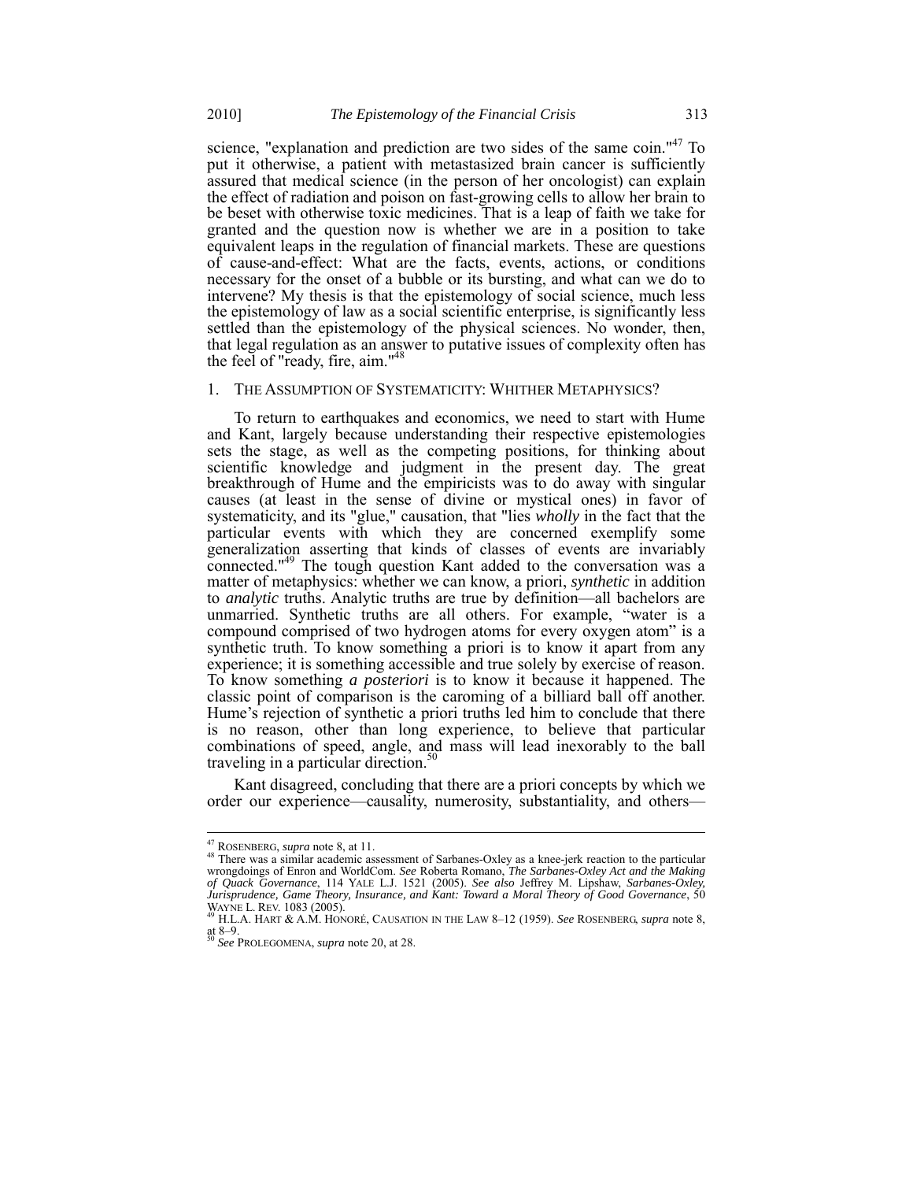science, "explanation and prediction are two sides of the same coin."[47] To put it otherwise, a patient with metastasized brain cancer is sufficiently assured that medical science (in the person of her oncologist) can explain the effect of radiation and poison on fast-growing cells to allow her brain to be beset with otherwise toxic medicines. That is a leap of faith we take for granted and the question now is whether we are in a position to take equivalent leaps in the regulation of financial markets. These are questions of cause-and-effect: What are the facts, events, actions, or conditions necessary for the onset of a bubble or its bursting, and what can we do to intervene? My thesis is that the epistemology of social science, much less the epistemology of law as a social scientific enterprise, is significantly less settled than the epistemology of the physical sciences. No wonder, then, that legal regulation as an answer to putative issues of complexity often has the feel of "ready, fire, aim."[48]

### 1. THE ASSUMPTION OF SYSTEMATICITY: WHITHER METAPHYSICS?

To return to earthquakes and economics, we need to start with Hume and Kant, largely because understanding their respective epistemologies sets the stage, as well as the competing positions, for thinking about scientific knowledge and judgment in the present day. The great breakthrough of Hume and the empiricists was to do away with singular causes (at least in the sense of divine or mystical ones) in favor of systematicity, and its "glue," causation, that "lies *wholly* in the fact that the particular events with which they are concerned exemplify some generalization asserting that kinds of classes of events are invariably connected."[49] The tough question Kant added to the conversation was a matter of metaphysics: whether we can know, a priori, *synthetic* in addition to *analytic* truths. Analytic truths are true by definition—all bachelors are unmarried. Synthetic truths are all others. For example, "water is a compound comprised of two hydrogen atoms for every oxygen atom" is a synthetic truth. To know something a priori is to know it apart from any experience; it is something accessible and true solely by exercise of reason. To know something *a posteriori* is to know it because it happened. The classic point of comparison is the caroming of a billiard ball off another. Hume's rejection of synthetic a priori truths led him to conclude that there is no reason, other than long experience, to believe that particular combinations of speed, angle, and mass will lead inexorably to the ball traveling in a particular direction.[50]

Kant disagreed, concluding that there are a priori concepts by which we order our experience—causality, numerosity, substantiality, and others—

---

[47] ROSENBERG, *supra* note 8, at 11.

[48] There was a similar academic assessment of Sarbanes-Oxley as a knee-jerk reaction to the particular wrongdoings of Enron and WorldCom. *See* Roberta Romano, *The Sarbanes-Oxley Act and the Making of Quack Governance*, 114 YALE L.J. 1521 (2005). *See also* Jeffrey M. Lipshaw, *Sarbanes-Oxley, Jurisprudence, Game Theory, Insurance, and Kant: Toward a Moral Theory of Good Governance*, 50 WAYNE L. REV. 1083 (2005).

[49] H.L.A. HART & A.M. HONORÉ, CAUSATION IN THE LAW 8–12 (1959). *See* ROSENBERG, *supra* note 8, at 8–9.

[50] *See* PROLEGOMENA, *supra* note 20, at 28.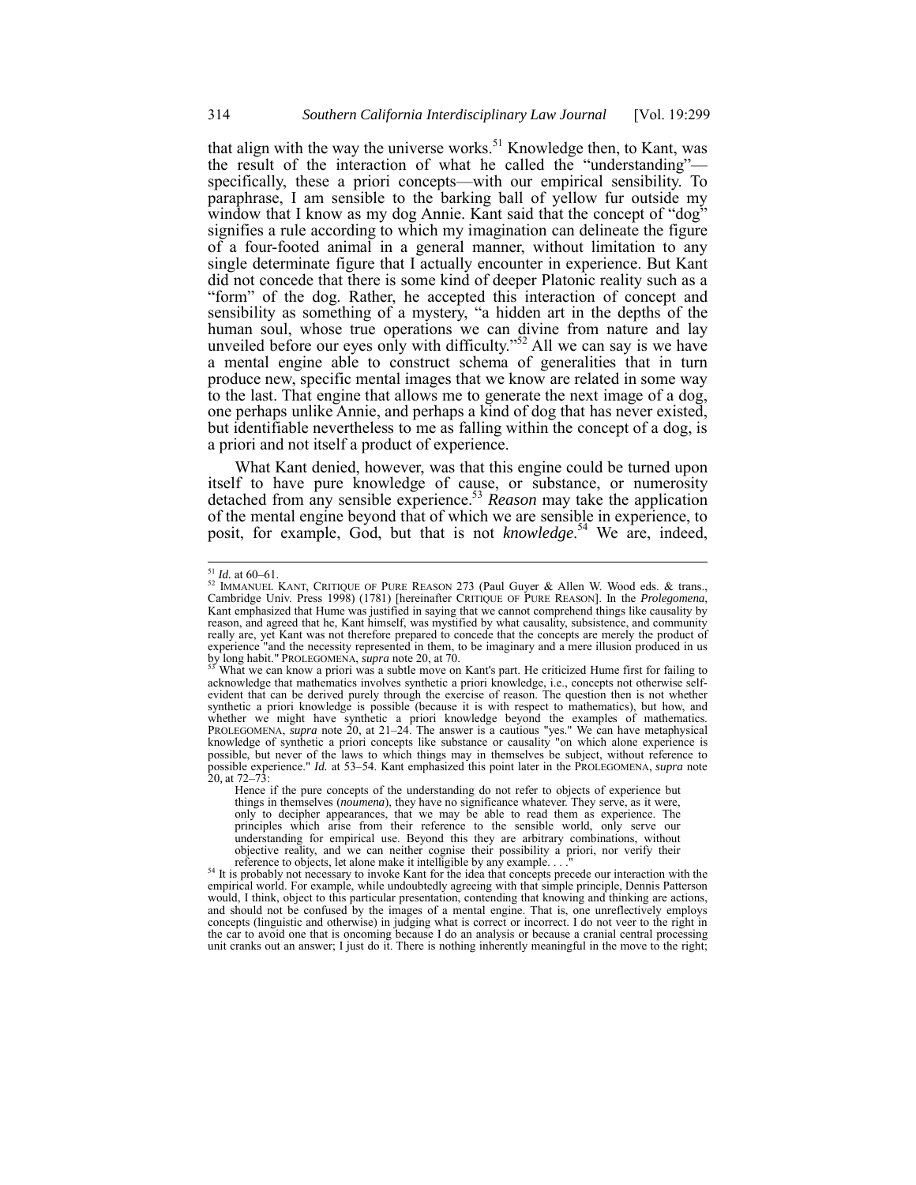that align with the way the universe works.[51] Knowledge then, to Kant, was the result of the interaction of what he called the "understanding"—specifically, these a priori concepts—with our empirical sensibility. To paraphrase, I am sensible to the barking ball of yellow fur outside my window that I know as my dog Annie. Kant said that the concept of "dog" signifies a rule according to which my imagination can delineate the figure of a four-footed animal in a general manner, without limitation to any single determinate figure that I actually encounter in experience. But Kant did not concede that there is some kind of deeper Platonic reality such as a "form" of the dog. Rather, he accepted this interaction of concept and sensibility as something of a mystery, "a hidden art in the depths of the human soul, whose true operations we can divine from nature and lay unveiled before our eyes only with difficulty."[52] All we can say is we have a mental engine able to construct schema of generalities that in turn produce new, specific mental images that we know are related in some way to the last. That engine that allows me to generate the next image of a dog, one perhaps unlike Annie, and perhaps a kind of dog that has never existed, but identifiable nevertheless to me as falling within the concept of a dog, is a priori and not itself a product of experience.

What Kant denied, however, was that this engine could be turned upon itself to have pure knowledge of cause, or substance, or numerosity detached from any sensible experience.[53] *Reason* may take the application of the mental engine beyond that of which we are sensible in experience, to posit, for example, God, but that is not *knowledge*.[54] We are, indeed,

---

[51] *Id.* at 60–61.

[52] IMMANUEL KANT, CRITIQUE OF PURE REASON 273 (Paul Guyer & Allen W. Wood eds. & trans., Cambridge Univ. Press 1998) (1781) [hereinafter CRITIQUE OF PURE REASON]. In the *Prolegomena*, Kant emphasized that Hume was justified in saying that we cannot comprehend things like causality by reason, and agreed that he, Kant himself, was mystified by what causality, subsistence, and community really are, yet Kant was not therefore prepared to concede that the concepts are merely the product of experience "and the necessity represented in them, to be imaginary and a mere illusion produced in us by long habit." PROLEGOMENA, *supra* note 20, at 70.

[53] What we can know a priori was a subtle move on Kant's part. He criticized Hume first for failing to acknowledge that mathematics involves synthetic a priori knowledge, i.e., concepts not otherwise self-evident that can be derived purely through the exercise of reason. The question then is not whether synthetic a priori knowledge is possible (because it is with respect to mathematics), but how, and whether we might have synthetic a priori knowledge beyond the examples of mathematics. PROLEGOMENA, *supra* note 20, at 21–24. The answer is a cautious "yes." We can have metaphysical knowledge of synthetic a priori concepts like substance or causality "on which alone experience is possible, but never of the laws to which things may in themselves be subject, without reference to possible experience." *Id.* at 53–54. Kant emphasized this point later in the PROLEGOMENA, *supra* note 20, at 72–73:

> Hence if the pure concepts of the understanding do not refer to objects of experience but things in themselves (*noumena*), they have no significance whatever. They serve, as it were, only to decipher appearances, that we may be able to read them as experience. The principles which arise from their reference to the sensible world, only serve our understanding for empirical use. Beyond this they are arbitrary combinations, without objective reality, and we can neither cognise their possibility a priori, nor verify their reference to objects, let alone make it intelligible by any example. . . ."

[54] It is probably not necessary to invoke Kant for the idea that concepts precede our interaction with the empirical world. For example, while undoubtedly agreeing with that simple principle, Dennis Patterson would, I think, object to this particular presentation, contending that knowing and thinking are actions, and should not be confused by the images of a mental engine. That is, one unreflectively employs concepts (linguistic and otherwise) in judging what is correct or incorrect. I do not veer to the right in the car to avoid one that is oncoming because I do an analysis or because a cranial central processing unit cranks out an answer; I just do it. There is nothing inherently meaningful in the move to the right;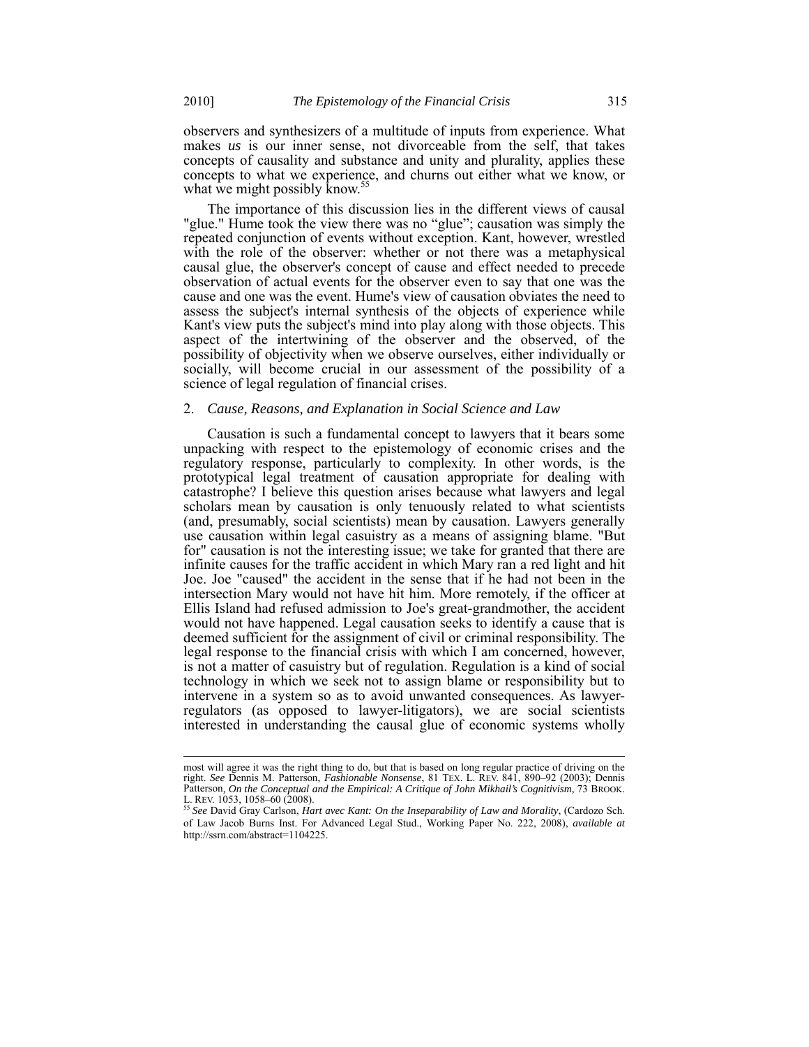observers and synthesizers of a multitude of inputs from experience. What makes *us* is our inner sense, not divorceable from the self, that takes concepts of causality and substance and unity and plurality, applies these concepts to what we experience, and churns out either what we know, or what we might possibly know.[55]

The importance of this discussion lies in the different views of causal "glue." Hume took the view there was no "glue"; causation was simply the repeated conjunction of events without exception. Kant, however, wrestled with the role of the observer: whether or not there was a metaphysical causal glue, the observer's concept of cause and effect needed to precede observation of actual events for the observer even to say that one was the cause and one was the event. Hume's view of causation obviates the need to assess the subject's internal synthesis of the objects of experience while Kant's view puts the subject's mind into play along with those objects. This aspect of the intertwining of the observer and the observed, of the possibility of objectivity when we observe ourselves, either individually or socially, will become crucial in our assessment of the possibility of a science of legal regulation of financial crises.

### 2. *Cause, Reasons, and Explanation in Social Science and Law*

Causation is such a fundamental concept to lawyers that it bears some unpacking with respect to the epistemology of economic crises and the regulatory response, particularly to complexity. In other words, is the prototypical legal treatment of causation appropriate for dealing with catastrophe? I believe this question arises because what lawyers and legal scholars mean by causation is only tenuously related to what scientists (and, presumably, social scientists) mean by causation. Lawyers generally use causation within legal casuistry as a means of assigning blame. "But for" causation is not the interesting issue; we take for granted that there are infinite causes for the traffic accident in which Mary ran a red light and hit Joe. Joe "caused" the accident in the sense that if he had not been in the intersection Mary would not have hit him. More remotely, if the officer at Ellis Island had refused admission to Joe's great-grandmother, the accident would not have happened. Legal causation seeks to identify a cause that is deemed sufficient for the assignment of civil or criminal responsibility. The legal response to the financial crisis with which I am concerned, however, is not a matter of casuistry but of regulation. Regulation is a kind of social technology in which we seek not to assign blame or responsibility but to intervene in a system so as to avoid unwanted consequences. As lawyer-regulators (as opposed to lawyer-litigators), we are social scientists interested in understanding the causal glue of economic systems wholly

---

most will agree it was the right thing to do, but that is based on long regular practice of driving on the right. *See* Dennis M. Patterson, *Fashionable Nonsense*, 81 TEX. L. REV. 841, 890–92 (2003); Dennis Patterson, *On the Conceptual and the Empirical: A Critique of John Mikhail's Cognitivism*, 73 BROOK. L. REV. 1053, 1058–60 (2008).

[55] *See* David Gray Carlson, *Hart avec Kant: On the Inseparability of Law and Morality*, (Cardozo Sch. of Law Jacob Burns Inst. For Advanced Legal Stud., Working Paper No. 222, 2008), *available at* http://ssrn.com/abstract=1104225.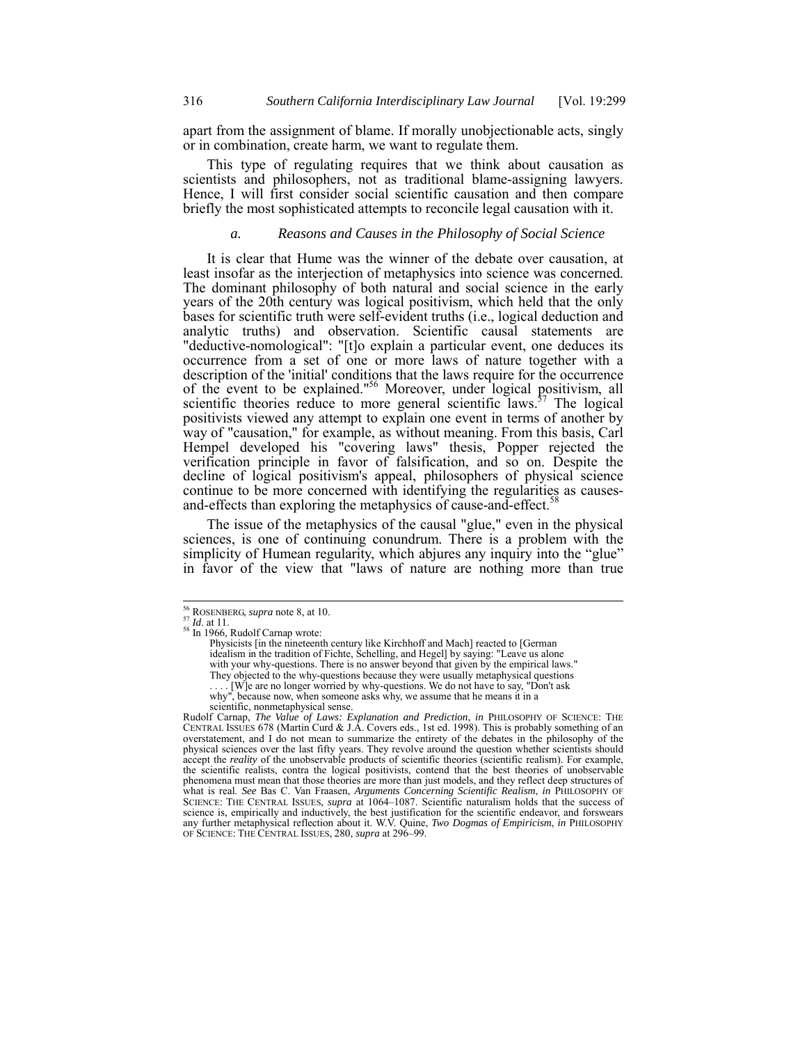apart from the assignment of blame. If morally unobjectionable acts, singly or in combination, create harm, we want to regulate them.

This type of regulating requires that we think about causation as scientists and philosophers, not as traditional blame-assigning lawyers. Hence, I will first consider social scientific causation and then compare briefly the most sophisticated attempts to reconcile legal causation with it.

### *a. Reasons and Causes in the Philosophy of Social Science*

It is clear that Hume was the winner of the debate over causation, at least insofar as the interjection of metaphysics into science was concerned. The dominant philosophy of both natural and social science in the early years of the 20th century was logical positivism, which held that the only bases for scientific truth were self-evident truths (i.e., logical deduction and analytic truths) and observation. Scientific causal statements are "deductive-nomological": "[t]o explain a particular event, one deduces its occurrence from a set of one or more laws of nature together with a description of the 'initial' conditions that the laws require for the occurrence of the event to be explained."[56] Moreover, under logical positivism, all scientific theories reduce to more general scientific laws.[57] The logical positivists viewed any attempt to explain one event in terms of another by way of "causation," for example, as without meaning. From this basis, Carl Hempel developed his "covering laws" thesis, Popper rejected the verification principle in favor of falsification, and so on. Despite the decline of logical positivism's appeal, philosophers of physical science continue to be more concerned with identifying the regularities as causes-and-effects than exploring the metaphysics of cause-and-effect.[58]

The issue of the metaphysics of the causal "glue," even in the physical sciences, is one of continuing conundrum. There is a problem with the simplicity of Humean regularity, which abjures any inquiry into the "glue" in favor of the view that "laws of nature are nothing more than true

---

[56] ROSENBERG, *supra* note 8, at 10.

[57] *Id*. at 11.

[58] In 1966, Rudolf Carnap wrote:

> Physicists [in the nineteenth century like Kirchhoff and Mach] reacted to [German idealism in the tradition of Fichte, Schelling, and Hegel] by saying: "Leave us alone with your why-questions. There is no answer beyond that given by the empirical laws." They objected to the why-questions because they were usually metaphysical questions . . . . [W]e are no longer worried by why-questions. We do not have to say, "Don't ask why", because now, when someone asks why, we assume that he means it in a scientific, nonmetaphysical sense.

Rudolf Carnap, *The Value of Laws: Explanation and Prediction*, *in* PHILOSOPHY OF SCIENCE: THE CENTRAL ISSUES 678 (Martin Curd & J.A. Covers eds., 1st ed. 1998). This is probably something of an overstatement, and I do not mean to summarize the entirety of the debates in the philosophy of the physical sciences over the last fifty years. They revolve around the question whether scientists should accept the *reality* of the unobservable products of scientific theories (scientific realism). For example, the scientific realists, contra the logical positivists, contend that the best theories of unobservable phenomena must mean that those theories are more than just models, and they reflect deep structures of what is real. *See* Bas C. Van Fraasen, *Arguments Concerning Scientific Realism*, *in* PHILOSOPHY OF SCIENCE: THE CENTRAL ISSUES, *supra* at 1064–1087. Scientific naturalism holds that the success of science is, empirically and inductively, the best justification for the scientific endeavor, and forswears any further metaphysical reflection about it. W.V. Quine, *Two Dogmas of Empiricism*, *in* PHILOSOPHY OF SCIENCE: THE CENTRAL ISSUES, 280, *supra* at 296–99.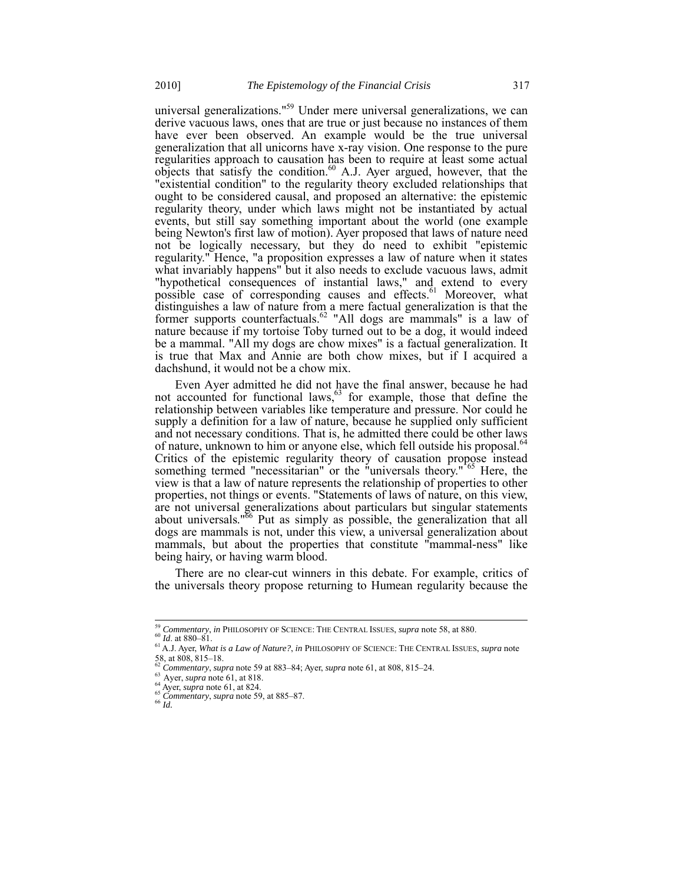universal generalizations."[59] Under mere universal generalizations, we can derive vacuous laws, ones that are true or just because no instances of them have ever been observed. An example would be the true universal generalization that all unicorns have x-ray vision. One response to the pure regularities approach to causation has been to require at least some actual objects that satisfy the condition.[60] A.J. Ayer argued, however, that the "existential condition" to the regularity theory excluded relationships that ought to be considered causal, and proposed an alternative: the epistemic regularity theory, under which laws might not be instantiated by actual events, but still say something important about the world (one example being Newton's first law of motion). Ayer proposed that laws of nature need not be logically necessary, but they do need to exhibit "epistemic regularity." Hence, "a proposition expresses a law of nature when it states what invariably happens" but it also needs to exclude vacuous laws, admit "hypothetical consequences of instantial laws," and extend to every possible case of corresponding causes and effects.[61] Moreover, what distinguishes a law of nature from a mere factual generalization is that the former supports counterfactuals.[62] "All dogs are mammals" is a law of nature because if my tortoise Toby turned out to be a dog, it would indeed be a mammal. "All my dogs are chow mixes" is a factual generalization. It is true that Max and Annie are both chow mixes, but if I acquired a dachshund, it would not be a chow mix.

Even Ayer admitted he did not have the final answer, because he had not accounted for functional laws,[63] for example, those that define the relationship between variables like temperature and pressure. Nor could he supply a definition for a law of nature, because he supplied only sufficient and not necessary conditions. That is, he admitted there could be other laws of nature, unknown to him or anyone else, which fell outside his proposal.[64] Critics of the epistemic regularity theory of causation propose instead something termed "necessitarian" or the "universals theory."[65] Here, the view is that a law of nature represents the relationship of properties to other properties, not things or events. "Statements of laws of nature, on this view, are not universal generalizations about particulars but singular statements about universals."[66] Put as simply as possible, the generalization that all dogs are mammals is not, under this view, a universal generalization about mammals, but about the properties that constitute "mammal-ness" like being hairy, or having warm blood.

There are no clear-cut winners in this debate. For example, critics of the universals theory propose returning to Humean regularity because the

---

[59] *Commentary*, *in* PHILOSOPHY OF SCIENCE: THE CENTRAL ISSUES, *supra* note 58, at 880.

[60] *Id*. at 880–81.

[61] A.J. Ayer, *What is a Law of Nature?*, *in* PHILOSOPHY OF SCIENCE: THE CENTRAL ISSUES, *supra* note 58, at 808, 815–18.

[62] *Commentary*, *supra* note 59 at 883–84; Ayer, *supra* note 61, at 808, 815–24.

[63] Ayer, *supra* note 61, at 818.

[64] Ayer, *supra* note 61, at 824.

[65] *Commentary*, *supra* note 59, at 885–87.

[66] *Id*.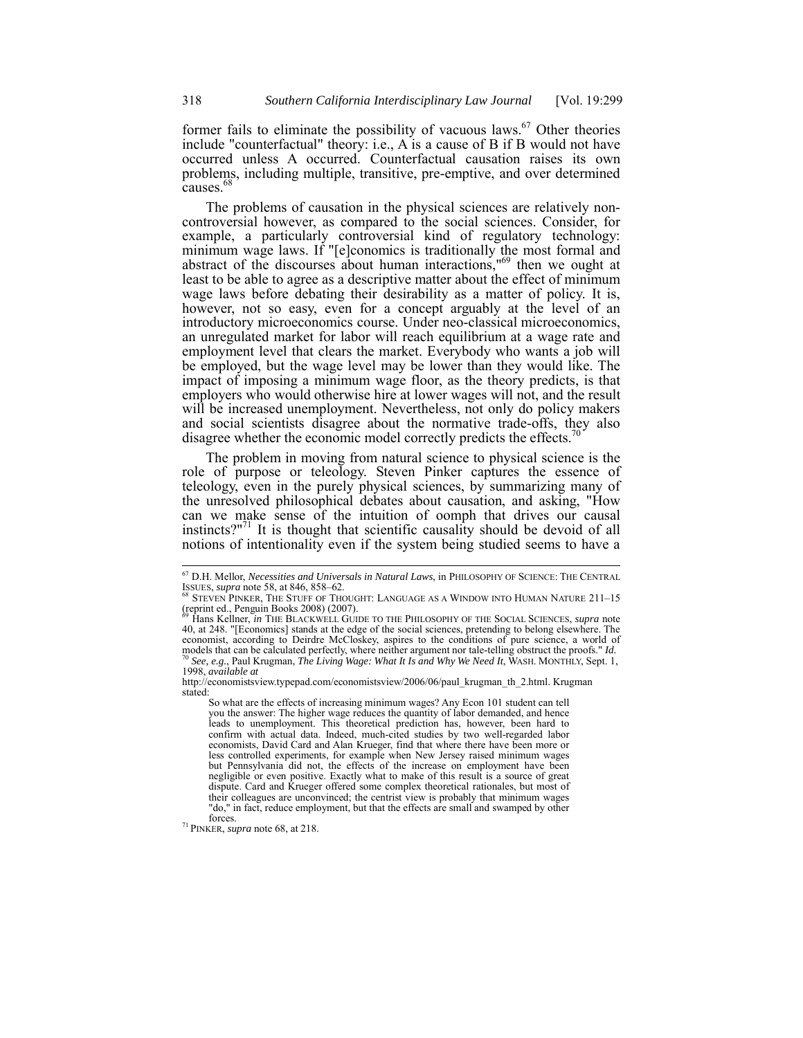former fails to eliminate the possibility of vacuous laws.[67] Other theories include "counterfactual" theory: i.e., A is a cause of B if B would not have occurred unless A occurred. Counterfactual causation raises its own problems, including multiple, transitive, pre-emptive, and over determined causes.[68]

The problems of causation in the physical sciences are relatively non-controversial however, as compared to the social sciences. Consider, for example, a particularly controversial kind of regulatory technology: minimum wage laws. If "[e]conomics is traditionally the most formal and abstract of the discourses about human interactions,"[69] then we ought at least to be able to agree as a descriptive matter about the effect of minimum wage laws before debating their desirability as a matter of policy. It is, however, not so easy, even for a concept arguably at the level of an introductory microeconomics course. Under neo-classical microeconomics, an unregulated market for labor will reach equilibrium at a wage rate and employment level that clears the market. Everybody who wants a job will be employed, but the wage level may be lower than they would like. The impact of imposing a minimum wage floor, as the theory predicts, is that employers who would otherwise hire at lower wages will not, and the result will be increased unemployment. Nevertheless, not only do policy makers and social scientists disagree about the normative trade-offs, they also disagree whether the economic model correctly predicts the effects.[70]

The problem in moving from natural science to physical science is the role of purpose or teleology. Steven Pinker captures the essence of teleology, even in the purely physical sciences, by summarizing many of the unresolved philosophical debates about causation, and asking, "How can we make sense of the intuition of oomph that drives our causal instincts?"[71] It is thought that scientific causality should be devoid of all notions of intentionality even if the system being studied seems to have a

---

[67] D.H. Mellor, *Necessities and Universals in Natural Laws*, in PHILOSOPHY OF SCIENCE: THE CENTRAL ISSUES, *supra* note 58, at 846, 858–62.

[68] STEVEN PINKER, THE STUFF OF THOUGHT: LANGUAGE AS A WINDOW INTO HUMAN NATURE 211–15 (reprint ed., Penguin Books 2008) (2007).

[69] Hans Kellner, *in* THE BLACKWELL GUIDE TO THE PHILOSOPHY OF THE SOCIAL SCIENCES, *supra* note 40, at 248. "[Economics] stands at the edge of the social sciences, pretending to belong elsewhere. The economist, according to Deirdre McCloskey, aspires to the conditions of pure science, a world of models that can be calculated perfectly, where neither argument nor tale-telling obstruct the proofs." *Id.*

[70] *See, e.g.*, Paul Krugman, *The Living Wage: What It Is and Why We Need It*, WASH. MONTHLY, Sept. 1, 1998, *available at* http://economistsview.typepad.com/economistsview/2006/06/paul_krugman_th_2.html. Krugman stated:

> So what are the effects of increasing minimum wages? Any Econ 101 student can tell you the answer: The higher wage reduces the quantity of labor demanded, and hence leads to unemployment. This theoretical prediction has, however, been hard to confirm with actual data. Indeed, much-cited studies by two well-regarded labor economists, David Card and Alan Krueger, find that where there have been more or less controlled experiments, for example when New Jersey raised minimum wages but Pennsylvania did not, the effects of the increase on employment have been negligible or even positive. Exactly what to make of this result is a source of great dispute. Card and Krueger offered some complex theoretical rationales, but most of their colleagues are unconvinced; the centrist view is probably that minimum wages "do," in fact, reduce employment, but that the effects are small and swamped by other forces.

[71] PINKER, *supra* note 68, at 218.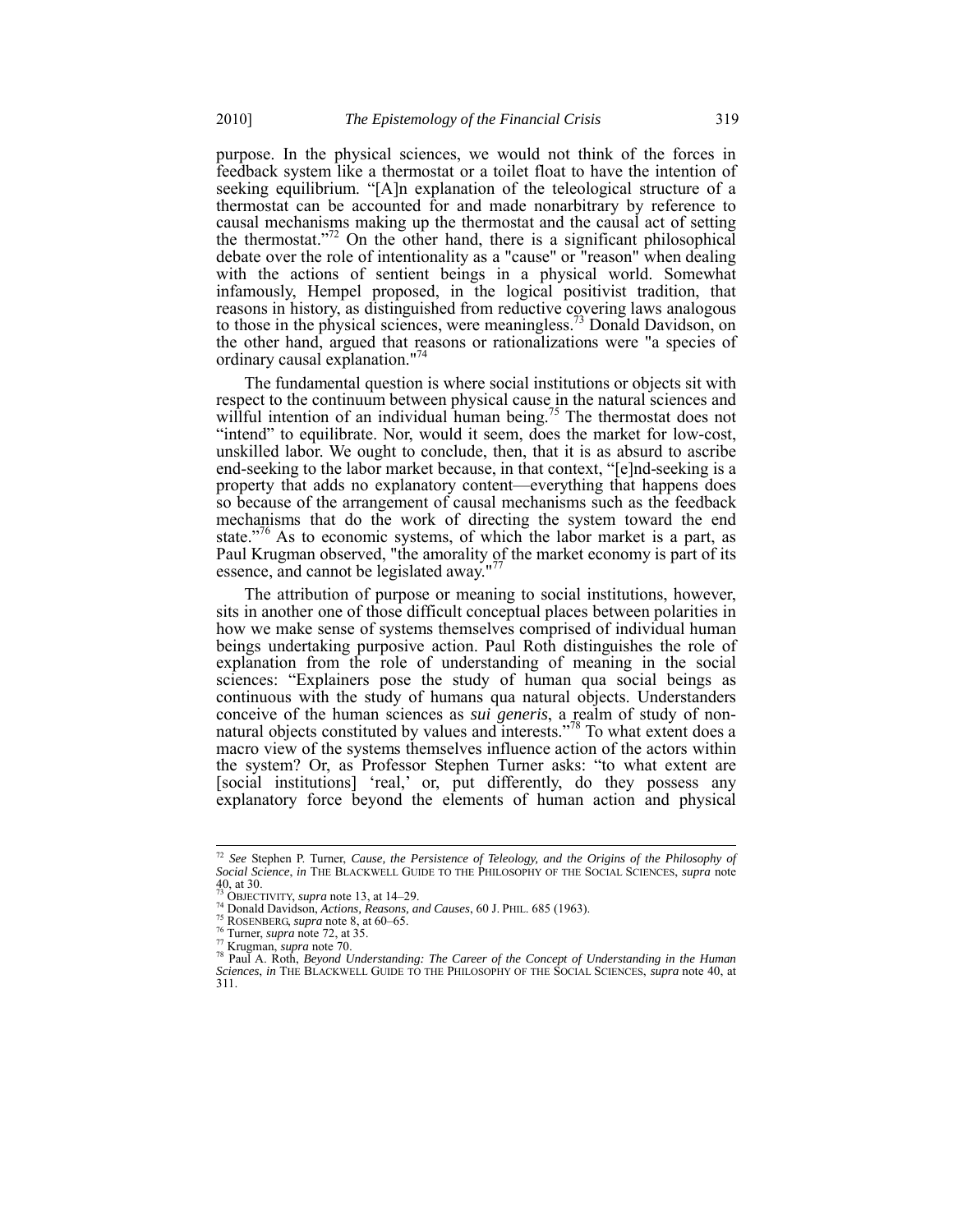purpose. In the physical sciences, we would not think of the forces in feedback system like a thermostat or a toilet float to have the intention of seeking equilibrium. "[A]n explanation of the teleological structure of a thermostat can be accounted for and made nonarbitrary by reference to causal mechanisms making up the thermostat and the causal act of setting the thermostat."[72] On the other hand, there is a significant philosophical debate over the role of intentionality as a "cause" or "reason" when dealing with the actions of sentient beings in a physical world. Somewhat infamously, Hempel proposed, in the logical positivist tradition, that reasons in history, as distinguished from reductive covering laws analogous to those in the physical sciences, were meaningless.[73] Donald Davidson, on the other hand, argued that reasons or rationalizations were "a species of ordinary causal explanation."[74]

The fundamental question is where social institutions or objects sit with respect to the continuum between physical cause in the natural sciences and willful intention of an individual human being.[75] The thermostat does not "intend" to equilibrate. Nor, would it seem, does the market for low-cost, unskilled labor. We ought to conclude, then, that it is as absurd to ascribe end-seeking to the labor market because, in that context, "[e]nd-seeking is a property that adds no explanatory content—everything that happens does so because of the arrangement of causal mechanisms such as the feedback mechanisms that do the work of directing the system toward the end state."[76] As to economic systems, of which the labor market is a part, as Paul Krugman observed, "the amorality of the market economy is part of its essence, and cannot be legislated away."[77]

The attribution of purpose or meaning to social institutions, however, sits in another one of those difficult conceptual places between polarities in how we make sense of systems themselves comprised of individual human beings undertaking purposive action. Paul Roth distinguishes the role of explanation from the role of understanding of meaning in the social sciences: "Explainers pose the study of human qua social beings as continuous with the study of humans qua natural objects. Understanders conceive of the human sciences as *sui generis*, a realm of study of non-natural objects constituted by values and interests."[78] To what extent does a macro view of the systems themselves influence action of the actors within the system? Or, as Professor Stephen Turner asks: "to what extent are [social institutions] 'real,' or, put differently, do they possess any explanatory force beyond the elements of human action and physical

---

[72] *See* Stephen P. Turner, *Cause, the Persistence of Teleology, and the Origins of the Philosophy of Social Science*, *in* THE BLACKWELL GUIDE TO THE PHILOSOPHY OF THE SOCIAL SCIENCES, *supra* note 40, at 30.

[73] OBJECTIVITY, *supra* note 13, at 14–29.

[74] Donald Davidson, *Actions, Reasons, and Causes*, 60 J. PHIL. 685 (1963).

[75] ROSENBERG, *supra* note 8, at 60–65.

[76] Turner, *supra* note 72, at 35.

[77] Krugman, *supra* note 70.

[78] Paul A. Roth, *Beyond Understanding: The Career of the Concept of Understanding in the Human Sciences*, *in* THE BLACKWELL GUIDE TO THE PHILOSOPHY OF THE SOCIAL SCIENCES, *supra* note 40, at 311.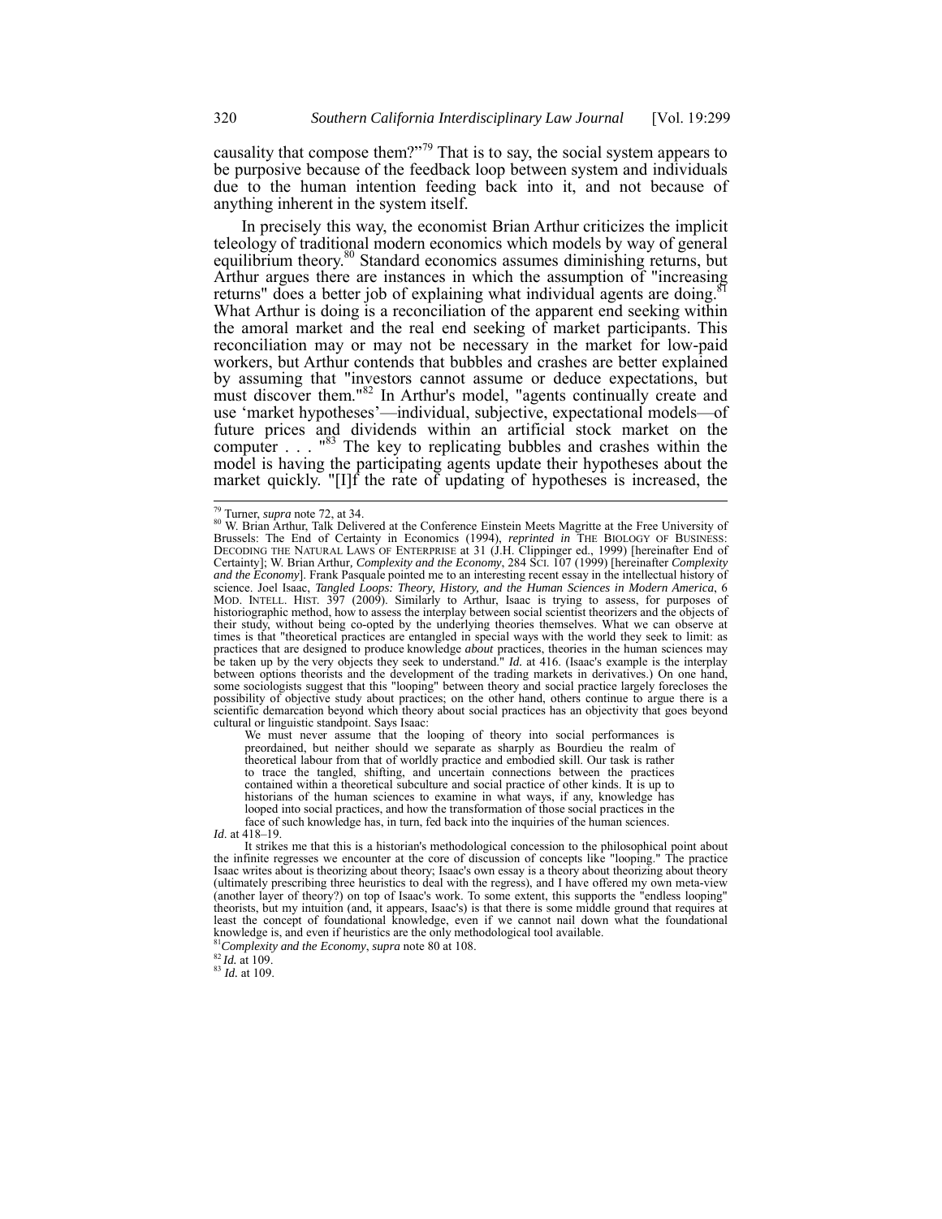causality that compose them?"[79] That is to say, the social system appears to be purposive because of the feedback loop between system and individuals due to the human intention feeding back into it, and not because of anything inherent in the system itself.

In precisely this way, the economist Brian Arthur criticizes the implicit teleology of traditional modern economics which models by way of general equilibrium theory.[80] Standard economics assumes diminishing returns, but Arthur argues there are instances in which the assumption of "increasing returns" does a better job of explaining what individual agents are doing.[81] What Arthur is doing is a reconciliation of the apparent end seeking within the amoral market and the real end seeking of market participants. This reconciliation may or may not be necessary in the market for low-paid workers, but Arthur contends that bubbles and crashes are better explained by assuming that "investors cannot assume or deduce expectations, but must discover them."[82] In Arthur's model, "agents continually create and use 'market hypotheses'—individual, subjective, expectational models—of future prices and dividends within an artificial stock market on the computer . . . "[83] The key to replicating bubbles and crashes within the model is having the participating agents update their hypotheses about the market quickly. "[I]f the rate of updating of hypotheses is increased, the

---

[79] Turner, *supra* note 72, at 34.

[80] W. Brian Arthur, Talk Delivered at the Conference Einstein Meets Magritte at the Free University of Brussels: The End of Certainty in Economics (1994), *reprinted in* THE BIOLOGY OF BUSINESS: DECODING THE NATURAL LAWS OF ENTERPRISE at 31 (J.H. Clippinger ed., 1999) [hereinafter End of Certainty]; W. Brian Arthur, *Complexity and the Economy*, 284 SCI. 107 (1999) [hereinafter *Complexity and the Economy*]. Frank Pasquale pointed me to an interesting recent essay in the intellectual history of science. Joel Isaac, *Tangled Loops: Theory, History, and the Human Sciences in Modern America*, 6 MOD. INTELL. HIST. 397 (2009). Similarly to Arthur, Isaac is trying to assess, for purposes of historiographic method, how to assess the interplay between social scientist theorizers and the objects of their study, without being co-opted by the underlying theories themselves. What we can observe at times is that "theoretical practices are entangled in special ways with the world they seek to limit: as practices that are designed to produce knowledge *about* practices, theories in the human sciences may be taken up by the very objects they seek to understand." *Id.* at 416. (Isaac's example is the interplay between options theorists and the development of the trading markets in derivatives.) On one hand, some sociologists suggest that this "looping" between theory and social practice largely forecloses the possibility of objective study about practices; on the other hand, others continue to argue there is a scientific demarcation beyond which theory about social practices has an objectivity that goes beyond cultural or linguistic standpoint. Says Isaac:

> We must never assume that the looping of theory into social performances is preordained, but neither should we separate as sharply as Bourdieu the realm of theoretical labour from that of worldly practice and embodied skill. Our task is rather to trace the tangled, shifting, and uncertain connections between the practices contained within a theoretical subculture and social practice of other kinds. It is up to historians of the human sciences to examine in what ways, if any, knowledge has looped into social practices, and how the transformation of those social practices in the face of such knowledge has, in turn, fed back into the inquiries of the human sciences.

*Id*. at 418–19.

It strikes me that this is a historian's methodological concession to the philosophical point about the infinite regresses we encounter at the core of discussion of concepts like "looping." The practice Isaac writes about is theorizing about theory; Isaac's own essay is a theory about theorizing about theory (ultimately prescribing three heuristics to deal with the regress), and I have offered my own meta-view (another layer of theory?) on top of Isaac's work. To some extent, this supports the "endless looping" theorists, but my intuition (and, it appears, Isaac's) is that there is some middle ground that requires at least the concept of foundational knowledge, even if we cannot nail down what the foundational knowledge is, and even if heuristics are the only methodological tool available.

[81] *Complexity and the Economy*, *supra* note 80 at 108.

[82] *Id.* at 109.

[83] *Id.* at 109.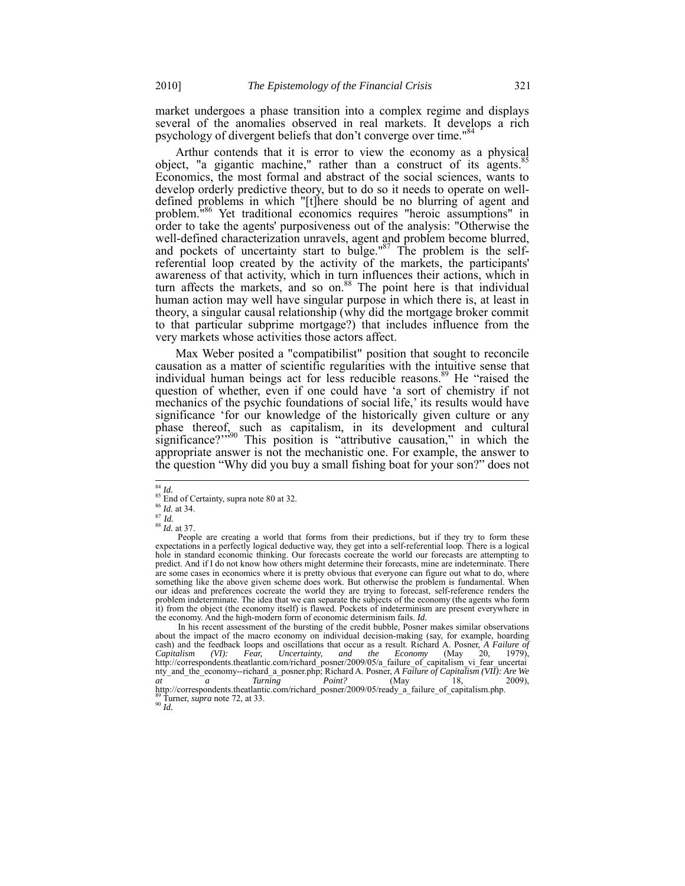market undergoes a phase transition into a complex regime and displays several of the anomalies observed in real markets. It develops a rich psychology of divergent beliefs that don't converge over time."[84]

Arthur contends that it is error to view the economy as a physical object, "a gigantic machine," rather than a construct of its agents.[85] Economics, the most formal and abstract of the social sciences, wants to develop orderly predictive theory, but to do so it needs to operate on well-defined problems in which "[t]here should be no blurring of agent and problem."[86] Yet traditional economics requires "heroic assumptions" in order to take the agents' purposiveness out of the analysis: "Otherwise the well-defined characterization unravels, agent and problem become blurred, and pockets of uncertainty start to bulge."[87] The problem is the self-referential loop created by the activity of the markets, the participants' awareness of that activity, which in turn influences their actions, which in turn affects the markets, and so on.[88] The point here is that individual human action may well have singular purpose in which there is, at least in theory, a singular causal relationship (why did the mortgage broker commit to that particular subprime mortgage?) that includes influence from the very markets whose activities those actors affect.

Max Weber posited a "compatibilist" position that sought to reconcile causation as a matter of scientific regularities with the intuitive sense that individual human beings act for less reducible reasons.[89] He "raised the question of whether, even if one could have 'a sort of chemistry if not mechanics of the psychic foundations of social life,' its results would have significance 'for our knowledge of the historically given culture or any phase thereof, such as capitalism, in its development and cultural significance?'"[90] This position is "attributive causation," in which the appropriate answer is not the mechanistic one. For example, the answer to the question "Why did you buy a small fishing boat for your son?" does not

---

[84] *Id.*

[85] End of Certainty, supra note 80 at 32.

[86] *Id.* at 34.

[87] *Id.*

[88] *Id.* at 37.

People are creating a world that forms from their predictions, but if they try to form these expectations in a perfectly logical deductive way, they get into a self-referential loop. There is a logical hole in standard economic thinking. Our forecasts cocreate the world our forecasts are attempting to predict. And if I do not know how others might determine their forecasts, mine are indeterminate. There are some cases in economics where it is pretty obvious that everyone can figure out what to do, where something like the above given scheme does work. But otherwise the problem is fundamental. When our ideas and preferences cocreate the world they are trying to forecast, self-reference renders the problem indeterminate. The idea that we can separate the subjects of the economy (the agents who form it) from the object (the economy itself) is flawed. Pockets of indeterminism are present everywhere in the economy. And the high-modern form of economic determinism fails. *Id.*

In his recent assessment of the bursting of the credit bubble, Posner makes similar observations about the impact of the macro economy on individual decision-making (say, for example, hoarding cash) and the feedback loops and oscillations that occur as a result. Richard A. Posner, *A Failure of Capitalism (VI): Fear, Uncertainty, and the Economy* (May 20, 1979), http://correspondents.theatlantic.com/richard_posner/2009/05/a_failure_of_capitalism_vi_fear_uncertainty_and_the_economy--richard_a_posner.php; Richard A. Posner, *A Failure of Capitalism (VII): Are We at a Turning Point?* (May 18, 2009), http://correspondents.theatlantic.com/richard_posner/2009/05/ready_a_failure_of_capitalism.php.

[89] Turner, *supra* note 72, at 33.

[90] *Id.*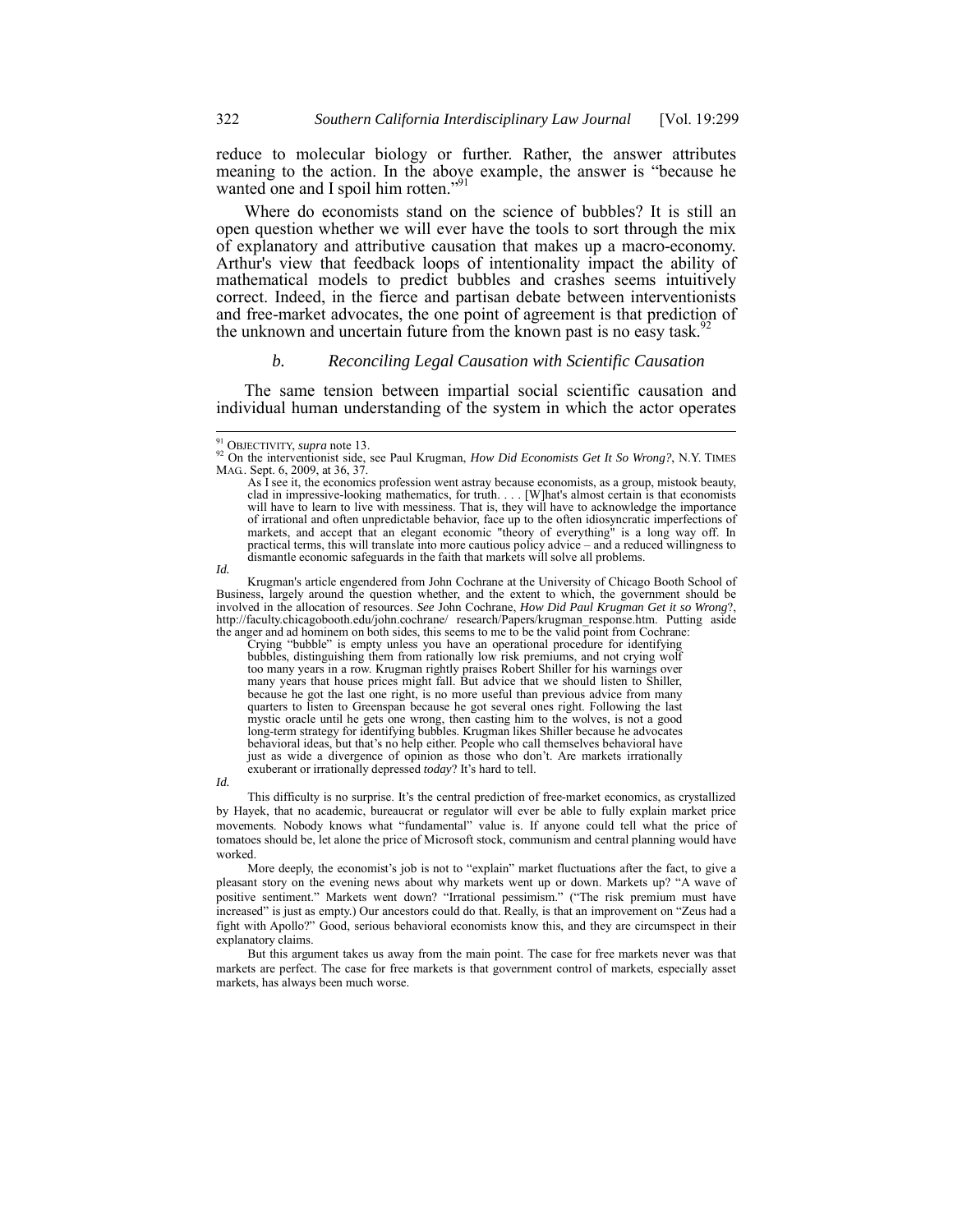reduce to molecular biology or further. Rather, the answer attributes meaning to the action. In the above example, the answer is "because he wanted one and I spoil him rotten."[91]

Where do economists stand on the science of bubbles? It is still an open question whether we will ever have the tools to sort through the mix of explanatory and attributive causation that makes up a macro-economy. Arthur's view that feedback loops of intentionality impact the ability of mathematical models to predict bubbles and crashes seems intuitively correct. Indeed, in the fierce and partisan debate between interventionists and free-market advocates, the one point of agreement is that prediction of the unknown and uncertain future from the known past is no easy task.[92]

### *b. Reconciling Legal Causation with Scientific Causation*

The same tension between impartial social scientific causation and individual human understanding of the system in which the actor operates

---

[91] OBJECTIVITY, *supra* note 13.

[92] On the interventionist side, see Paul Krugman, *How Did Economists Get It So Wrong?*, N.Y. TIMES MAG. Sept. 6, 2009, at 36, 37.

> As I see it, the economics profession went astray because economists, as a group, mistook beauty, clad in impressive-looking mathematics, for truth. . . . [W]hat's almost certain is that economists will have to learn to live with messiness. That is, they will have to acknowledge the importance of irrational and often unpredictable behavior, face up to the often idiosyncratic imperfections of markets, and accept that an elegant economic "theory of everything" is a long way off. In practical terms, this will translate into more cautious policy advice – and a reduced willingness to dismantle economic safeguards in the faith that markets will solve all problems.

*Id.*

Krugman's article engendered from John Cochrane at the University of Chicago Booth School of Business, largely around the question whether, and the extent to which, the government should be involved in the allocation of resources. *See* John Cochrane, *How Did Paul Krugman Get it so Wrong*?, http://faculty.chicagobooth.edu/john.cochrane/ research/Papers/krugman_response.htm. Putting aside the anger and ad hominem on both sides, this seems to me to be the valid point from Cochrane:

> Crying "bubble" is empty unless you have an operational procedure for identifying bubbles, distinguishing them from rationally low risk premiums, and not crying wolf too many years in a row. Krugman rightly praises Robert Shiller for his warnings over many years that house prices might fall. But advice that we should listen to Shiller, because he got the last one right, is no more useful than previous advice from many quarters to listen to Greenspan because he got several ones right. Following the last mystic oracle until he gets one wrong, then casting him to the wolves, is not a good long-term strategy for identifying bubbles. Krugman likes Shiller because he advocates behavioral ideas, but that's no help either. People who call themselves behavioral have just as wide a divergence of opinion as those who don't. Are markets irrationally exuberant or irrationally depressed *today*? It's hard to tell.

*Id.*

This difficulty is no surprise. It's the central prediction of free-market economics, as crystallized by Hayek, that no academic, bureaucrat or regulator will ever be able to fully explain market price movements. Nobody knows what "fundamental" value is. If anyone could tell what the price of tomatoes should be, let alone the price of Microsoft stock, communism and central planning would have worked.

More deeply, the economist's job is not to "explain" market fluctuations after the fact, to give a pleasant story on the evening news about why markets went up or down. Markets up? "A wave of positive sentiment." Markets went down? "Irrational pessimism." ("The risk premium must have increased" is just as empty.) Our ancestors could do that. Really, is that an improvement on "Zeus had a fight with Apollo?" Good, serious behavioral economists know this, and they are circumspect in their explanatory claims.

But this argument takes us away from the main point. The case for free markets never was that markets are perfect. The case for free markets is that government control of markets, especially asset markets, has always been much worse.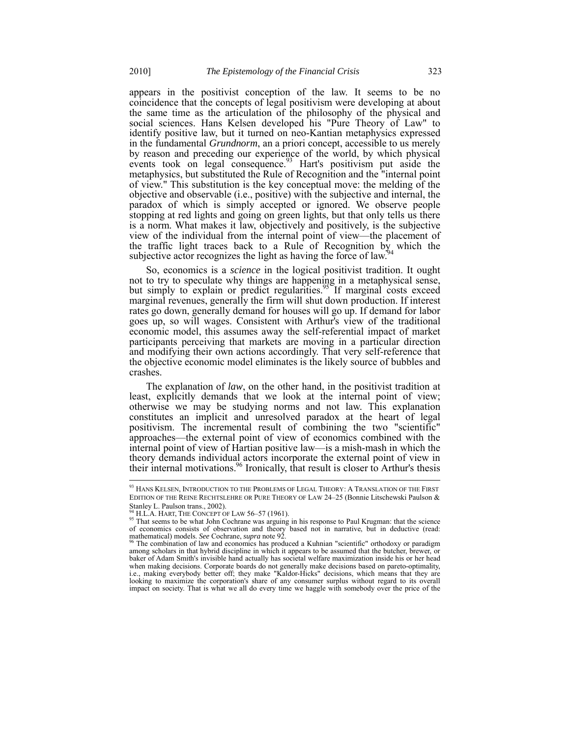appears in the positivist conception of the law. It seems to be no coincidence that the concepts of legal positivism were developing at about the same time as the articulation of the philosophy of the physical and social sciences. Hans Kelsen developed his "Pure Theory of Law" to identify positive law, but it turned on neo-Kantian metaphysics expressed in the fundamental *Grundnorm*, an a priori concept, accessible to us merely by reason and preceding our experience of the world, by which physical events took on legal consequence.[93] Hart's positivism put aside the metaphysics, but substituted the Rule of Recognition and the "internal point of view." This substitution is the key conceptual move: the melding of the objective and observable (i.e., positive) with the subjective and internal, the paradox of which is simply accepted or ignored. We observe people stopping at red lights and going on green lights, but that only tells us there is a norm. What makes it law, objectively and positively, is the subjective view of the individual from the internal point of view—the placement of the traffic light traces back to a Rule of Recognition by which the subjective actor recognizes the light as having the force of law.[94]

So, economics is a *science* in the logical positivist tradition. It ought not to try to speculate why things are happening in a metaphysical sense, but simply to explain or predict regularities.[95] If marginal costs exceed marginal revenues, generally the firm will shut down production. If interest rates go down, generally demand for houses will go up. If demand for labor goes up, so will wages. Consistent with Arthur's view of the traditional economic model, this assumes away the self-referential impact of market participants perceiving that markets are moving in a particular direction and modifying their own actions accordingly. That very self-reference that the objective economic model eliminates is the likely source of bubbles and crashes.

The explanation of *law*, on the other hand, in the positivist tradition at least, explicitly demands that we look at the internal point of view; otherwise we may be studying norms and not law. This explanation constitutes an implicit and unresolved paradox at the heart of legal positivism. The incremental result of combining the two "scientific" approaches—the external point of view of economics combined with the internal point of view of Hartian positive law—is a mish-mash in which the theory demands individual actors incorporate the external point of view in their internal motivations.[96] Ironically, that result is closer to Arthur's thesis

---

[93] HANS KELSEN, INTRODUCTION TO THE PROBLEMS OF LEGAL THEORY: A TRANSLATION OF THE FIRST EDITION OF THE REINE RECHTSLEHRE OR PURE THEORY OF LAW 24–25 (Bonnie Litschewski Paulson & Stanley L. Paulson trans., 2002).

[94] H.L.A. HART, THE CONCEPT OF LAW 56–57 (1961).

[95] That seems to be what John Cochrane was arguing in his response to Paul Krugman: that the science of economics consists of observation and theory based not in narrative, but in deductive (read: mathematical) models. *See* Cochrane, *supra* note 92.

[96] The combination of law and economics has produced a Kuhnian "scientific" orthodoxy or paradigm among scholars in that hybrid discipline in which it appears to be assumed that the butcher, brewer, or baker of Adam Smith's invisible hand actually has societal welfare maximization inside his or her head when making decisions. Corporate boards do not generally make decisions based on pareto-optimality, i.e., making everybody better off; they make "Kaldor-Hicks" decisions, which means that they are looking to maximize the corporation's share of any consumer surplus without regard to its overall impact on society. That is what we all do every time we haggle with somebody over the price of the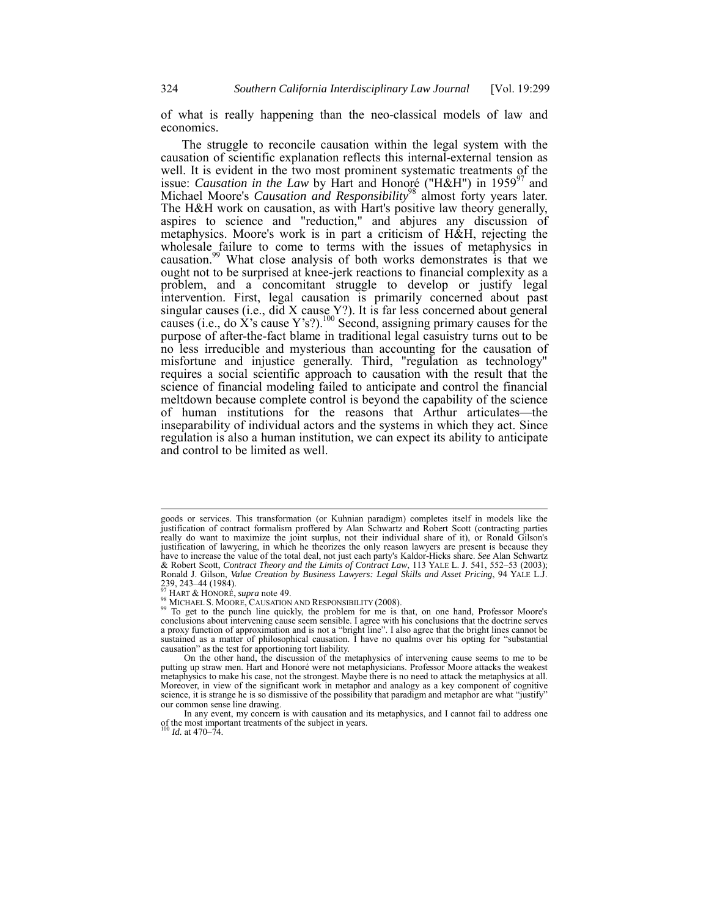of what is really happening than the neo-classical models of law and economics.

The struggle to reconcile causation within the legal system with the causation of scientific explanation reflects this internal-external tension as well. It is evident in the two most prominent systematic treatments of the issue: *Causation in the Law* by Hart and Honoré ("H&H") in 1959[97] and Michael Moore's *Causation and Responsibility*[98] almost forty years later. The H&H work on causation, as with Hart's positive law theory generally, aspires to science and "reduction," and abjures any discussion of metaphysics. Moore's work is in part a criticism of H&H, rejecting the wholesale failure to come to terms with the issues of metaphysics in causation.[99] What close analysis of both works demonstrates is that we ought not to be surprised at knee-jerk reactions to financial complexity as a problem, and a concomitant struggle to develop or justify legal intervention. First, legal causation is primarily concerned about past singular causes (i.e., did X cause Y?). It is far less concerned about general causes (i.e., do X's cause Y's?).[100] Second, assigning primary causes for the purpose of after-the-fact blame in traditional legal casuistry turns out to be no less irreducible and mysterious than accounting for the causation of misfortune and injustice generally. Third, "regulation as technology" requires a social scientific approach to causation with the result that the science of financial modeling failed to anticipate and control the financial meltdown because complete control is beyond the capability of the science of human institutions for the reasons that Arthur articulates—the inseparability of individual actors and the systems in which they act. Since regulation is also a human institution, we can expect its ability to anticipate and control to be limited as well.

---

goods or services. This transformation (or Kuhnian paradigm) completes itself in models like the justification of contract formalism proffered by Alan Schwartz and Robert Scott (contracting parties really do want to maximize the joint surplus, not their individual share of it), or Ronald Gilson's justification of lawyering, in which he theorizes the only reason lawyers are present is because they have to increase the value of the total deal, not just each party's Kaldor-Hicks share. *See* Alan Schwartz & Robert Scott, *Contract Theory and the Limits of Contract Law*, 113 YALE L. J. 541, 552–53 (2003); Ronald J. Gilson, *Value Creation by Business Lawyers: Legal Skills and Asset Pricing*, 94 YALE L.J. 239, 243–44 (1984).

[97] HART & HONORÉ, *supra* note 49.

[98] MICHAEL S. MOORE, CAUSATION AND RESPONSIBILITY (2008).

[99] To get to the punch line quickly, the problem for me is that, on one hand, Professor Moore's conclusions about intervening cause seem sensible. I agree with his conclusions that the doctrine serves a proxy function of approximation and is not a "bright line". I also agree that the bright lines cannot be sustained as a matter of philosophical causation. I have no qualms over his opting for "substantial causation" as the test for apportioning tort liability.

On the other hand, the discussion of the metaphysics of intervening cause seems to me to be putting up straw men. Hart and Honoré were not metaphysicians. Professor Moore attacks the weakest metaphysics to make his case, not the strongest. Maybe there is no need to attack the metaphysics at all. Moreover, in view of the significant work in metaphor and analogy as a key component of cognitive science, it is strange he is so dismissive of the possibility that paradigm and metaphor are what "justify" our common sense line drawing.

In any event, my concern is with causation and its metaphysics, and I cannot fail to address one of the most important treatments of the subject in years.

[100] *Id.* at 470–74.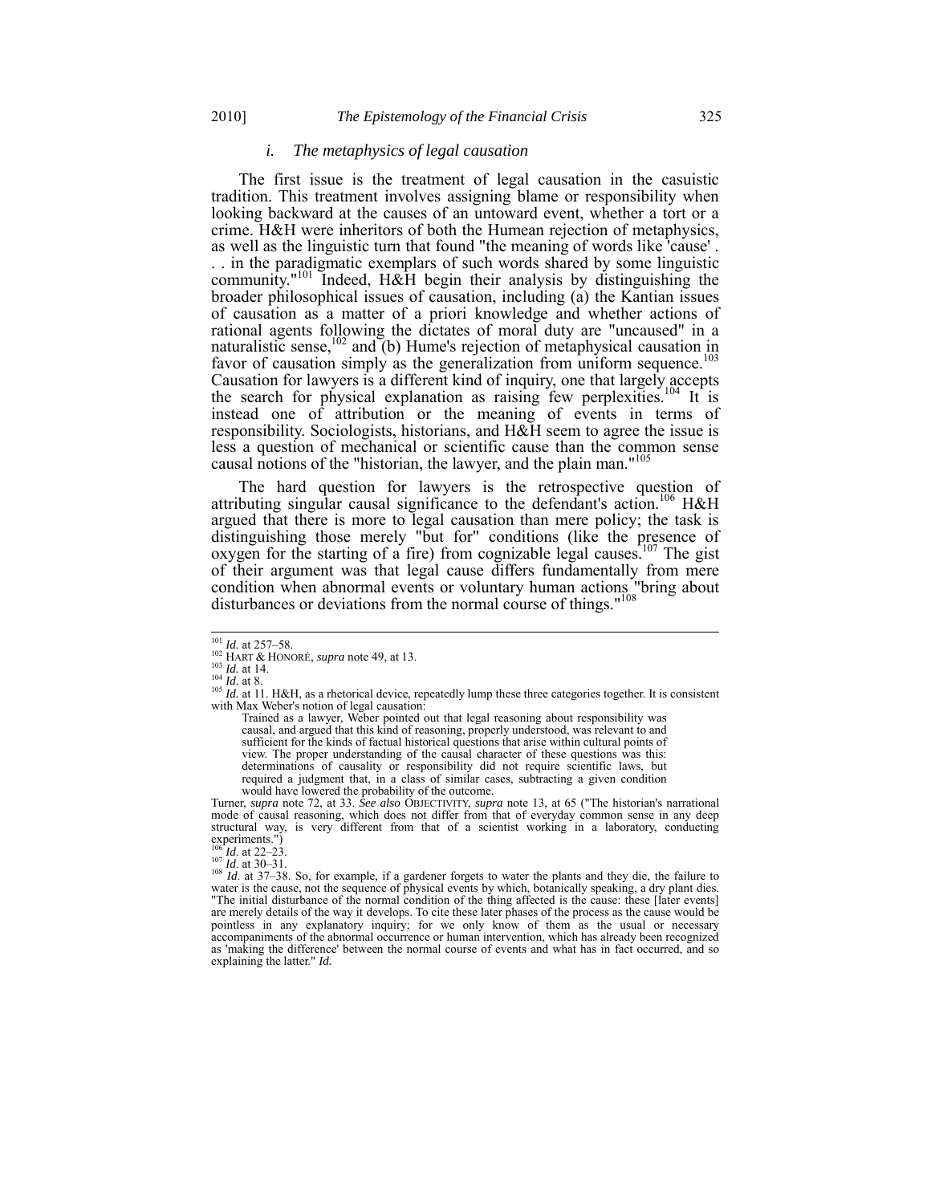### *i. The metaphysics of legal causation*

The first issue is the treatment of legal causation in the casuistic tradition. This treatment involves assigning blame or responsibility when looking backward at the causes of an untoward event, whether a tort or a crime. H&H were inheritors of both the Humean rejection of metaphysics, as well as the linguistic turn that found "the meaning of words like 'cause' . . . in the paradigmatic exemplars of such words shared by some linguistic community."[101] Indeed, H&H begin their analysis by distinguishing the broader philosophical issues of causation, including (a) the Kantian issues of causation as a matter of a priori knowledge and whether actions of rational agents following the dictates of moral duty are "uncaused" in a naturalistic sense,[102] and (b) Hume's rejection of metaphysical causation in favor of causation simply as the generalization from uniform sequence.[103] Causation for lawyers is a different kind of inquiry, one that largely accepts the search for physical explanation as raising few perplexities.[104] It is instead one of attribution or the meaning of events in terms of responsibility. Sociologists, historians, and H&H seem to agree the issue is less a question of mechanical or scientific cause than the common sense causal notions of the "historian, the lawyer, and the plain man."[105]

The hard question for lawyers is the retrospective question of attributing singular causal significance to the defendant's action.[106] H&H argued that there is more to legal causation than mere policy; the task is distinguishing those merely "but for" conditions (like the presence of oxygen for the starting of a fire) from cognizable legal causes.[107] The gist of their argument was that legal cause differs fundamentally from mere condition when abnormal events or voluntary human actions "bring about disturbances or deviations from the normal course of things."[108]

---

[101] *Id.* at 257–58.

[102] HART & HONORÉ, *supra* note 49, at 13.

[103] *Id.* at 14.

[104] *Id.* at 8.

[105] *Id.* at 11. H&H, as a rhetorical device, repeatedly lump these three categories together. It is consistent with Max Weber's notion of legal causation:

> Trained as a lawyer, Weber pointed out that legal reasoning about responsibility was causal, and argued that this kind of reasoning, properly understood, was relevant to and sufficient for the kinds of factual historical questions that arise within cultural points of view. The proper understanding of the causal character of these questions was this: determinations of causality or responsibility did not require scientific laws, but required a judgment that, in a class of similar cases, subtracting a given condition would have lowered the probability of the outcome.

Turner, *supra* note 72, at 33. *See also* OBJECTIVITY, *supra* note 13, at 65 ("The historian's narrational mode of causal reasoning, which does not differ from that of everyday common sense in any deep structural way, is very different from that of a scientist working in a laboratory, conducting experiments.")

[106] *Id.* at 22–23.

[107] *Id.* at 30–31.

[108] *Id.* at 37–38. So, for example, if a gardener forgets to water the plants and they die, the failure to water is the cause, not the sequence of physical events by which, botanically speaking, a dry plant dies. "The initial disturbance of the normal condition of the thing affected is the cause: these [later events] are merely details of the way it develops. To cite these later phases of the process as the cause would be pointless in any explanatory inquiry; for we only know of them as the usual or necessary accompaniments of the abnormal occurrence or human intervention, which has already been recognized as 'making the difference' between the normal course of events and what has in fact occurred, and so explaining the latter." *Id.*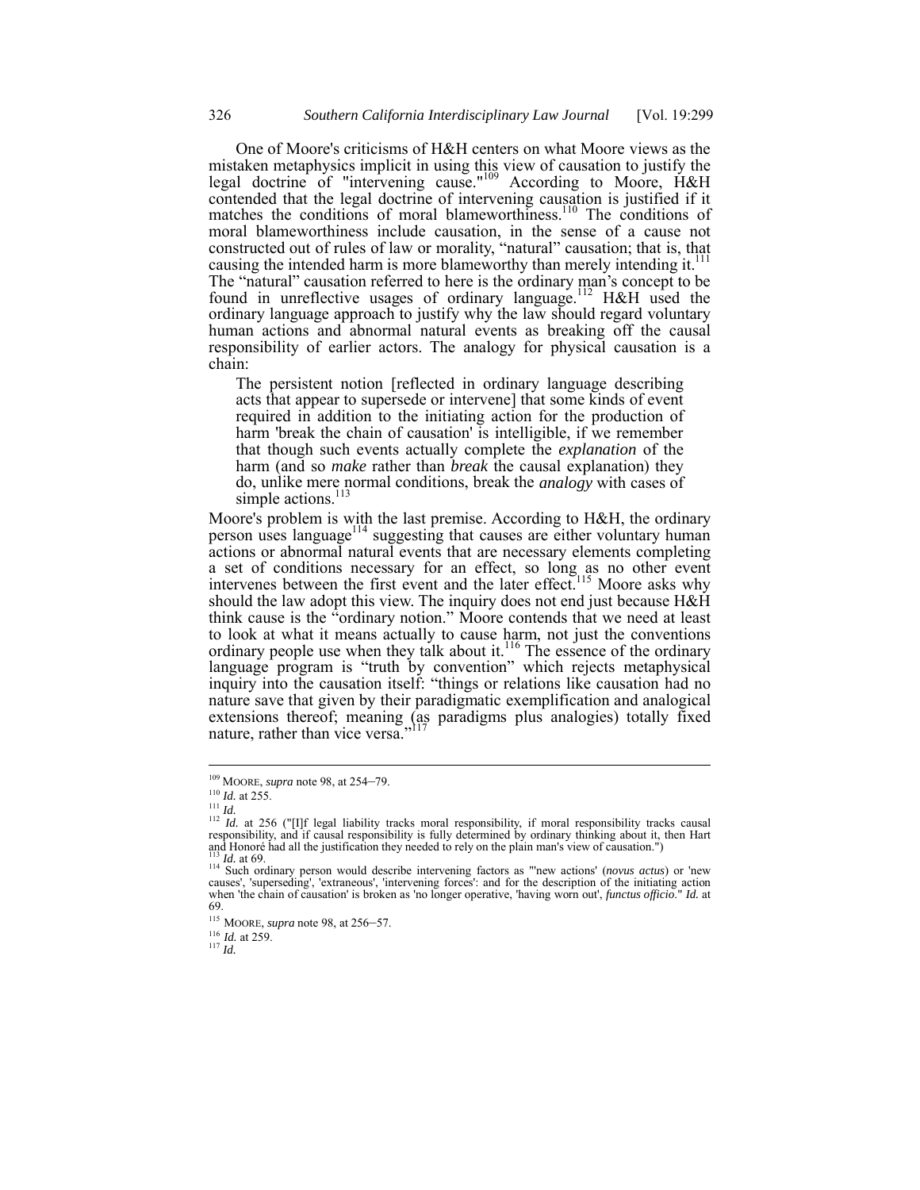One of Moore's criticisms of H&H centers on what Moore views as the mistaken metaphysics implicit in using this view of causation to justify the legal doctrine of "intervening cause."[109] According to Moore, H&H contended that the legal doctrine of intervening causation is justified if it matches the conditions of moral blameworthiness.[110] The conditions of moral blameworthiness include causation, in the sense of a cause not constructed out of rules of law or morality, "natural" causation; that is, that causing the intended harm is more blameworthy than merely intending it.[111] The "natural" causation referred to here is the ordinary man's concept to be found in unreflective usages of ordinary language.[112] H&H used the ordinary language approach to justify why the law should regard voluntary human actions and abnormal natural events as breaking off the causal responsibility of earlier actors. The analogy for physical causation is a chain:

> The persistent notion [reflected in ordinary language describing acts that appear to supersede or intervene] that some kinds of event required in addition to the initiating action for the production of harm 'break the chain of causation' is intelligible, if we remember that though such events actually complete the *explanation* of the harm (and so *make* rather than *break* the causal explanation) they do, unlike mere normal conditions, break the *analogy* with cases of simple actions.[113]

Moore's problem is with the last premise. According to H&H, the ordinary person uses language[114] suggesting that causes are either voluntary human actions or abnormal natural events that are necessary elements completing a set of conditions necessary for an effect, so long as no other event intervenes between the first event and the later effect.[115] Moore asks why should the law adopt this view. The inquiry does not end just because H&H think cause is the "ordinary notion." Moore contends that we need at least to look at what it means actually to cause harm, not just the conventions ordinary people use when they talk about it.[116] The essence of the ordinary language program is "truth by convention" which rejects metaphysical inquiry into the causation itself: "things or relations like causation had no nature save that given by their paradigmatic exemplification and analogical extensions thereof; meaning (as paradigms plus analogies) totally fixed nature, rather than vice versa."[117]

---

[109] MOORE, *supra* note 98, at 254–79.

[110] *Id.* at 255.

[111] *Id.*

[112] *Id.* at 256 ("[I]f legal liability tracks moral responsibility, if moral responsibility tracks causal responsibility, and if causal responsibility is fully determined by ordinary thinking about it, then Hart and Honoré had all the justification they needed to rely on the plain man's view of causation.")

[113] *Id.* at 69.

[114] Such ordinary person would describe intervening factors as "'new actions' (*novus actus*) or 'new causes', 'superseding', 'extraneous', 'intervening forces': and for the description of the initiating action when 'the chain of causation' is broken as 'no longer operative, 'having worn out', *functus officio*." *Id.* at 69.

[115] MOORE, *supra* note 98, at 256–57.

[116] *Id.* at 259.

[117] *Id.*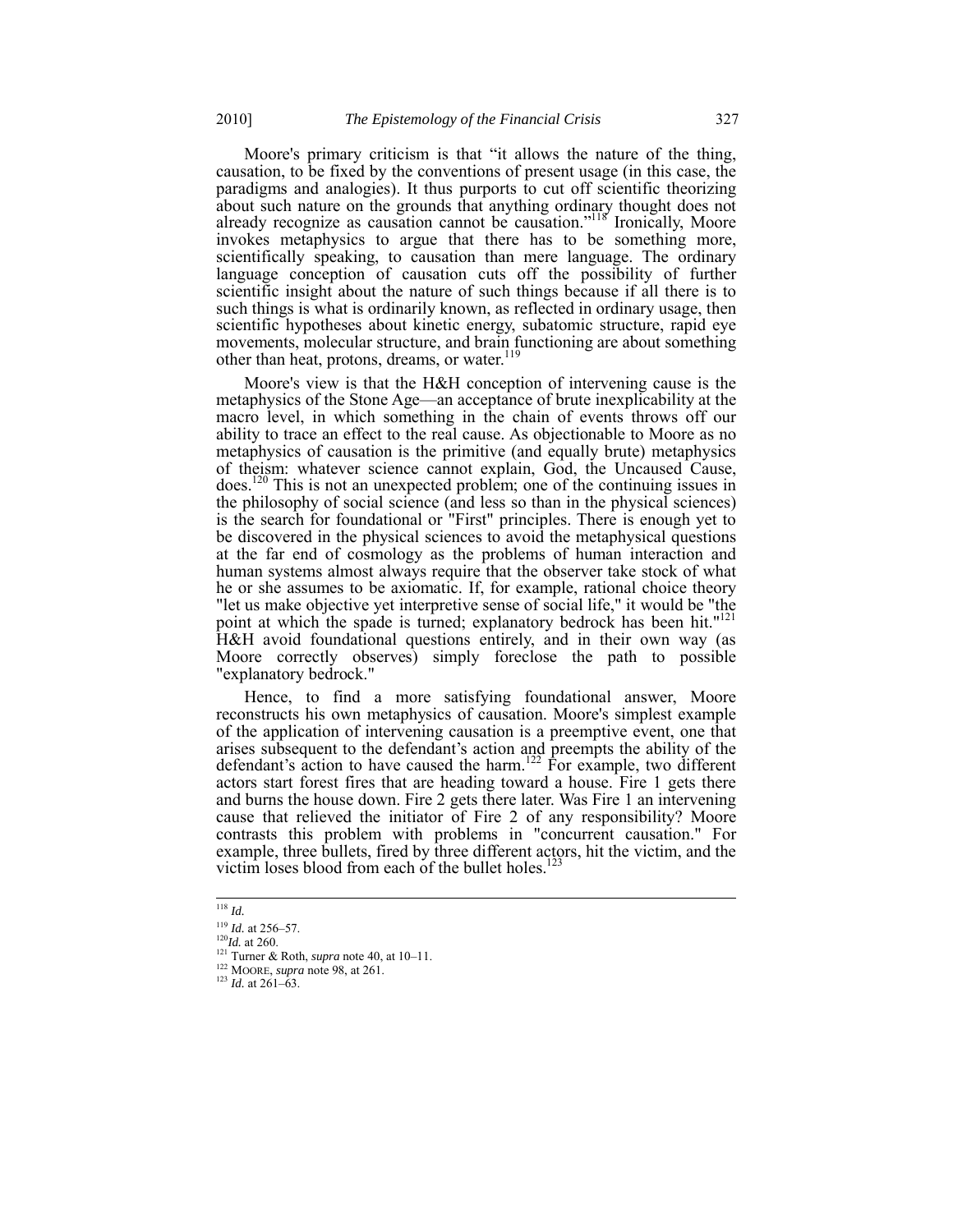Moore's primary criticism is that "it allows the nature of the thing, causation, to be fixed by the conventions of present usage (in this case, the paradigms and analogies). It thus purports to cut off scientific theorizing about such nature on the grounds that anything ordinary thought does not already recognize as causation cannot be causation."[118] Ironically, Moore invokes metaphysics to argue that there has to be something more, scientifically speaking, to causation than mere language. The ordinary language conception of causation cuts off the possibility of further scientific insight about the nature of such things because if all there is to such things is what is ordinarily known, as reflected in ordinary usage, then scientific hypotheses about kinetic energy, subatomic structure, rapid eye movements, molecular structure, and brain functioning are about something other than heat, protons, dreams, or water.[119]

Moore's view is that the H&H conception of intervening cause is the metaphysics of the Stone Age—an acceptance of brute inexplicability at the macro level, in which something in the chain of events throws off our ability to trace an effect to the real cause. As objectionable to Moore as no metaphysics of causation is the primitive (and equally brute) metaphysics of theism: whatever science cannot explain, God, the Uncaused Cause, does.[120] This is not an unexpected problem; one of the continuing issues in the philosophy of social science (and less so than in the physical sciences) is the search for foundational or "First" principles. There is enough yet to be discovered in the physical sciences to avoid the metaphysical questions at the far end of cosmology as the problems of human interaction and human systems almost always require that the observer take stock of what he or she assumes to be axiomatic. If, for example, rational choice theory "let us make objective yet interpretive sense of social life," it would be "the point at which the spade is turned; explanatory bedrock has been hit."[121] H&H avoid foundational questions entirely, and in their own way (as Moore correctly observes) simply foreclose the path to possible "explanatory bedrock."

Hence, to find a more satisfying foundational answer, Moore reconstructs his own metaphysics of causation. Moore's simplest example of the application of intervening causation is a preemptive event, one that arises subsequent to the defendant's action and preempts the ability of the defendant's action to have caused the harm.[122] For example, two different actors start forest fires that are heading toward a house. Fire 1 gets there and burns the house down. Fire 2 gets there later. Was Fire 1 an intervening cause that relieved the initiator of Fire 2 of any responsibility? Moore contrasts this problem with problems in "concurrent causation." For example, three bullets, fired by three different actors, hit the victim, and the victim loses blood from each of the bullet holes.[123]

---

[118] *Id.*

[119] *Id.* at 256–57.

[120] *Id.* at 260.

[121] Turner & Roth, *supra* note 40, at 10–11.

[122] MOORE, *supra* note 98, at 261.

[123] *Id.* at 261–63.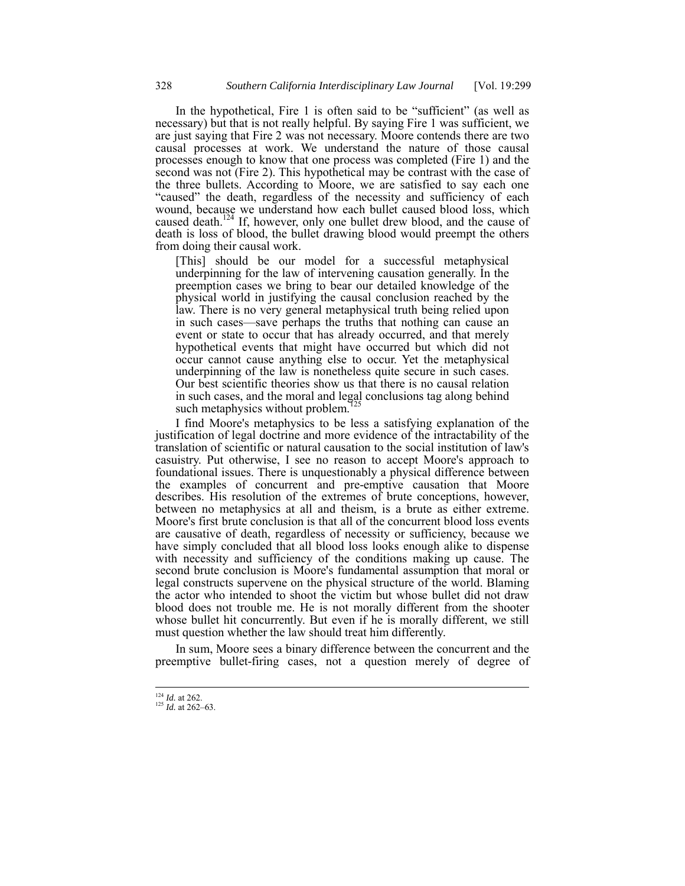In the hypothetical, Fire 1 is often said to be "sufficient" (as well as necessary) but that is not really helpful. By saying Fire 1 was sufficient, we are just saying that Fire 2 was not necessary. Moore contends there are two causal processes at work. We understand the nature of those causal processes enough to know that one process was completed (Fire 1) and the second was not (Fire 2). This hypothetical may be contrast with the case of the three bullets. According to Moore, we are satisfied to say each one "caused" the death, regardless of the necessity and sufficiency of each wound, because we understand how each bullet caused blood loss, which caused death.[124] If, however, only one bullet drew blood, and the cause of death is loss of blood, the bullet drawing blood would preempt the others from doing their causal work.

> [This] should be our model for a successful metaphysical underpinning for the law of intervening causation generally. In the preemption cases we bring to bear our detailed knowledge of the physical world in justifying the causal conclusion reached by the law. There is no very general metaphysical truth being relied upon in such cases—save perhaps the truths that nothing can cause an event or state to occur that has already occurred, and that merely hypothetical events that might have occurred but which did not occur cannot cause anything else to occur. Yet the metaphysical underpinning of the law is nonetheless quite secure in such cases. Our best scientific theories show us that there is no causal relation in such cases, and the moral and legal conclusions tag along behind such metaphysics without problem.[125]

I find Moore's metaphysics to be less a satisfying explanation of the justification of legal doctrine and more evidence of the intractability of the translation of scientific or natural causation to the social institution of law's casuistry. Put otherwise, I see no reason to accept Moore's approach to foundational issues. There is unquestionably a physical difference between the examples of concurrent and pre-emptive causation that Moore describes. His resolution of the extremes of brute conceptions, however, between no metaphysics at all and theism, is a brute as either extreme. Moore's first brute conclusion is that all of the concurrent blood loss events are causative of death, regardless of necessity or sufficiency, because we have simply concluded that all blood loss looks enough alike to dispense with necessity and sufficiency of the conditions making up cause. The second brute conclusion is Moore's fundamental assumption that moral or legal constructs supervene on the physical structure of the world. Blaming the actor who intended to shoot the victim but whose bullet did not draw blood does not trouble me. He is not morally different from the shooter whose bullet hit concurrently. But even if he is morally different, we still must question whether the law should treat him differently.

In sum, Moore sees a binary difference between the concurrent and the preemptive bullet-firing cases, not a question merely of degree of

---

[124] *Id.* at 262.

[125] *Id.* at 262–63.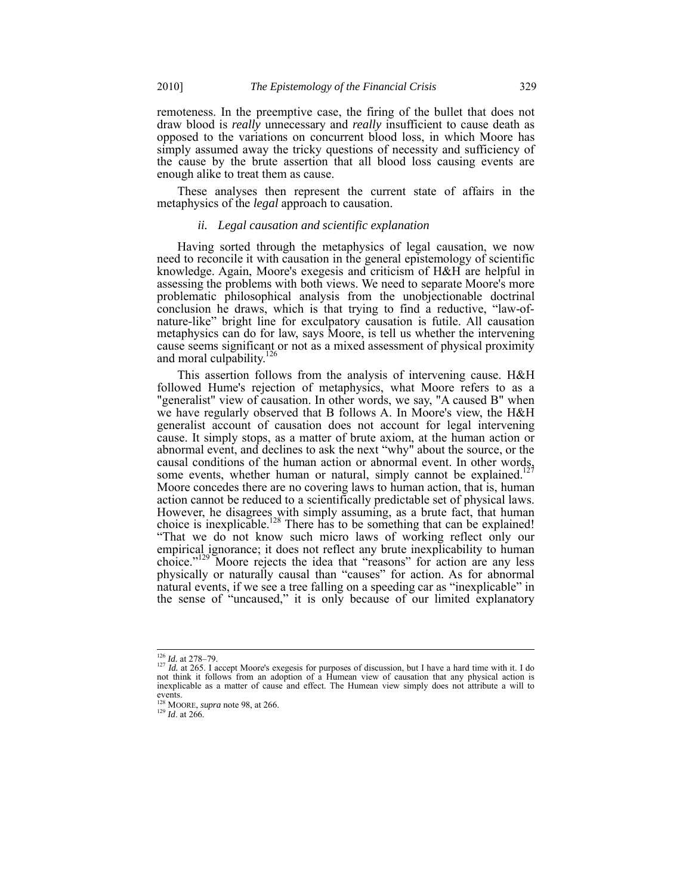remoteness. In the preemptive case, the firing of the bullet that does not draw blood is *really* unnecessary and *really* insufficient to cause death as opposed to the variations on concurrent blood loss, in which Moore has simply assumed away the tricky questions of necessity and sufficiency of the cause by the brute assertion that all blood loss causing events are enough alike to treat them as cause.

These analyses then represent the current state of affairs in the metaphysics of the *legal* approach to causation.

### *ii. Legal causation and scientific explanation*

Having sorted through the metaphysics of legal causation, we now need to reconcile it with causation in the general epistemology of scientific knowledge. Again, Moore's exegesis and criticism of H&H are helpful in assessing the problems with both views. We need to separate Moore's more problematic philosophical analysis from the unobjectionable doctrinal conclusion he draws, which is that trying to find a reductive, "law-of-nature-like" bright line for exculpatory causation is futile. All causation metaphysics can do for law, says Moore, is tell us whether the intervening cause seems significant or not as a mixed assessment of physical proximity and moral culpability.[126]

This assertion follows from the analysis of intervening cause. H&H followed Hume's rejection of metaphysics, what Moore refers to as a "generalist" view of causation. In other words, we say, "A caused B" when we have regularly observed that B follows A. In Moore's view, the H&H generalist account of causation does not account for legal intervening cause. It simply stops, as a matter of brute axiom, at the human action or abnormal event, and declines to ask the next "why" about the source, or the causal conditions of the human action or abnormal event. In other words, some events, whether human or natural, simply cannot be explained.[127] Moore concedes there are no covering laws to human action, that is, human action cannot be reduced to a scientifically predictable set of physical laws. However, he disagrees with simply assuming, as a brute fact, that human choice is inexplicable.[128] There has to be something that can be explained! "That we do not know such micro laws of working reflect only our empirical ignorance; it does not reflect any brute inexplicability to human choice."[129] Moore rejects the idea that "reasons" for action are any less physically or naturally causal than "causes" for action. As for abnormal natural events, if we see a tree falling on a speeding car as "inexplicable" in the sense of "uncaused," it is only because of our limited explanatory

---

[126] *Id.* at 278–79.

[127] *Id.* at 265. I accept Moore's exegesis for purposes of discussion, but I have a hard time with it. I do not think it follows from an adoption of a Humean view of causation that any physical action is inexplicable as a matter of cause and effect. The Humean view simply does not attribute a will to events.

[128] MOORE, *supra* note 98, at 266.

[129] *Id*. at 266.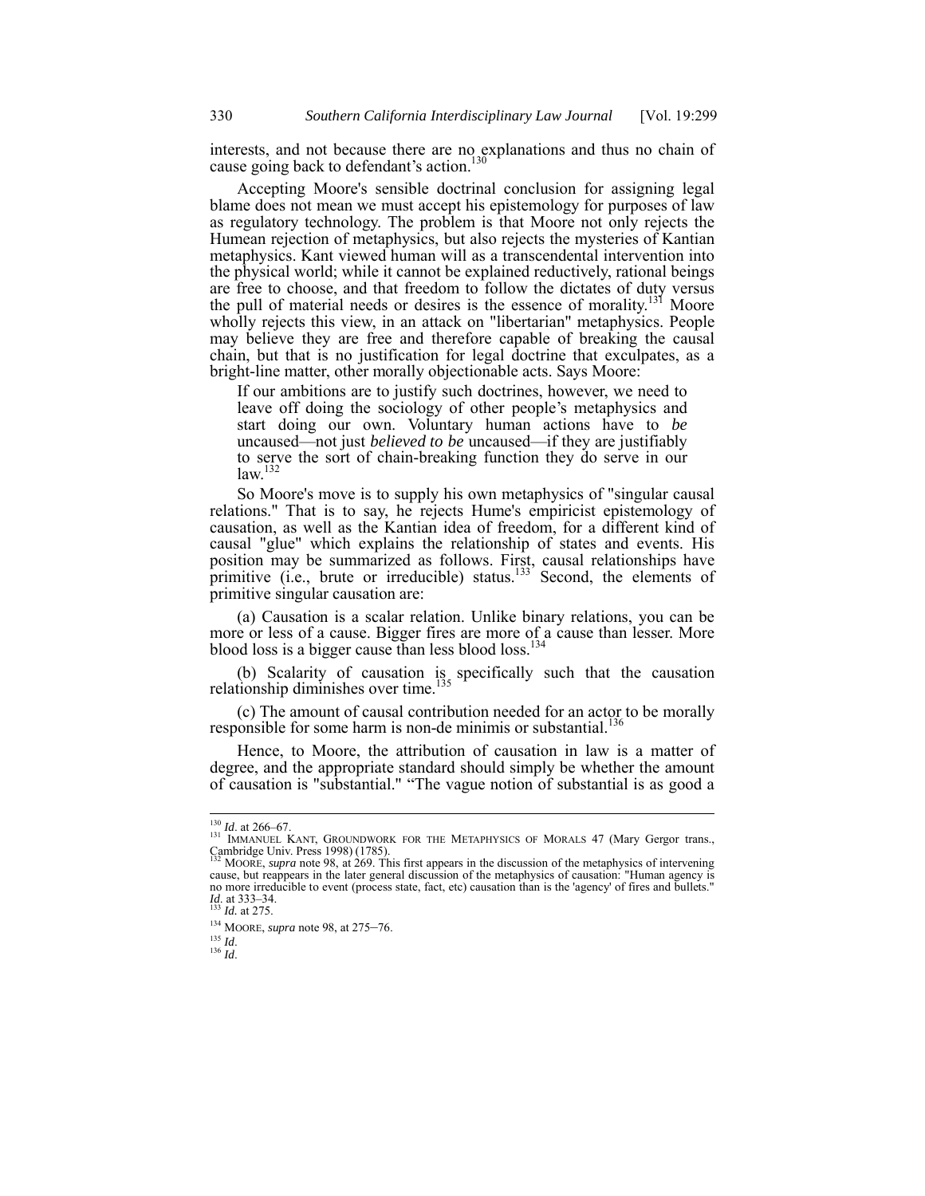interests, and not because there are no explanations and thus no chain of cause going back to defendant's action.[130]

Accepting Moore's sensible doctrinal conclusion for assigning legal blame does not mean we must accept his epistemology for purposes of law as regulatory technology. The problem is that Moore not only rejects the Humean rejection of metaphysics, but also rejects the mysteries of Kantian metaphysics. Kant viewed human will as a transcendental intervention into the physical world; while it cannot be explained reductively, rational beings are free to choose, and that freedom to follow the dictates of duty versus the pull of material needs or desires is the essence of morality.[131] Moore wholly rejects this view, in an attack on "libertarian" metaphysics. People may believe they are free and therefore capable of breaking the causal chain, but that is no justification for legal doctrine that exculpates, as a bright-line matter, other morally objectionable acts. Says Moore:

> If our ambitions are to justify such doctrines, however, we need to leave off doing the sociology of other people's metaphysics and start doing our own. Voluntary human actions have to *be* uncaused—not just *believed to be* uncaused—if they are justifiably to serve the sort of chain-breaking function they do serve in our law.[132]

So Moore's move is to supply his own metaphysics of "singular causal relations." That is to say, he rejects Hume's empiricist epistemology of causation, as well as the Kantian idea of freedom, for a different kind of causal "glue" which explains the relationship of states and events. His position may be summarized as follows. First, causal relationships have primitive (i.e., brute or irreducible) status.[133] Second, the elements of primitive singular causation are:

(a) Causation is a scalar relation. Unlike binary relations, you can be more or less of a cause. Bigger fires are more of a cause than lesser. More blood loss is a bigger cause than less blood loss.[134]

(b) Scalarity of causation is specifically such that the causation relationship diminishes over time.[135]

(c) The amount of causal contribution needed for an actor to be morally responsible for some harm is non-de minimis or substantial.[136]

Hence, to Moore, the attribution of causation in law is a matter of degree, and the appropriate standard should simply be whether the amount of causation is "substantial." "The vague notion of substantial is as good a

---

[130] *Id*. at 266–67.

[131] IMMANUEL KANT, GROUNDWORK FOR THE METAPHYSICS OF MORALS 47 (Mary Gergor trans., Cambridge Univ. Press 1998) (1785).

[132] MOORE, *supra* note 98, at 269. This first appears in the discussion of the metaphysics of intervening cause, but reappears in the later general discussion of the metaphysics of causation: "Human agency is no more irreducible to event (process state, fact, etc) causation than is the 'agency' of fires and bullets." *Id*. at 333–34.

[133] *Id*. at 275.

[134] MOORE, *supra* note 98, at 275–76.

[135] *Id*.

[136] *Id*.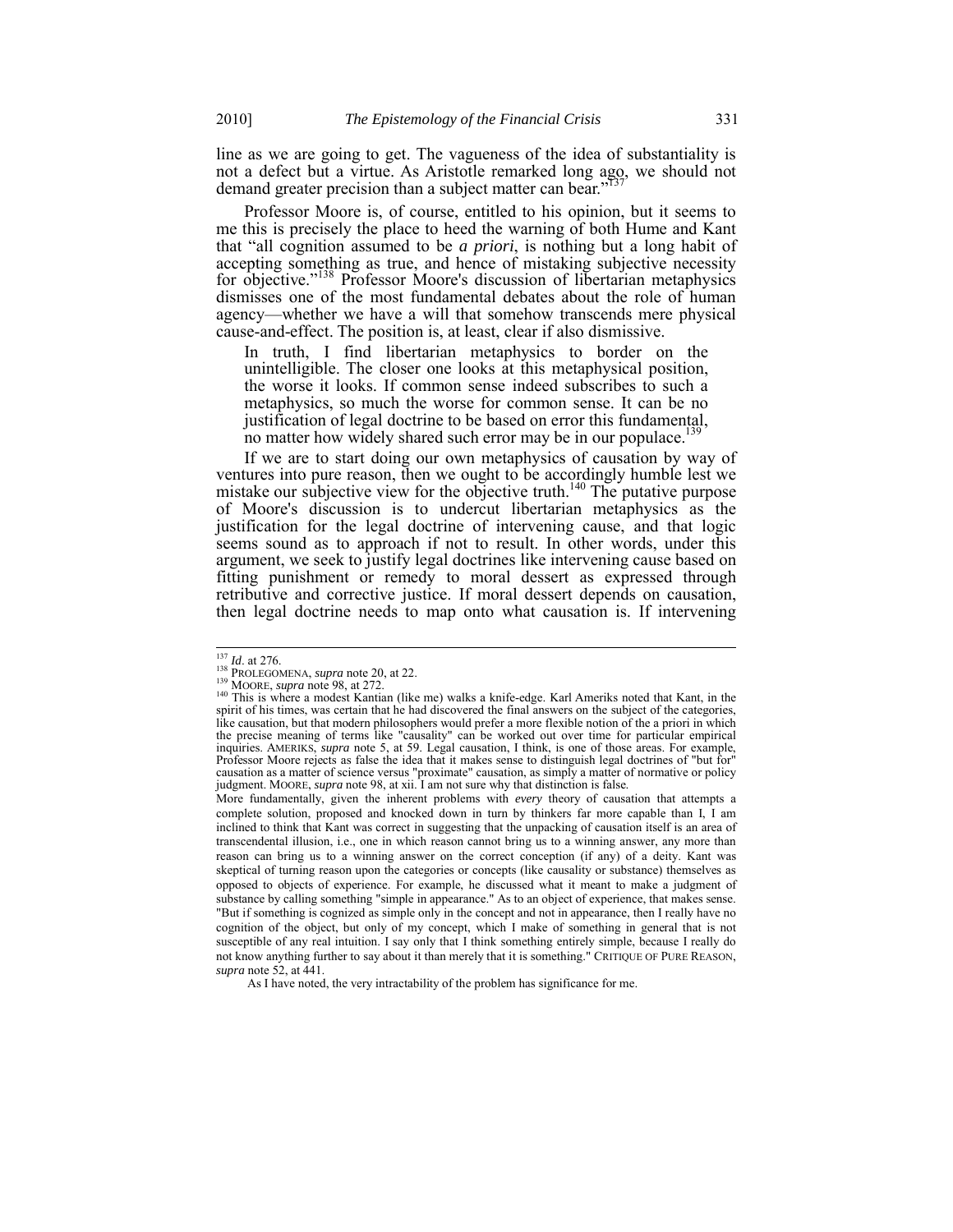line as we are going to get. The vagueness of the idea of substantiality is not a defect but a virtue. As Aristotle remarked long ago, we should not demand greater precision than a subject matter can bear."[137]

Professor Moore is, of course, entitled to his opinion, but it seems to me this is precisely the place to heed the warning of both Hume and Kant that "all cognition assumed to be *a priori*, is nothing but a long habit of accepting something as true, and hence of mistaking subjective necessity for objective."[138] Professor Moore's discussion of libertarian metaphysics dismisses one of the most fundamental debates about the role of human agency—whether we have a will that somehow transcends mere physical cause-and-effect. The position is, at least, clear if also dismissive.

> In truth, I find libertarian metaphysics to border on the unintelligible. The closer one looks at this metaphysical position, the worse it looks. If common sense indeed subscribes to such a metaphysics, so much the worse for common sense. It can be no justification of legal doctrine to be based on error this fundamental, no matter how widely shared such error may be in our populace.[139]

If we are to start doing our own metaphysics of causation by way of ventures into pure reason, then we ought to be accordingly humble lest we mistake our subjective view for the objective truth.[140] The putative purpose of Moore's discussion is to undercut libertarian metaphysics as the justification for the legal doctrine of intervening cause, and that logic seems sound as to approach if not to result. In other words, under this argument, we seek to justify legal doctrines like intervening cause based on fitting punishment or remedy to moral dessert as expressed through retributive and corrective justice. If moral dessert depends on causation, then legal doctrine needs to map onto what causation is. If intervening

---

[137] *Id*. at 276.

[138] PROLEGOMENA, *supra* note 20, at 22.

[139] MOORE, *supra* note 98, at 272.

[140] This is where a modest Kantian (like me) walks a knife-edge. Karl Ameriks noted that Kant, in the spirit of his times, was certain that he had discovered the final answers on the subject of the categories, like causation, but that modern philosophers would prefer a more flexible notion of the a priori in which the precise meaning of terms like "causality" can be worked out over time for particular empirical inquiries. AMERIKS, *supra* note 5, at 59. Legal causation, I think, is one of those areas. For example, Professor Moore rejects as false the idea that it makes sense to distinguish legal doctrines of "but for" causation as a matter of science versus "proximate" causation, as simply a matter of normative or policy judgment. MOORE, *supra* note 98, at xii. I am not sure why that distinction is false.

More fundamentally, given the inherent problems with *every* theory of causation that attempts a complete solution, proposed and knocked down in turn by thinkers far more capable than I, I am inclined to think that Kant was correct in suggesting that the unpacking of causation itself is an area of transcendental illusion, i.e., one in which reason cannot bring us to a winning answer, any more than reason can bring us to a winning answer on the correct conception (if any) of a deity. Kant was skeptical of turning reason upon the categories or concepts (like causality or substance) themselves as opposed to objects of experience. For example, he discussed what it meant to make a judgment of substance by calling something "simple in appearance." As to an object of experience, that makes sense. "But if something is cognized as simple only in the concept and not in appearance, then I really have no cognition of the object, but only of my concept, which I make of something in general that is not susceptible of any real intuition. I say only that I think something entirely simple, because I really do not know anything further to say about it than merely that it is something." CRITIQUE OF PURE REASON, *supra* note 52, at 441.

As I have noted, the very intractability of the problem has significance for me.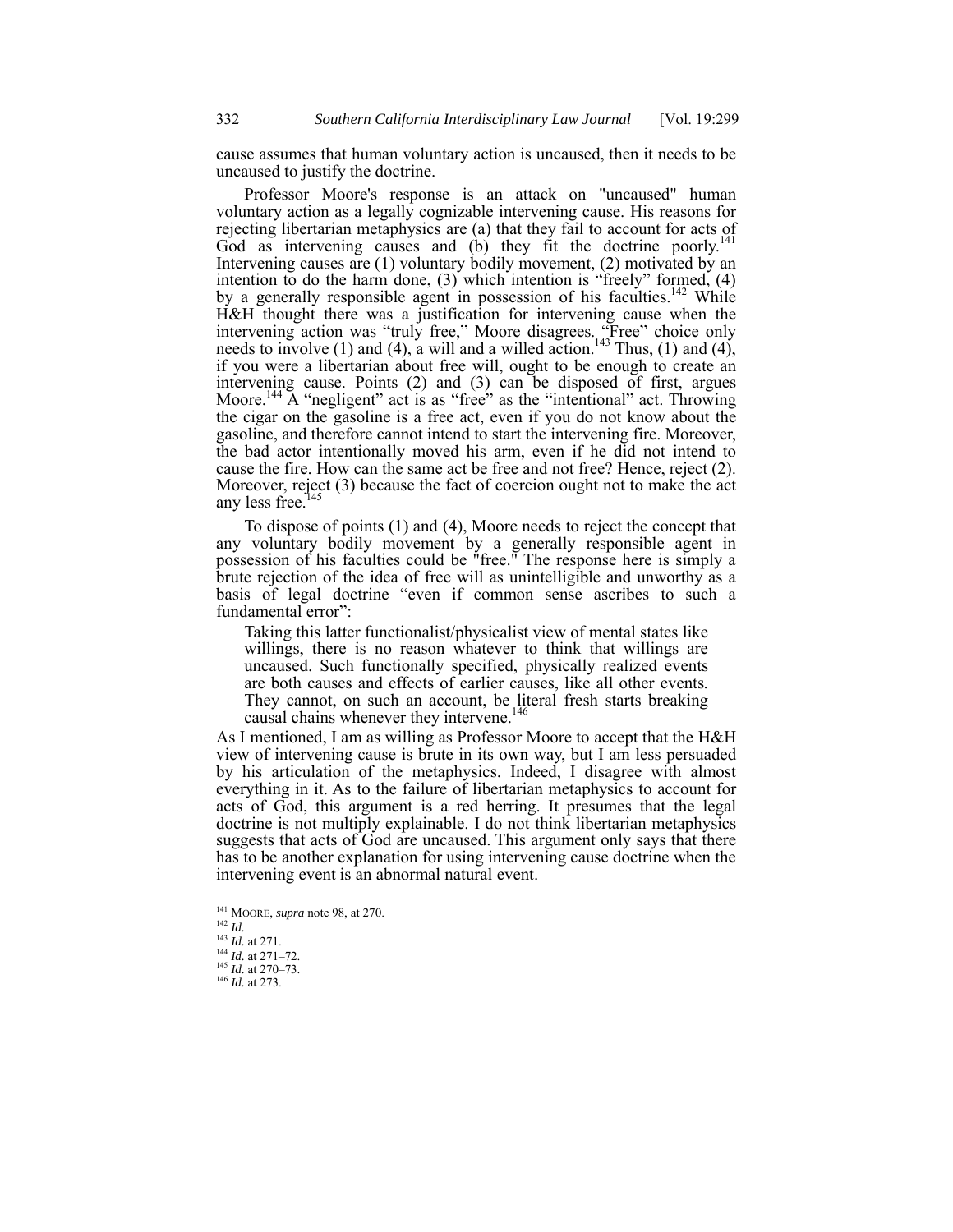cause assumes that human voluntary action is uncaused, then it needs to be uncaused to justify the doctrine.

Professor Moore's response is an attack on "uncaused" human voluntary action as a legally cognizable intervening cause. His reasons for rejecting libertarian metaphysics are (a) that they fail to account for acts of God as intervening causes and (b) they fit the doctrine poorly.[141] Intervening causes are (1) voluntary bodily movement, (2) motivated by an intention to do the harm done, (3) which intention is "freely" formed, (4) by a generally responsible agent in possession of his faculties.[142] While H&H thought there was a justification for intervening cause when the intervening action was "truly free," Moore disagrees. "Free" choice only needs to involve (1) and (4), a will and a willed action.[143] Thus, (1) and (4), if you were a libertarian about free will, ought to be enough to create an intervening cause. Points (2) and (3) can be disposed of first, argues Moore.[144] A "negligent" act is as "free" as the "intentional" act. Throwing the cigar on the gasoline is a free act, even if you do not know about the gasoline, and therefore cannot intend to start the intervening fire. Moreover, the bad actor intentionally moved his arm, even if he did not intend to cause the fire. How can the same act be free and not free? Hence, reject (2). Moreover, reject (3) because the fact of coercion ought not to make the act any less free.[145]

To dispose of points (1) and (4), Moore needs to reject the concept that any voluntary bodily movement by a generally responsible agent in possession of his faculties could be "free." The response here is simply a brute rejection of the idea of free will as unintelligible and unworthy as a basis of legal doctrine "even if common sense ascribes to such a fundamental error":

> Taking this latter functionalist/physicalist view of mental states like willings, there is no reason whatever to think that willings are uncaused. Such functionally specified, physically realized events are both causes and effects of earlier causes, like all other events. They cannot, on such an account, be literal fresh starts breaking causal chains whenever they intervene.[146]

As I mentioned, I am as willing as Professor Moore to accept that the H&H view of intervening cause is brute in its own way, but I am less persuaded by his articulation of the metaphysics. Indeed, I disagree with almost everything in it. As to the failure of libertarian metaphysics to account for acts of God, this argument is a red herring. It presumes that the legal doctrine is not multiply explainable. I do not think libertarian metaphysics suggests that acts of God are uncaused. This argument only says that there has to be another explanation for using intervening cause doctrine when the intervening event is an abnormal natural event.

---

[141] MOORE, *supra* note 98, at 270.
[142] *Id.*
[143] *Id.* at 271.
[144] *Id.* at 271–72.
[145] *Id.* at 270–73.
[146] *Id.* at 273.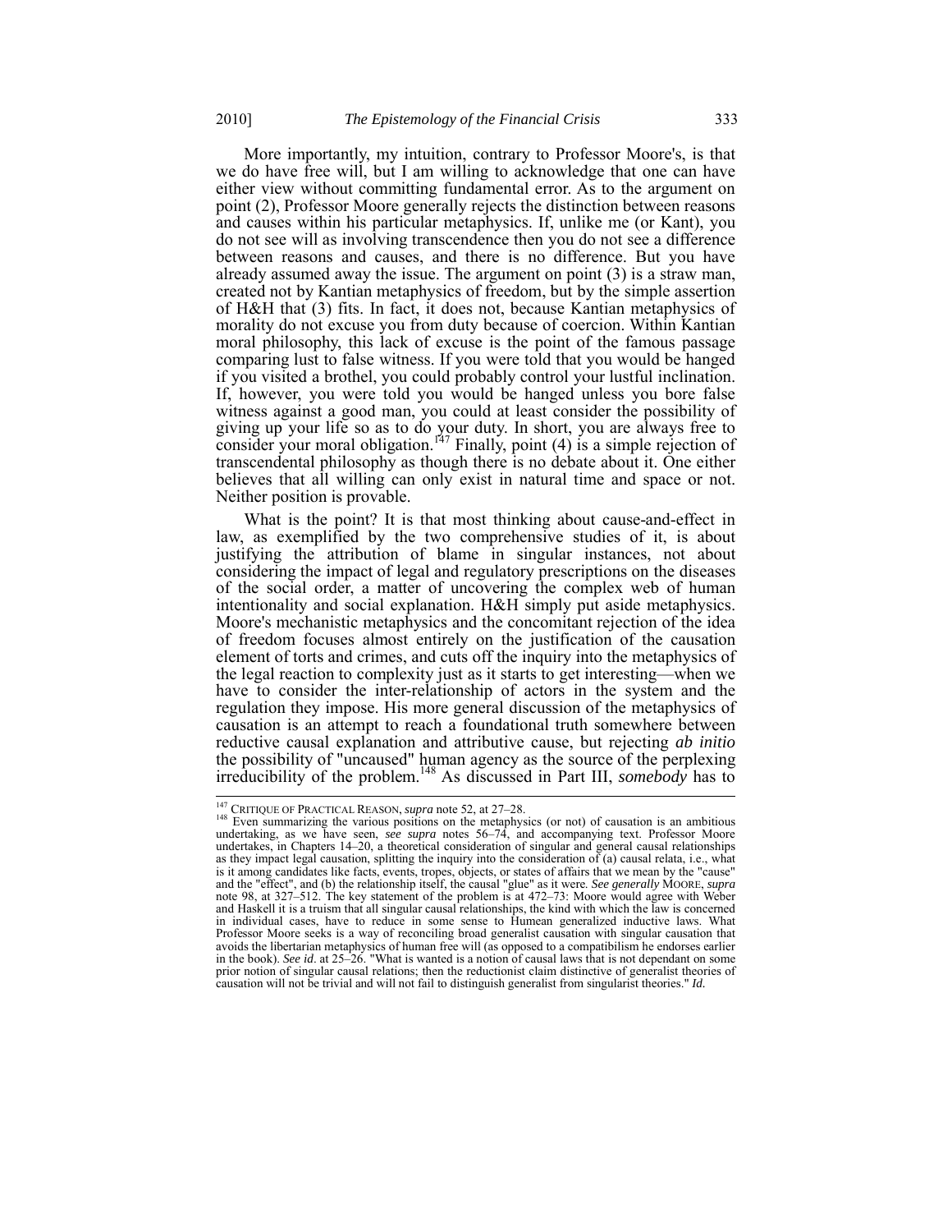More importantly, my intuition, contrary to Professor Moore's, is that we do have free will, but I am willing to acknowledge that one can have either view without committing fundamental error. As to the argument on point (2), Professor Moore generally rejects the distinction between reasons and causes within his particular metaphysics. If, unlike me (or Kant), you do not see will as involving transcendence then you do not see a difference between reasons and causes, and there is no difference. But you have already assumed away the issue. The argument on point (3) is a straw man, created not by Kantian metaphysics of freedom, but by the simple assertion of H&H that (3) fits. In fact, it does not, because Kantian metaphysics of morality do not excuse you from duty because of coercion. Within Kantian moral philosophy, this lack of excuse is the point of the famous passage comparing lust to false witness. If you were told that you would be hanged if you visited a brothel, you could probably control your lustful inclination. If, however, you were told you would be hanged unless you bore false witness against a good man, you could at least consider the possibility of giving up your life so as to do your duty. In short, you are always free to consider your moral obligation.[147] Finally, point (4) is a simple rejection of transcendental philosophy as though there is no debate about it. One either believes that all willing can only exist in natural time and space or not. Neither position is provable.

What is the point? It is that most thinking about cause-and-effect in law, as exemplified by the two comprehensive studies of it, is about justifying the attribution of blame in singular instances, not about considering the impact of legal and regulatory prescriptions on the diseases of the social order, a matter of uncovering the complex web of human intentionality and social explanation. H&H simply put aside metaphysics. Moore's mechanistic metaphysics and the concomitant rejection of the idea of freedom focuses almost entirely on the justification of the causation element of torts and crimes, and cuts off the inquiry into the metaphysics of the legal reaction to complexity just as it starts to get interesting—when we have to consider the inter-relationship of actors in the system and the regulation they impose. His more general discussion of the metaphysics of causation is an attempt to reach a foundational truth somewhere between reductive causal explanation and attributive cause, but rejecting *ab initio* the possibility of "uncaused" human agency as the source of the perplexing irreducibility of the problem.[148] As discussed in Part III, *somebody* has to

---

[147] CRITIQUE OF PRACTICAL REASON, *supra* note 52, at 27–28.

[148] Even summarizing the various positions on the metaphysics (or not) of causation is an ambitious undertaking, as we have seen, *see supra* notes 56–74, and accompanying text. Professor Moore undertakes, in Chapters 14–20, a theoretical consideration of singular and general causal relationships as they impact legal causation, splitting the inquiry into the consideration of (a) causal relata, i.e., what is it among candidates like facts, events, tropes, objects, or states of affairs that we mean by the "cause" and the "effect", and (b) the relationship itself, the causal "glue" as it were. *See generally* MOORE, *supra* note 98, at 327–512. The key statement of the problem is at 472–73: Moore would agree with Weber and Haskell it is a truism that all singular causal relationships, the kind with which the law is concerned in individual cases, have to reduce in some sense to Humean generalized inductive laws. What Professor Moore seeks is a way of reconciling broad generalist causation with singular causation that avoids the libertarian metaphysics of human free will (as opposed to a compatibilism he endorses earlier in the book). *See id*. at 25–26. "What is wanted is a notion of causal laws that is not dependant on some prior notion of singular causal relations; then the reductionist claim distinctive of generalist theories of causation will not be trivial and will not fail to distinguish generalist from singularist theories." *Id.*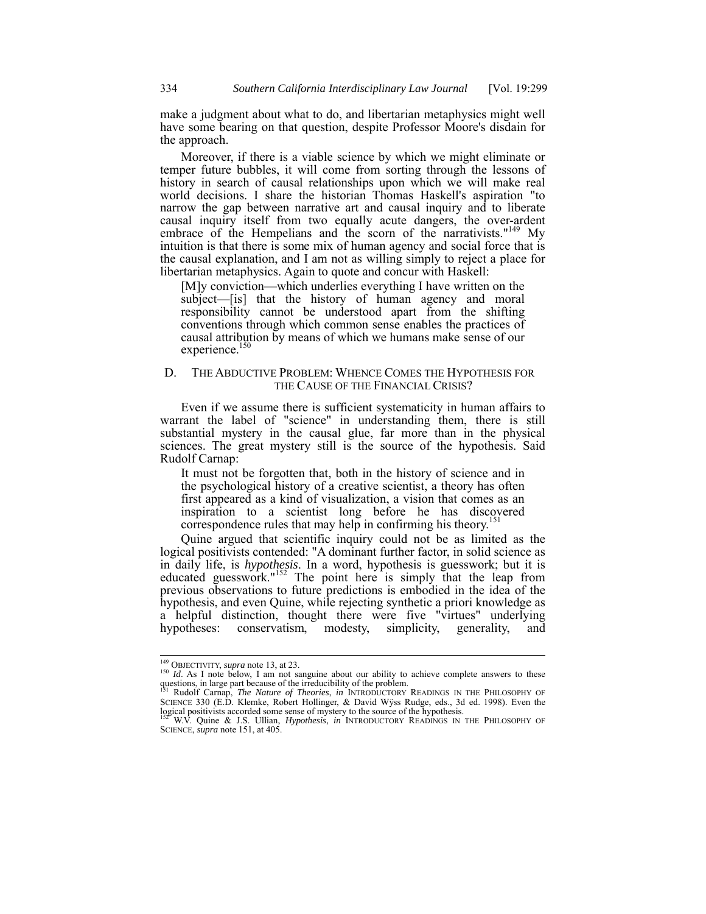make a judgment about what to do, and libertarian metaphysics might well have some bearing on that question, despite Professor Moore's disdain for the approach.

Moreover, if there is a viable science by which we might eliminate or temper future bubbles, it will come from sorting through the lessons of history in search of causal relationships upon which we will make real world decisions. I share the historian Thomas Haskell's aspiration "to narrow the gap between narrative art and causal inquiry and to liberate causal inquiry itself from two equally acute dangers, the over-ardent embrace of the Hempelians and the scorn of the narrativists."[149] My intuition is that there is some mix of human agency and social force that is the causal explanation, and I am not as willing simply to reject a place for libertarian metaphysics. Again to quote and concur with Haskell:

> [M]y conviction—which underlies everything I have written on the subject—[is] that the history of human agency and moral responsibility cannot be understood apart from the shifting conventions through which common sense enables the practices of causal attribution by means of which we humans make sense of our experience.[150]

### D. The Abductive Problem: Whence Comes the Hypothesis for the Cause of the Financial Crisis?

Even if we assume there is sufficient systematicity in human affairs to warrant the label of "science" in understanding them, there is still substantial mystery in the causal glue, far more than in the physical sciences. The great mystery still is the source of the hypothesis. Said Rudolf Carnap:

> It must not be forgotten that, both in the history of science and in the psychological history of a creative scientist, a theory has often first appeared as a kind of visualization, a vision that comes as an inspiration to a scientist long before he has discovered correspondence rules that may help in confirming his theory.[151]

Quine argued that scientific inquiry could not be as limited as the logical positivists contended: "A dominant further factor, in solid science as in daily life, is *hypothesis*. In a word, hypothesis is guesswork; but it is educated guesswork."[152] The point here is simply that the leap from previous observations to future predictions is embodied in the idea of the hypothesis, and even Quine, while rejecting synthetic a priori knowledge as a helpful distinction, thought there were five "virtues" underlying hypotheses: conservatism, modesty, simplicity, generality, and

---

[149] OBJECTIVITY, *supra* note 13, at 23.

[150] *Id*. As I note below, I am not sanguine about our ability to achieve complete answers to these questions, in large part because of the irreducibility of the problem.

[151] Rudolf Carnap, *The Nature of Theories*, *in* INTRODUCTORY READINGS IN THE PHILOSOPHY OF SCIENCE 330 (E.D. Klemke, Robert Hollinger, & David Wÿss Rudge, eds., 3d ed. 1998). Even the logical positivists accorded some sense of mystery to the source of the hypothesis.

[152] W.V. Quine & J.S. Ullian, *Hypothesis*, *in* INTRODUCTORY READINGS IN THE PHILOSOPHY OF SCIENCE, *supra* note 151, at 405.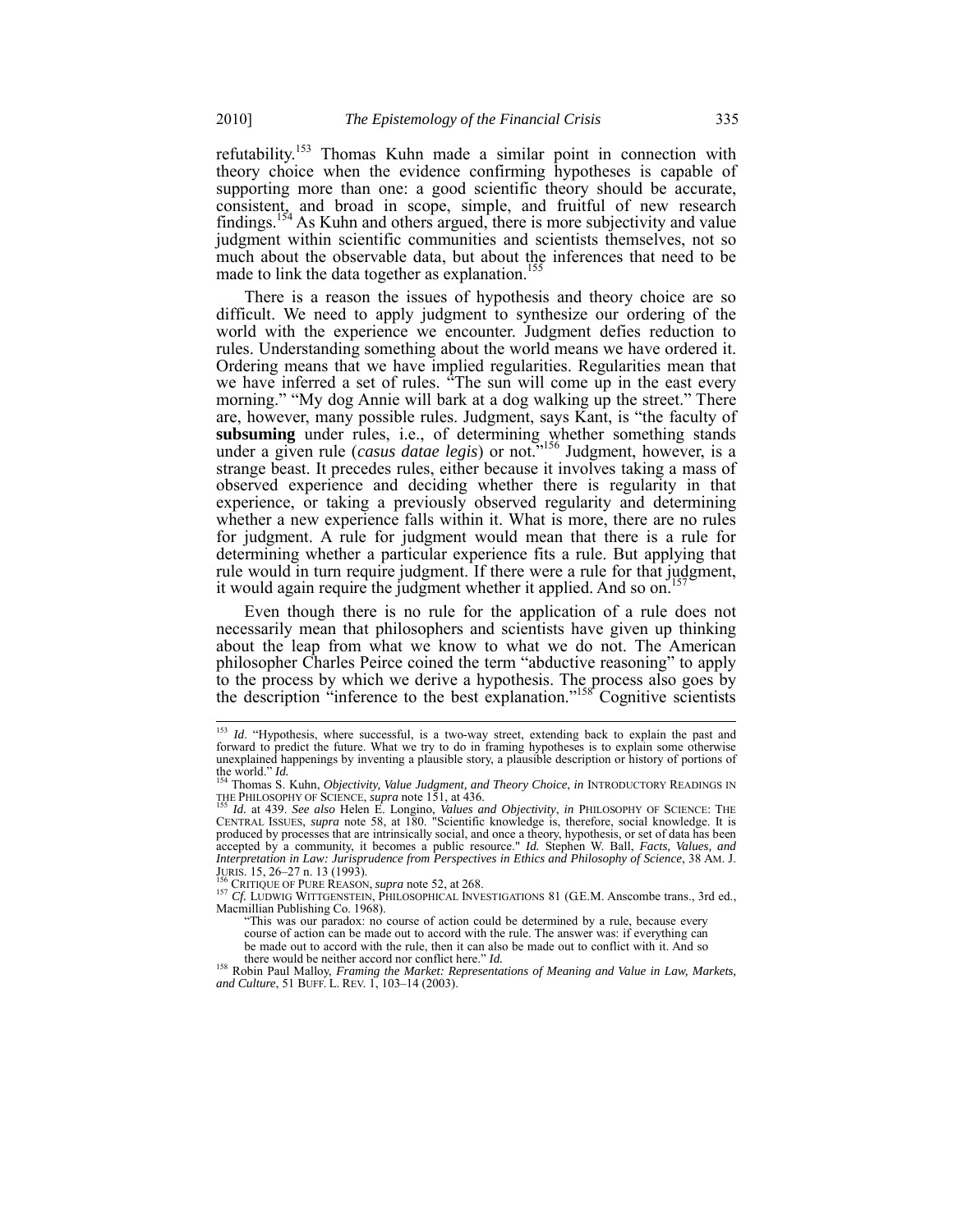refutability.[153] Thomas Kuhn made a similar point in connection with theory choice when the evidence confirming hypotheses is capable of supporting more than one: a good scientific theory should be accurate, consistent, and broad in scope, simple, and fruitful of new research findings.[154] As Kuhn and others argued, there is more subjectivity and value judgment within scientific communities and scientists themselves, not so much about the observable data, but about the inferences that need to be made to link the data together as explanation.[155]

There is a reason the issues of hypothesis and theory choice are so difficult. We need to apply judgment to synthesize our ordering of the world with the experience we encounter. Judgment defies reduction to rules. Understanding something about the world means we have ordered it. Ordering means that we have implied regularities. Regularities mean that we have inferred a set of rules. "The sun will come up in the east every morning." "My dog Annie will bark at a dog walking up the street." There are, however, many possible rules. Judgment, says Kant, is "the faculty of **subsuming** under rules, i.e., of determining whether something stands under a given rule (*casus datae legis*) or not."[156] Judgment, however, is a strange beast. It precedes rules, either because it involves taking a mass of observed experience and deciding whether there is regularity in that experience, or taking a previously observed regularity and determining whether a new experience falls within it. What is more, there are no rules for judgment. A rule for judgment would mean that there is a rule for determining whether a particular experience fits a rule. But applying that rule would in turn require judgment. If there were a rule for that judgment, it would again require the judgment whether it applied. And so on.[157]

Even though there is no rule for the application of a rule does not necessarily mean that philosophers and scientists have given up thinking about the leap from what we know to what we do not. The American philosopher Charles Peirce coined the term "abductive reasoning" to apply to the process by which we derive a hypothesis. The process also goes by the description "inference to the best explanation."[158] Cognitive scientists

---

[153] *Id*. "Hypothesis, where successful, is a two-way street, extending back to explain the past and forward to predict the future. What we try to do in framing hypotheses is to explain some otherwise unexplained happenings by inventing a plausible story, a plausible description or history of portions of the world." *Id.*

[154] Thomas S. Kuhn, *Objectivity, Value Judgment, and Theory Choice*, *in* INTRODUCTORY READINGS IN THE PHILOSOPHY OF SCIENCE, *supra* note 151, at 436.

[155] *Id.* at 439. *See also* Helen E. Longino, *Values and Objectivity*, *in* PHILOSOPHY OF SCIENCE: THE CENTRAL ISSUES, *supra* note 58, at 180. "Scientific knowledge is, therefore, social knowledge. It is produced by processes that are intrinsically social, and once a theory, hypothesis, or set of data has been accepted by a community, it becomes a public resource." *Id.* Stephen W. Ball, *Facts, Values, and Interpretation in Law: Jurisprudence from Perspectives in Ethics and Philosophy of Science*, 38 AM. J. JURIS. 15, 26–27 n. 13 (1993).

[156] CRITIQUE OF PURE REASON, *supra* note 52, at 268.

[157] *Cf.* LUDWIG WITTGENSTEIN, PHILOSOPHICAL INVESTIGATIONS 81 (G.E.M. Anscombe trans., 3rd ed., Macmillian Publishing Co. 1968).

> "This was our paradox: no course of action could be determined by a rule, because every course of action can be made out to accord with the rule. The answer was: if everything can be made out to accord with the rule, then it can also be made out to conflict with it. And so there would be neither accord nor conflict here." *Id.*

[158] Robin Paul Malloy, *Framing the Market: Representations of Meaning and Value in Law, Markets, and Culture*, 51 BUFF. L. REV. 1, 103–14 (2003).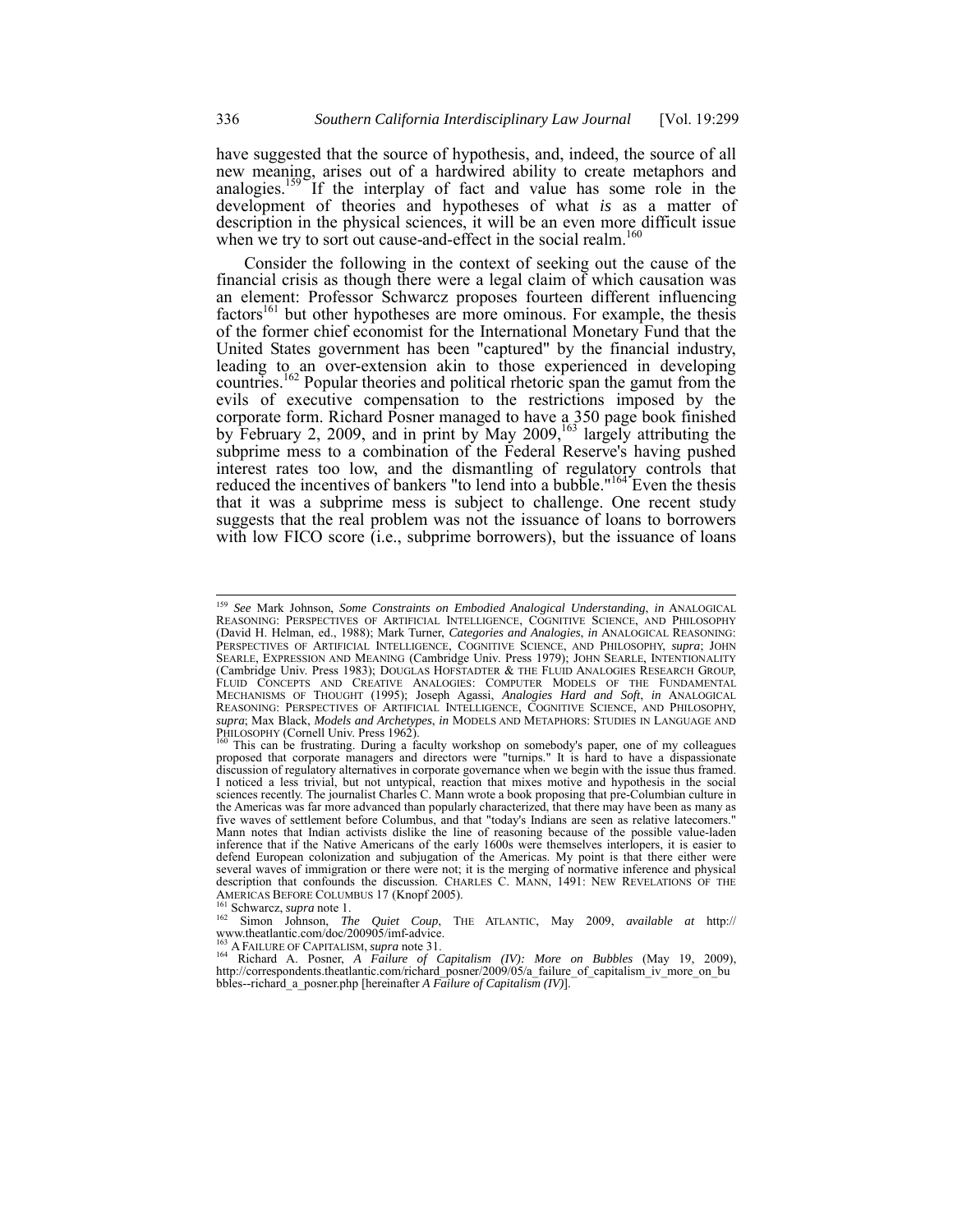have suggested that the source of hypothesis, and, indeed, the source of all new meaning, arises out of a hardwired ability to create metaphors and analogies.[159] If the interplay of fact and value has some role in the development of theories and hypotheses of what *is* as a matter of description in the physical sciences, it will be an even more difficult issue when we try to sort out cause-and-effect in the social realm.[160]

Consider the following in the context of seeking out the cause of the financial crisis as though there were a legal claim of which causation was an element: Professor Schwarcz proposes fourteen different influencing factors[161] but other hypotheses are more ominous. For example, the thesis of the former chief economist for the International Monetary Fund that the United States government has been "captured" by the financial industry, leading to an over-extension akin to those experienced in developing countries.[162] Popular theories and political rhetoric span the gamut from the evils of executive compensation to the restrictions imposed by the corporate form. Richard Posner managed to have a 350 page book finished by February 2, 2009, and in print by May 2009,[163] largely attributing the subprime mess to a combination of the Federal Reserve's having pushed interest rates too low, and the dismantling of regulatory controls that reduced the incentives of bankers "to lend into a bubble."[164] Even the thesis that it was a subprime mess is subject to challenge. One recent study suggests that the real problem was not the issuance of loans to borrowers with low FICO score (i.e., subprime borrowers), but the issuance of loans

---

[159] *See* Mark Johnson, *Some Constraints on Embodied Analogical Understanding*, *in* ANALOGICAL REASONING: PERSPECTIVES OF ARTIFICIAL INTELLIGENCE, COGNITIVE SCIENCE, AND PHILOSOPHY (David H. Helman, ed., 1988); Mark Turner, *Categories and Analogies*, *in* ANALOGICAL REASONING: PERSPECTIVES OF ARTIFICIAL INTELLIGENCE, COGNITIVE SCIENCE, AND PHILOSOPHY, *supra*; JOHN SEARLE, EXPRESSION AND MEANING (Cambridge Univ. Press 1979); JOHN SEARLE, INTENTIONALITY (Cambridge Univ. Press 1983); DOUGLAS HOFSTADTER & THE FLUID ANALOGIES RESEARCH GROUP, FLUID CONCEPTS AND CREATIVE ANALOGIES: COMPUTER MODELS OF THE FUNDAMENTAL MECHANISMS OF THOUGHT (1995); Joseph Agassi, *Analogies Hard and Soft*, *in* ANALOGICAL REASONING: PERSPECTIVES OF ARTIFICIAL INTELLIGENCE, COGNITIVE SCIENCE, AND PHILOSOPHY, *supra*; Max Black, *Models and Archetypes*, *in* MODELS AND METAPHORS: STUDIES IN LANGUAGE AND PHILOSOPHY (Cornell Univ. Press 1962).

[160] This can be frustrating. During a faculty workshop on somebody's paper, one of my colleagues proposed that corporate managers and directors were "turnips." It is hard to have a dispassionate discussion of regulatory alternatives in corporate governance when we begin with the issue thus framed. I noticed a less trivial, but not untypical, reaction that mixes motive and hypothesis in the social sciences recently. The journalist Charles C. Mann wrote a book proposing that pre-Columbian culture in the Americas was far more advanced than popularly characterized, that there may have been as many as five waves of settlement before Columbus, and that "today's Indians are seen as relative latecomers." Mann notes that Indian activists dislike the line of reasoning because of the possible value-laden inference that if the Native Americans of the early 1600s were themselves interlopers, it is easier to defend European colonization and subjugation of the Americas. My point is that there either were several waves of immigration or there were not; it is the merging of normative inference and physical description that confounds the discussion. CHARLES C. MANN, 1491: NEW REVELATIONS OF THE AMERICAS BEFORE COLUMBUS 17 (Knopf 2005).

[161] Schwarcz, *supra* note 1.

[162] Simon Johnson, *The Quiet Coup*, THE ATLANTIC, May 2009, *available at* http://www.theatlantic.com/doc/200905/imf-advice.

[163] A FAILURE OF CAPITALISM, *supra* note 31.

[164] Richard A. Posner, *A Failure of Capitalism (IV): More on Bubbles* (May 19, 2009), http://correspondents.theatlantic.com/richard_posner/2009/05/a_failure_of_capitalism_iv_more_on_bubbles--richard_a_posner.php [hereinafter *A Failure of Capitalism (IV)*].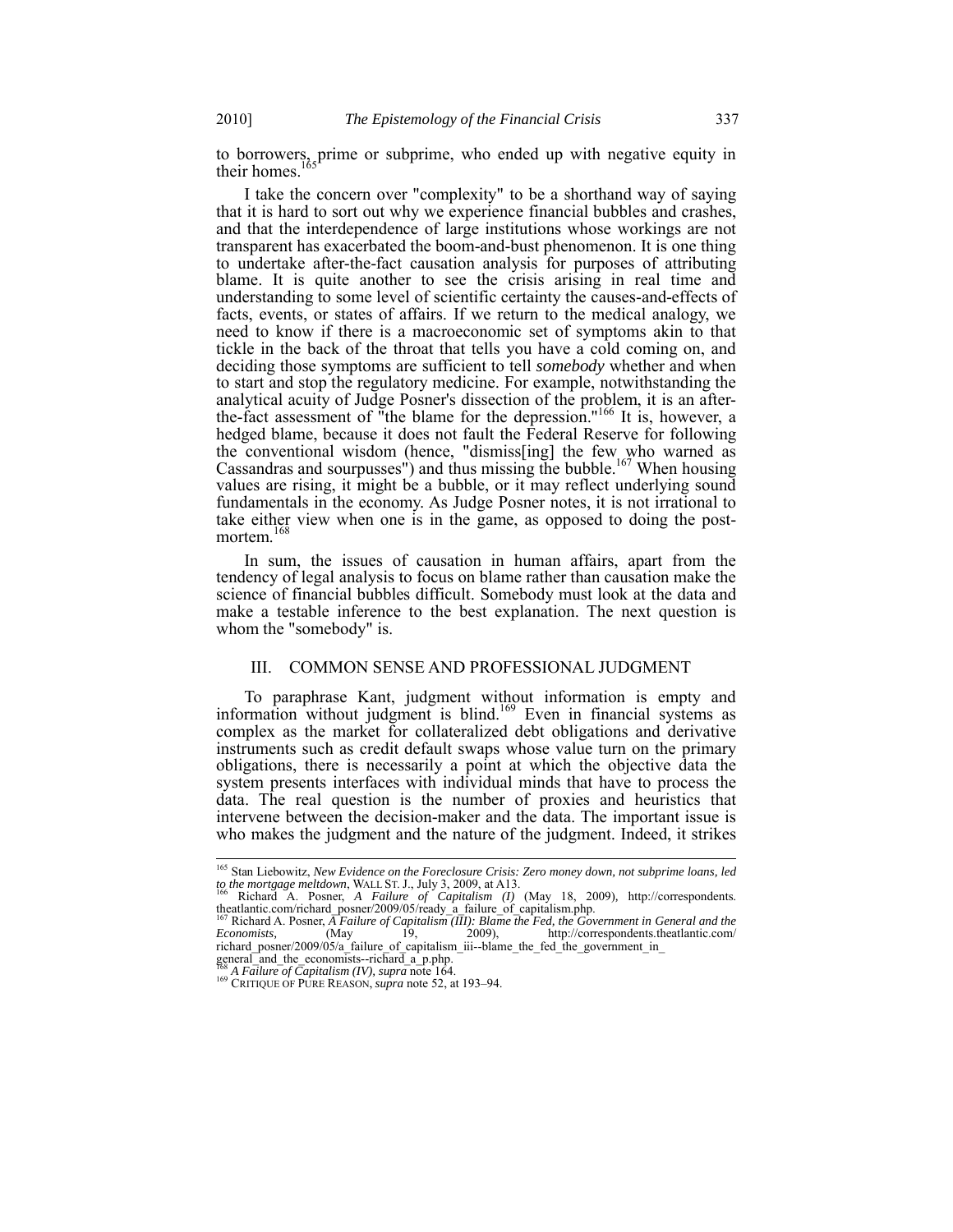to borrowers, prime or subprime, who ended up with negative equity in their homes.[165]

I take the concern over "complexity" to be a shorthand way of saying that it is hard to sort out why we experience financial bubbles and crashes, and that the interdependence of large institutions whose workings are not transparent has exacerbated the boom-and-bust phenomenon. It is one thing to undertake after-the-fact causation analysis for purposes of attributing blame. It is quite another to see the crisis arising in real time and understanding to some level of scientific certainty the causes-and-effects of facts, events, or states of affairs. If we return to the medical analogy, we need to know if there is a macroeconomic set of symptoms akin to that tickle in the back of the throat that tells you have a cold coming on, and deciding those symptoms are sufficient to tell *somebody* whether and when to start and stop the regulatory medicine. For example, notwithstanding the analytical acuity of Judge Posner's dissection of the problem, it is an after-the-fact assessment of "the blame for the depression."[166] It is, however, a hedged blame, because it does not fault the Federal Reserve for following the conventional wisdom (hence, "dismiss[ing] the few who warned as Cassandras and sourpusses") and thus missing the bubble.[167] When housing values are rising, it might be a bubble, or it may reflect underlying sound fundamentals in the economy. As Judge Posner notes, it is not irrational to take either view when one is in the game, as opposed to doing the post-mortem.[168]

In sum, the issues of causation in human affairs, apart from the tendency of legal analysis to focus on blame rather than causation make the science of financial bubbles difficult. Somebody must look at the data and make a testable inference to the best explanation. The next question is whom the "somebody" is.

## III. COMMON SENSE AND PROFESSIONAL JUDGMENT

To paraphrase Kant, judgment without information is empty and information without judgment is blind.[169] Even in financial systems as complex as the market for collateralized debt obligations and derivative instruments such as credit default swaps whose value turn on the primary obligations, there is necessarily a point at which the objective data the system presents interfaces with individual minds that have to process the data. The real question is the number of proxies and heuristics that intervene between the decision-maker and the data. The important issue is who makes the judgment and the nature of the judgment. Indeed, it strikes

---

[165] Stan Liebowitz, *New Evidence on the Foreclosure Crisis: Zero money down, not subprime loans, led to the mortgage meltdown*, WALL ST. J., July 3, 2009, at A13.

[166] Richard A. Posner, *A Failure of Capitalism (I)* (May 18, 2009), http://correspondents.theatlantic.com/richard_posner/2009/05/ready_a_failure_of_capitalism.php.

[167] Richard A. Posner, *A Failure of Capitalism (III): Blame the Fed, the Government in General and the Economists,* (May 19, 2009), http://correspondents.theatlantic.com/richard_posner/2009/05/a_failure_of_capitalism_iii--blame_the_fed_the_government_in_general_and_the_economists--richard_a_p.php.

[168] *A Failure of Capitalism (IV)*, *supra* note 164.

[169] CRITIQUE OF PURE REASON, *supra* note 52, at 193–94.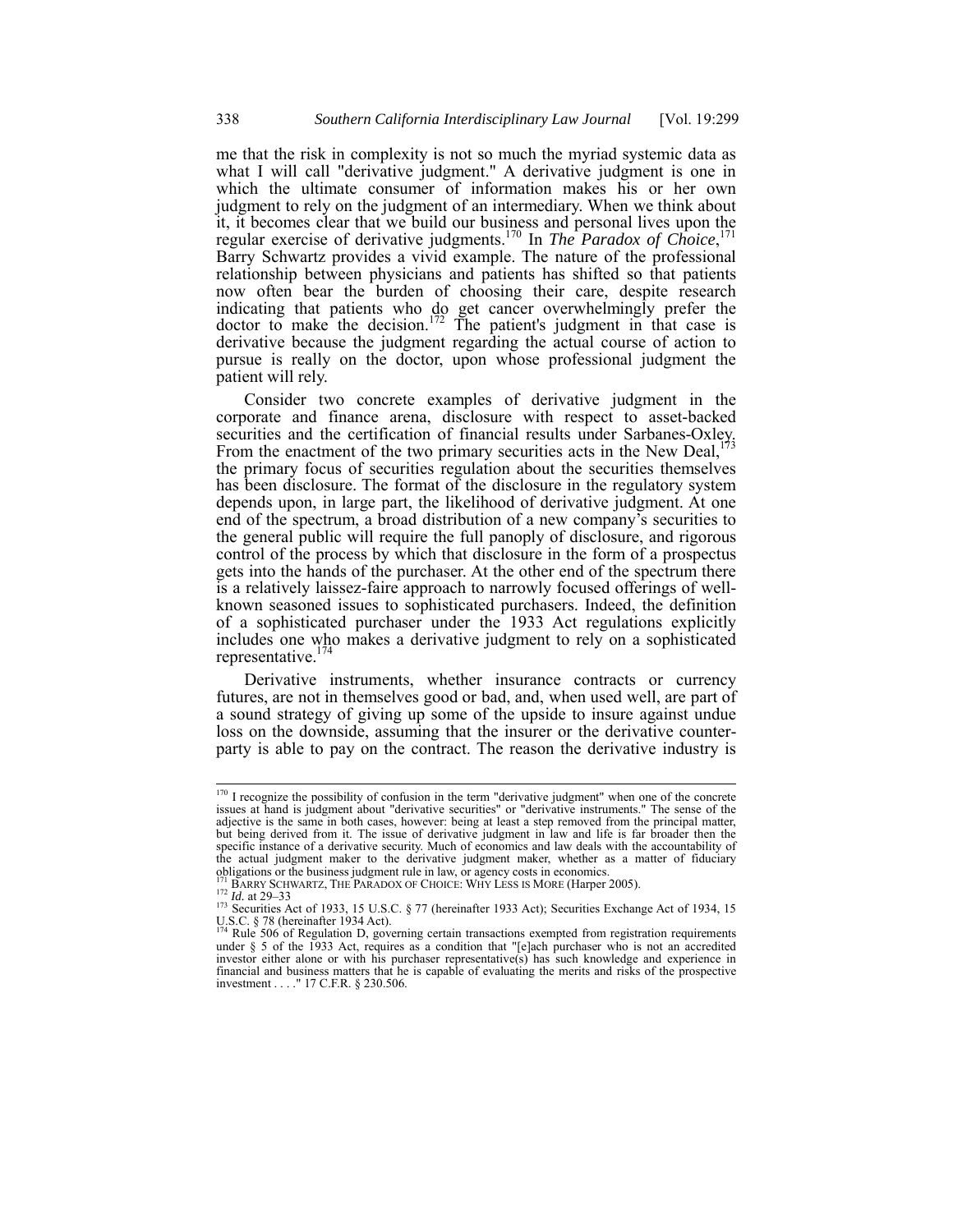me that the risk in complexity is not so much the myriad systemic data as what I will call "derivative judgment." A derivative judgment is one in which the ultimate consumer of information makes his or her own judgment to rely on the judgment of an intermediary. When we think about it, it becomes clear that we build our business and personal lives upon the regular exercise of derivative judgments.[170] In *The Paradox of Choice*,[171] Barry Schwartz provides a vivid example. The nature of the professional relationship between physicians and patients has shifted so that patients now often bear the burden of choosing their care, despite research indicating that patients who do get cancer overwhelmingly prefer the doctor to make the decision.[172] The patient's judgment in that case is derivative because the judgment regarding the actual course of action to pursue is really on the doctor, upon whose professional judgment the patient will rely.

Consider two concrete examples of derivative judgment in the corporate and finance arena, disclosure with respect to asset-backed securities and the certification of financial results under Sarbanes-Oxley. From the enactment of the two primary securities acts in the New Deal,[173] the primary focus of securities regulation about the securities themselves has been disclosure. The format of the disclosure in the regulatory system depends upon, in large part, the likelihood of derivative judgment. At one end of the spectrum, a broad distribution of a new company's securities to the general public will require the full panoply of disclosure, and rigorous control of the process by which that disclosure in the form of a prospectus gets into the hands of the purchaser. At the other end of the spectrum there is a relatively laissez-faire approach to narrowly focused offerings of well-known seasoned issues to sophisticated purchasers. Indeed, the definition of a sophisticated purchaser under the 1933 Act regulations explicitly includes one who makes a derivative judgment to rely on a sophisticated representative.[174]

Derivative instruments, whether insurance contracts or currency futures, are not in themselves good or bad, and, when used well, are part of a sound strategy of giving up some of the upside to insure against undue loss on the downside, assuming that the insurer or the derivative counter-party is able to pay on the contract. The reason the derivative industry is

---

[170] I recognize the possibility of confusion in the term "derivative judgment" when one of the concrete issues at hand is judgment about "derivative securities" or "derivative instruments." The sense of the adjective is the same in both cases, however: being at least a step removed from the principal matter, but being derived from it. The issue of derivative judgment in law and life is far broader then the specific instance of a derivative security. Much of economics and law deals with the accountability of the actual judgment maker to the derivative judgment maker, whether as a matter of fiduciary obligations or the business judgment rule in law, or agency costs in economics.

[171] BARRY SCHWARTZ, THE PARADOX OF CHOICE: WHY LESS IS MORE (Harper 2005).

[172] *Id.* at 29–33

[173] Securities Act of 1933, 15 U.S.C. § 77 (hereinafter 1933 Act); Securities Exchange Act of 1934, 15 U.S.C. § 78 (hereinafter 1934 Act).

[174] Rule 506 of Regulation D, governing certain transactions exempted from registration requirements under § 5 of the 1933 Act, requires as a condition that "[e]ach purchaser who is not an accredited investor either alone or with his purchaser representative(s) has such knowledge and experience in financial and business matters that he is capable of evaluating the merits and risks of the prospective investment . . . ." 17 C.F.R. § 230.506.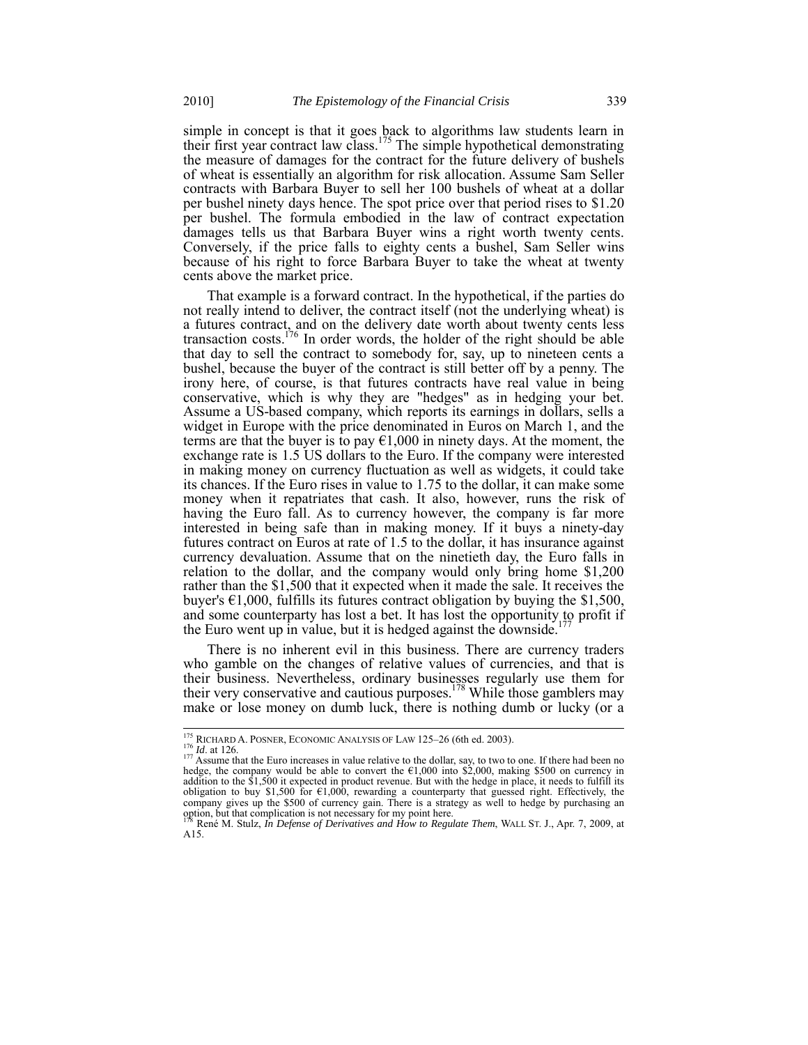simple in concept is that it goes back to algorithms law students learn in their first year contract law class.[175] The simple hypothetical demonstrating the measure of damages for the contract for the future delivery of bushels of wheat is essentially an algorithm for risk allocation. Assume Sam Seller contracts with Barbara Buyer to sell her 100 bushels of wheat at a dollar per bushel ninety days hence. The spot price over that period rises to $1.20 per bushel. The formula embodied in the law of contract expectation damages tells us that Barbara Buyer wins a right worth twenty cents. Conversely, if the price falls to eighty cents a bushel, Sam Seller wins because of his right to force Barbara Buyer to take the wheat at twenty cents above the market price.

That example is a forward contract. In the hypothetical, if the parties do not really intend to deliver, the contract itself (not the underlying wheat) is a futures contract, and on the delivery date worth about twenty cents less transaction costs.[176] In order words, the holder of the right should be able that day to sell the contract to somebody for, say, up to nineteen cents a bushel, because the buyer of the contract is still better off by a penny. The irony here, of course, is that futures contracts have real value in being conservative, which is why they are "hedges" as in hedging your bet. Assume a US-based company, which reports its earnings in dollars, sells a widget in Europe with the price denominated in Euros on March 1, and the terms are that the buyer is to pay €1,000 in ninety days. At the moment, the exchange rate is 1.5 US dollars to the Euro. If the company were interested in making money on currency fluctuation as well as widgets, it could take its chances. If the Euro rises in value to 1.75 to the dollar, it can make some money when it repatriates that cash. It also, however, runs the risk of having the Euro fall. As to currency however, the company is far more interested in being safe than in making money. If it buys a ninety-day futures contract on Euros at rate of 1.5 to the dollar, it has insurance against currency devaluation. Assume that on the ninetieth day, the Euro falls in relation to the dollar, and the company would only bring home $1,200 rather than the $1,500 that it expected when it made the sale. It receives the buyer's €1,000, fulfills its futures contract obligation by buying the $1,500, and some counterparty has lost a bet. It has lost the opportunity to profit if the Euro went up in value, but it is hedged against the downside.[177]

There is no inherent evil in this business. There are currency traders who gamble on the changes of relative values of currencies, and that is their business. Nevertheless, ordinary businesses regularly use them for their very conservative and cautious purposes.[178] While those gamblers may make or lose money on dumb luck, there is nothing dumb or lucky (or a

---

[175] RICHARD A. POSNER, ECONOMIC ANALYSIS OF LAW 125–26 (6th ed. 2003).

[176] *Id*. at 126.

[177] Assume that the Euro increases in value relative to the dollar, say, to two to one. If there had been no hedge, the company would be able to convert the €1,000 into $2,000, making $500 on currency in addition to the $1,500 it expected in product revenue. But with the hedge in place, it needs to fulfill its obligation to buy $1,500 for €1,000, rewarding a counterparty that guessed right. Effectively, the company gives up the $500 of currency gain. There is a strategy as well to hedge by purchasing an option, but that complication is not necessary for my point here.

[178] René M. Stulz, *In Defense of Derivatives and How to Regulate Them*, WALL ST. J., Apr. 7, 2009, at A15.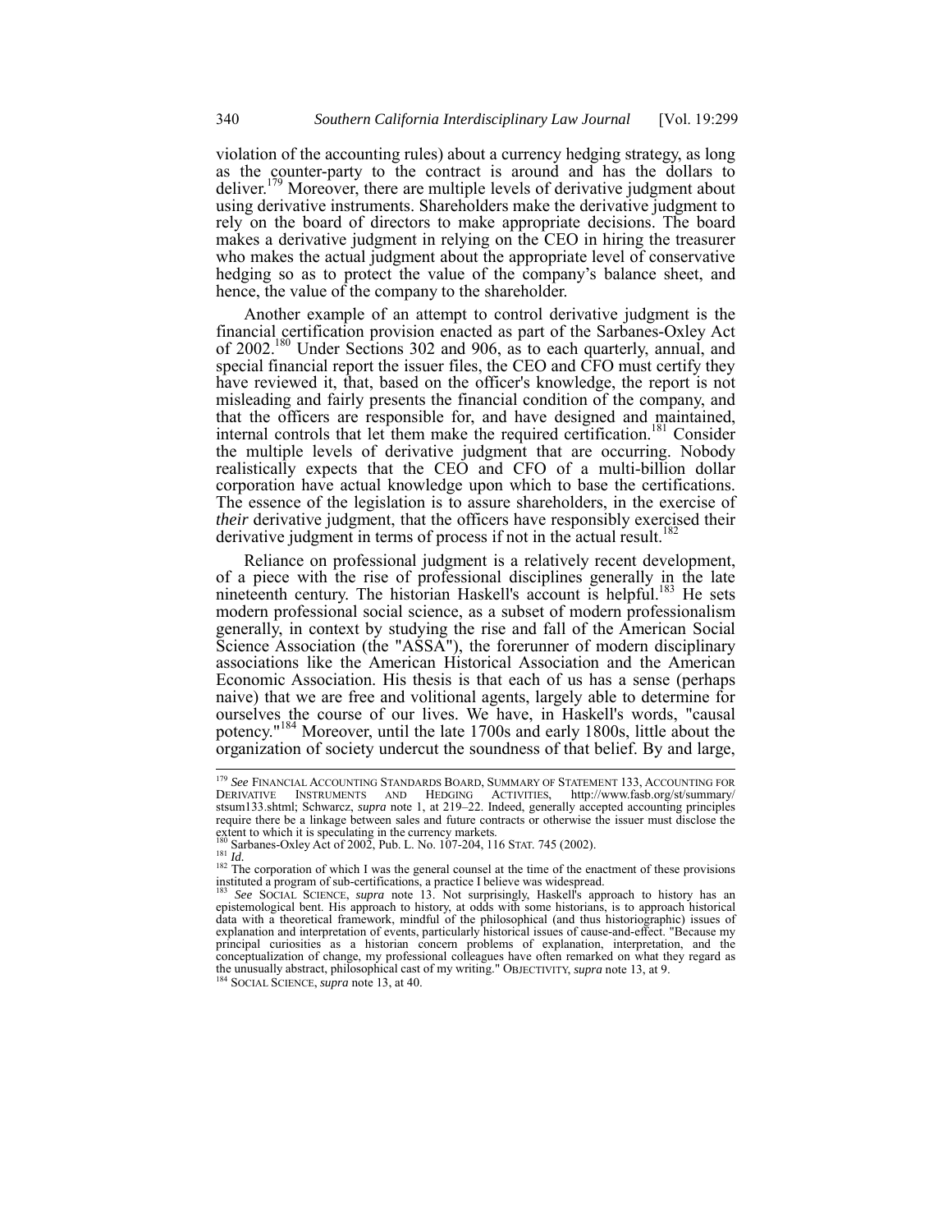violation of the accounting rules) about a currency hedging strategy, as long as the counter-party to the contract is around and has the dollars to deliver.[179] Moreover, there are multiple levels of derivative judgment about using derivative instruments. Shareholders make the derivative judgment to rely on the board of directors to make appropriate decisions. The board makes a derivative judgment in relying on the CEO in hiring the treasurer who makes the actual judgment about the appropriate level of conservative hedging so as to protect the value of the company's balance sheet, and hence, the value of the company to the shareholder.

Another example of an attempt to control derivative judgment is the financial certification provision enacted as part of the Sarbanes-Oxley Act of 2002.[180] Under Sections 302 and 906, as to each quarterly, annual, and special financial report the issuer files, the CEO and CFO must certify they have reviewed it, that, based on the officer's knowledge, the report is not misleading and fairly presents the financial condition of the company, and that the officers are responsible for, and have designed and maintained, internal controls that let them make the required certification.[181] Consider the multiple levels of derivative judgment that are occurring. Nobody realistically expects that the CEO and CFO of a multi-billion dollar corporation have actual knowledge upon which to base the certifications. The essence of the legislation is to assure shareholders, in the exercise of *their* derivative judgment, that the officers have responsibly exercised their derivative judgment in terms of process if not in the actual result.[182]

Reliance on professional judgment is a relatively recent development, of a piece with the rise of professional disciplines generally in the late nineteenth century. The historian Haskell's account is helpful.[183] He sets modern professional social science, as a subset of modern professionalism generally, in context by studying the rise and fall of the American Social Science Association (the "ASSA"), the forerunner of modern disciplinary associations like the American Historical Association and the American Economic Association. His thesis is that each of us has a sense (perhaps naive) that we are free and volitional agents, largely able to determine for ourselves the course of our lives. We have, in Haskell's words, "causal potency."[184] Moreover, until the late 1700s and early 1800s, little about the organization of society undercut the soundness of that belief. By and large,

---

[179] *See* FINANCIAL ACCOUNTING STANDARDS BOARD, SUMMARY OF STATEMENT 133, ACCOUNTING FOR DERIVATIVE INSTRUMENTS AND HEDGING ACTIVITIES, http://www.fasb.org/st/summary/stsum133.shtml; Schwarcz, *supra* note 1, at 219–22. Indeed, generally accepted accounting principles require there be a linkage between sales and future contracts or otherwise the issuer must disclose the extent to which it is speculating in the currency markets.

[180] Sarbanes-Oxley Act of 2002, Pub. L. No. 107-204, 116 STAT. 745 (2002).

[181] *Id.*

[182] The corporation of which I was the general counsel at the time of the enactment of these provisions instituted a program of sub-certifications, a practice I believe was widespread.

[183] *See* SOCIAL SCIENCE, *supra* note 13. Not surprisingly, Haskell's approach to history has an epistemological bent. His approach to history, at odds with some historians, is to approach historical data with a theoretical framework, mindful of the philosophical (and thus historiographic) issues of explanation and interpretation of events, particularly historical issues of cause-and-effect. "Because my principal curiosities as a historian concern problems of explanation, interpretation, and the conceptualization of change, my professional colleagues have often remarked on what they regard as the unusually abstract, philosophical cast of my writing." OBJECTIVITY, *supra* note 13, at 9.

[184] SOCIAL SCIENCE, *supra* note 13, at 40.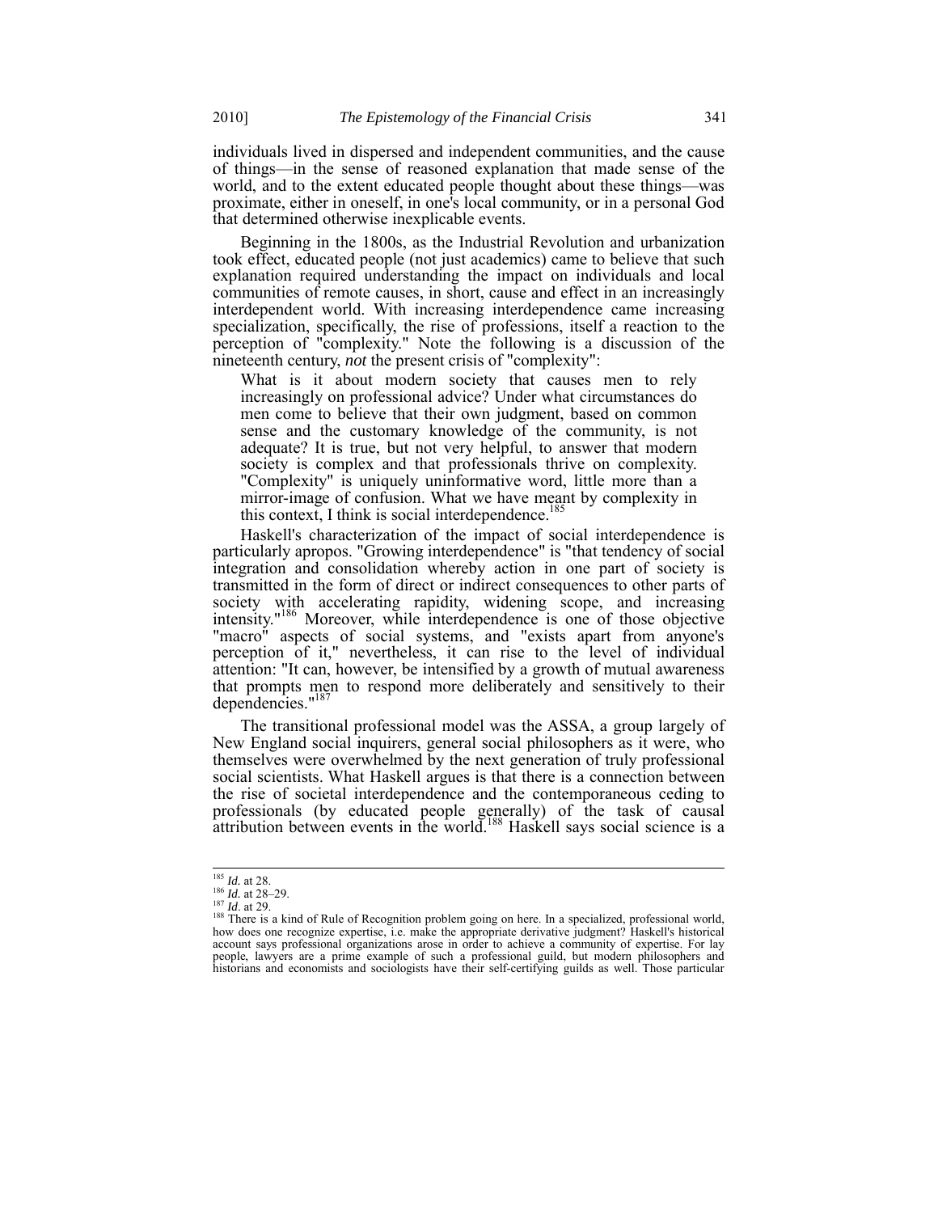individuals lived in dispersed and independent communities, and the cause of things—in the sense of reasoned explanation that made sense of the world, and to the extent educated people thought about these things—was proximate, either in oneself, in one's local community, or in a personal God that determined otherwise inexplicable events.

Beginning in the 1800s, as the Industrial Revolution and urbanization took effect, educated people (not just academics) came to believe that such explanation required understanding the impact on individuals and local communities of remote causes, in short, cause and effect in an increasingly interdependent world. With increasing interdependence came increasing specialization, specifically, the rise of professions, itself a reaction to the perception of "complexity." Note the following is a discussion of the nineteenth century, *not* the present crisis of "complexity":

> What is it about modern society that causes men to rely increasingly on professional advice? Under what circumstances do men come to believe that their own judgment, based on common sense and the customary knowledge of the community, is not adequate? It is true, but not very helpful, to answer that modern society is complex and that professionals thrive on complexity. "Complexity" is uniquely uninformative word, little more than a mirror-image of confusion. What we have meant by complexity in this context, I think is social interdependence.[185]

Haskell's characterization of the impact of social interdependence is particularly apropos. "Growing interdependence" is "that tendency of social integration and consolidation whereby action in one part of society is transmitted in the form of direct or indirect consequences to other parts of society with accelerating rapidity, widening scope, and increasing intensity."[186] Moreover, while interdependence is one of those objective "macro" aspects of social systems, and "exists apart from anyone's perception of it," nevertheless, it can rise to the level of individual attention: "It can, however, be intensified by a growth of mutual awareness that prompts men to respond more deliberately and sensitively to their dependencies."[187]

The transitional professional model was the ASSA, a group largely of New England social inquirers, general social philosophers as it were, who themselves were overwhelmed by the next generation of truly professional social scientists. What Haskell argues is that there is a connection between the rise of societal interdependence and the contemporaneous ceding to professionals (by educated people generally) of the task of causal attribution between events in the world.[188] Haskell says social science is a

---

[185] *Id.* at 28.

[186] *Id.* at 28–29.

[187] *Id*. at 29.

[188] There is a kind of Rule of Recognition problem going on here. In a specialized, professional world, how does one recognize expertise, i.e. make the appropriate derivative judgment? Haskell's historical account says professional organizations arose in order to achieve a community of expertise. For lay people, lawyers are a prime example of such a professional guild, but modern philosophers and historians and economists and sociologists have their self-certifying guilds as well. Those particular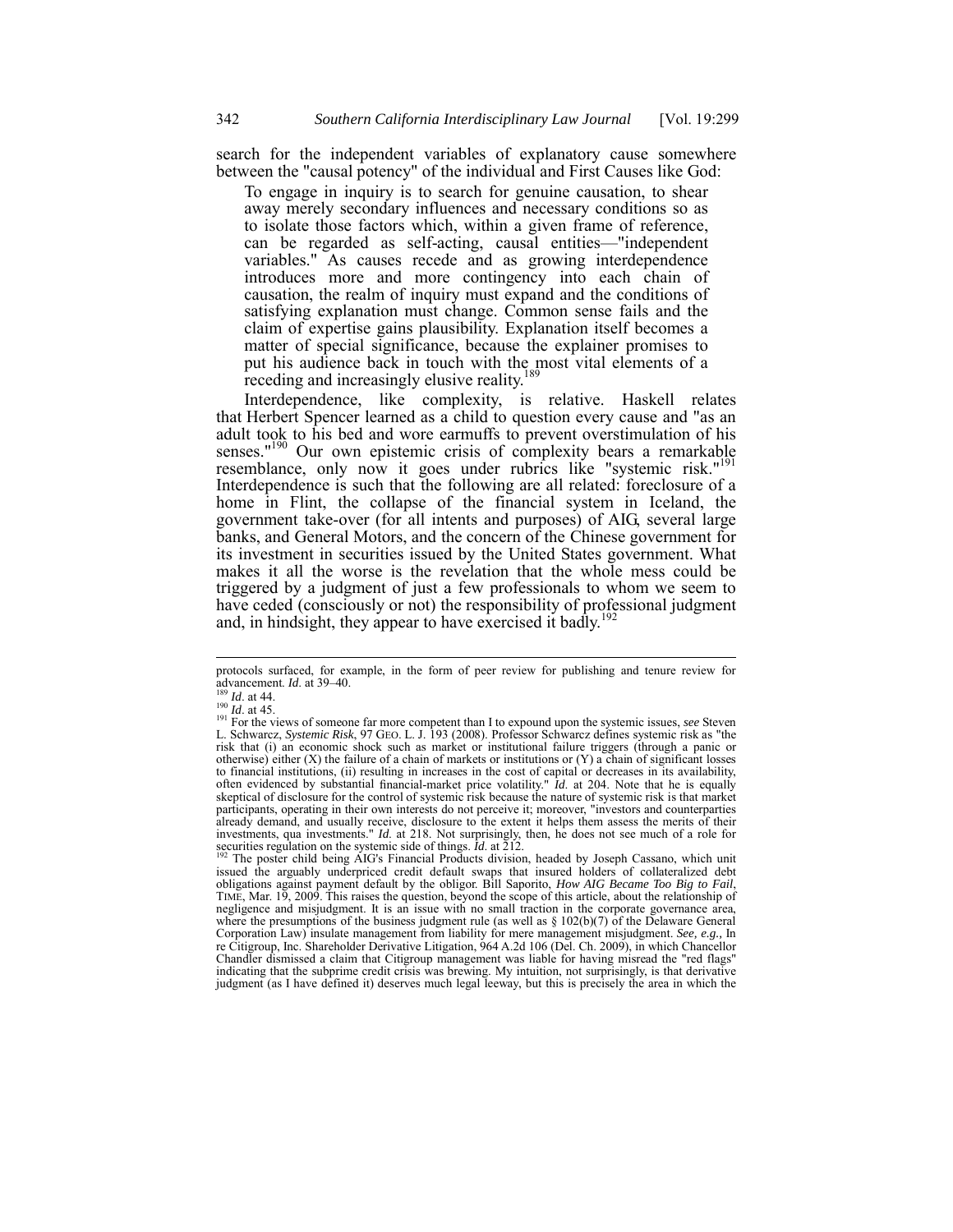search for the independent variables of explanatory cause somewhere between the "causal potency" of the individual and First Causes like God:

> To engage in inquiry is to search for genuine causation, to shear away merely secondary influences and necessary conditions so as to isolate those factors which, within a given frame of reference, can be regarded as self-acting, causal entities—"independent variables." As causes recede and as growing interdependence introduces more and more contingency into each chain of causation, the realm of inquiry must expand and the conditions of satisfying explanation must change. Common sense fails and the claim of expertise gains plausibility. Explanation itself becomes a matter of special significance, because the explainer promises to put his audience back in touch with the most vital elements of a receding and increasingly elusive reality.[189]

Interdependence, like complexity, is relative. Haskell relates that Herbert Spencer learned as a child to question every cause and "as an adult took to his bed and wore earmuffs to prevent overstimulation of his senses."[190] Our own epistemic crisis of complexity bears a remarkable resemblance, only now it goes under rubrics like "systemic risk."[191] Interdependence is such that the following are all related: foreclosure of a home in Flint, the collapse of the financial system in Iceland, the government take-over (for all intents and purposes) of AIG, several large banks, and General Motors, and the concern of the Chinese government for its investment in securities issued by the United States government. What makes it all the worse is the revelation that the whole mess could be triggered by a judgment of just a few professionals to whom we seem to have ceded (consciously or not) the responsibility of professional judgment and, in hindsight, they appear to have exercised it badly.[192]

---

protocols surfaced, for example, in the form of peer review for publishing and tenure review for advancement. *Id.* at 39–40.

[189] *Id.* at 44.

[190] *Id.* at 45.

[191] For the views of someone far more competent than I to expound upon the systemic issues, *see* Steven L. Schwarcz, *Systemic Risk*, 97 GEO. L. J. 193 (2008). Professor Schwarcz defines systemic risk as "the risk that (i) an economic shock such as market or institutional failure triggers (through a panic or otherwise) either (X) the failure of a chain of markets or institutions or (Y) a chain of significant losses to financial institutions, (ii) resulting in increases in the cost of capital or decreases in its availability, often evidenced by substantial financial-market price volatility." *Id.* at 204. Note that he is equally skeptical of disclosure for the control of systemic risk because the nature of systemic risk is that market participants, operating in their own interests do not perceive it; moreover, "investors and counterparties already demand, and usually receive, disclosure to the extent it helps them assess the merits of their investments, qua investments." *Id.* at 218. Not surprisingly, then, he does not see much of a role for securities regulation on the systemic side of things. *Id.* at 212.

[192] The poster child being AIG's Financial Products division, headed by Joseph Cassano, which unit issued the arguably underpriced credit default swaps that insured holders of collateralized debt obligations against payment default by the obligor. Bill Saporito, *How AIG Became Too Big to Fail*, TIME, Mar. 19, 2009. This raises the question, beyond the scope of this article, about the relationship of negligence and misjudgment. It is an issue with no small traction in the corporate governance area, where the presumptions of the business judgment rule (as well as § 102(b)(7) of the Delaware General Corporation Law) insulate management from liability for mere management misjudgment. *See, e.g.*, In re Citigroup, Inc. Shareholder Derivative Litigation, 964 A.2d 106 (Del. Ch. 2009), in which Chancellor Chandler dismissed a claim that Citigroup management was liable for having misread the "red flags" indicating that the subprime credit crisis was brewing. My intuition, not surprisingly, is that derivative judgment (as I have defined it) deserves much legal leeway, but this is precisely the area in which the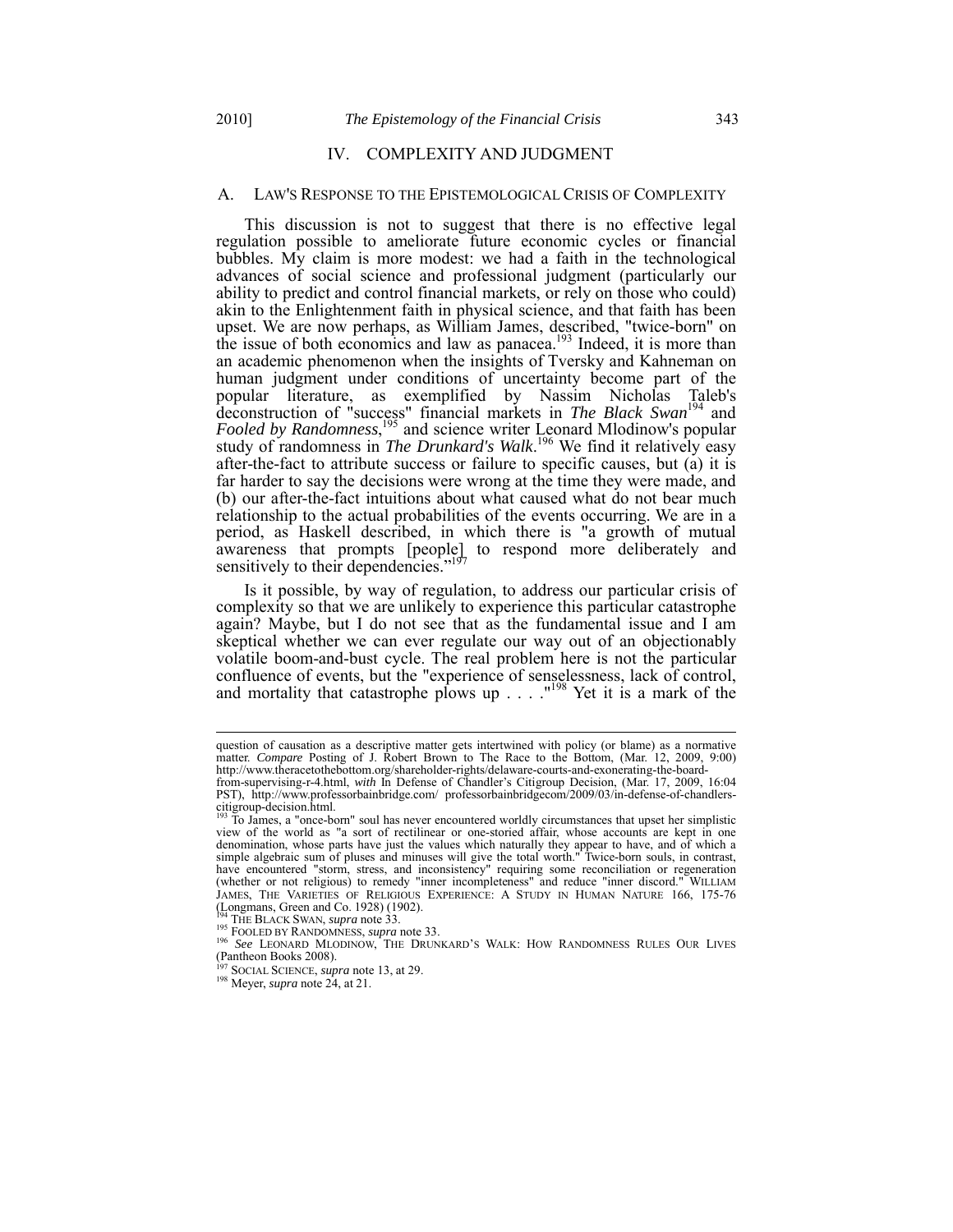# IV. COMPLEXITY AND JUDGMENT

## A. LAW'S RESPONSE TO THE EPISTEMOLOGICAL CRISIS OF COMPLEXITY

This discussion is not to suggest that there is no effective legal regulation possible to ameliorate future economic cycles or financial bubbles. My claim is more modest: we had a faith in the technological advances of social science and professional judgment (particularly our ability to predict and control financial markets, or rely on those who could) akin to the Enlightenment faith in physical science, and that faith has been upset. We are now perhaps, as William James, described, "twice-born" on the issue of both economics and law as panacea.[193] Indeed, it is more than an academic phenomenon when the insights of Tversky and Kahneman on human judgment under conditions of uncertainty become part of the popular literature, as exemplified by Nassim Nicholas Taleb's deconstruction of "success" financial markets in *The Black Swan*[194] and *Fooled by Randomness*,[195] and science writer Leonard Mlodinow's popular study of randomness in *The Drunkard's Walk*.[196] We find it relatively easy after-the-fact to attribute success or failure to specific causes, but (a) it is far harder to say the decisions were wrong at the time they were made, and (b) our after-the-fact intuitions about what caused what do not bear much relationship to the actual probabilities of the events occurring. We are in a period, as Haskell described, in which there is "a growth of mutual awareness that prompts [people] to respond more deliberately and sensitively to their dependencies."[197]

Is it possible, by way of regulation, to address our particular crisis of complexity so that we are unlikely to experience this particular catastrophe again? Maybe, but I do not see that as the fundamental issue and I am skeptical whether we can ever regulate our way out of an objectionably volatile boom-and-bust cycle. The real problem here is not the particular confluence of events, but the "experience of senselessness, lack of control, and mortality that catastrophe plows up . . . ."[198] Yet it is a mark of the

---

question of causation as a descriptive matter gets intertwined with policy (or blame) as a normative matter. *Compare* Posting of J. Robert Brown to The Race to the Bottom, (Mar. 12, 2009, 9:00) http://www.theracetothebottom.org/shareholder-rights/delaware-courts-and-exonerating-the-board-from-supervising-r-4.html, *with* In Defense of Chandler's Citigroup Decision, (Mar. 17, 2009, 16:04 PST), http://www.professorbainbridge.com/ professorbainbridgecom/2009/03/in-defense-of-chandlers-citigroup-decision.html.

[193] To James, a "once-born" soul has never encountered worldly circumstances that upset her simplistic view of the world as "a sort of rectilinear or one-storied affair, whose accounts are kept in one denomination, whose parts have just the values which naturally they appear to have, and of which a simple algebraic sum of pluses and minuses will give the total worth." Twice-born souls, in contrast, have encountered "storm, stress, and inconsistency" requiring some reconciliation or regeneration (whether or not religious) to remedy "inner incompleteness" and reduce "inner discord." WILLIAM JAMES, THE VARIETIES OF RELIGIOUS EXPERIENCE: A STUDY IN HUMAN NATURE 166, 175-76 (Longmans, Green and Co. 1928) (1902).

[194] THE BLACK SWAN, *supra* note 33.

[195] FOOLED BY RANDOMNESS, *supra* note 33.

[196] *See* LEONARD MLODINOW, THE DRUNKARD'S WALK: HOW RANDOMNESS RULES OUR LIVES (Pantheon Books 2008).

[197] SOCIAL SCIENCE, *supra* note 13, at 29.

[198] Meyer, *supra* note 24, at 21.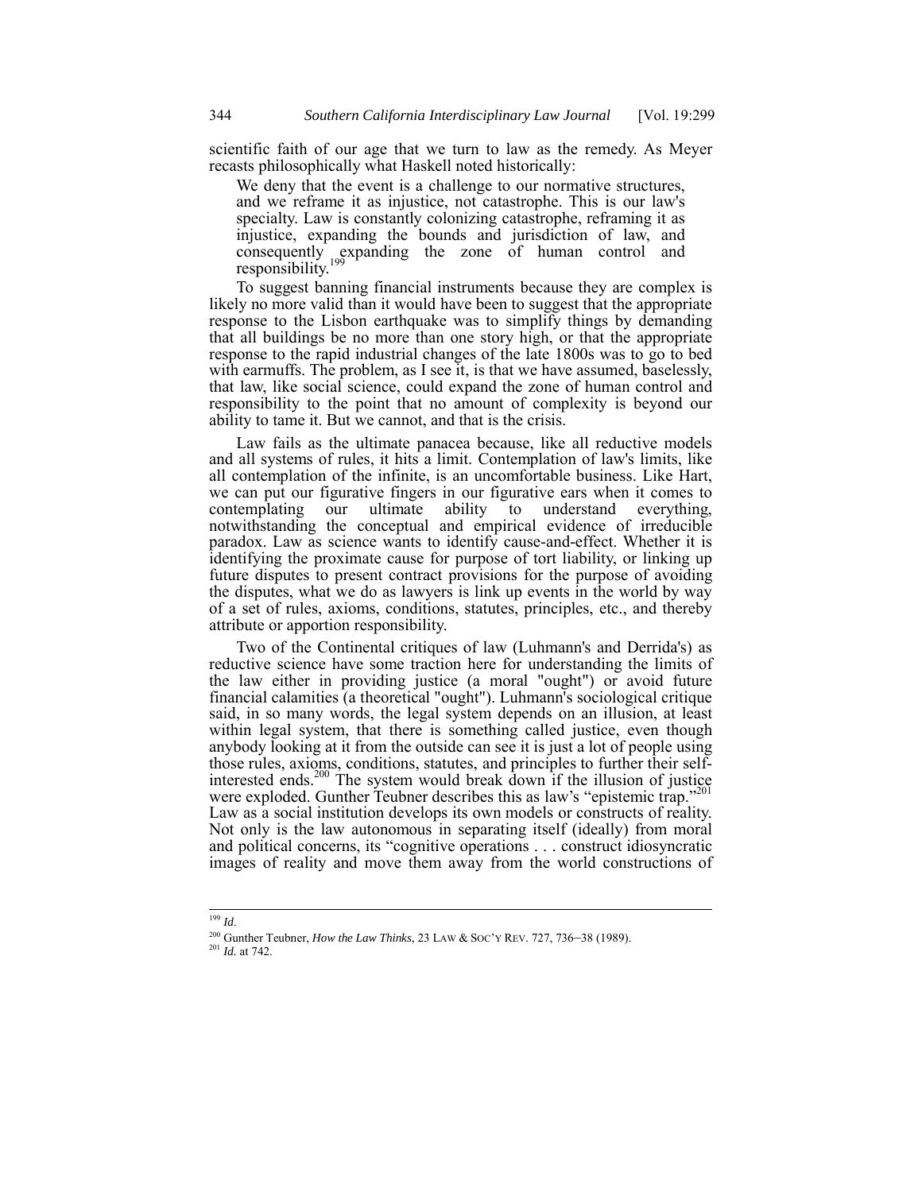scientific faith of our age that we turn to law as the remedy. As Meyer recasts philosophically what Haskell noted historically:

> We deny that the event is a challenge to our normative structures, and we reframe it as injustice, not catastrophe. This is our law's specialty. Law is constantly colonizing catastrophe, reframing it as injustice, expanding the bounds and jurisdiction of law, and consequently expanding the zone of human control and responsibility.[199]

To suggest banning financial instruments because they are complex is likely no more valid than it would have been to suggest that the appropriate response to the Lisbon earthquake was to simplify things by demanding that all buildings be no more than one story high, or that the appropriate response to the rapid industrial changes of the late 1800s was to go to bed with earmuffs. The problem, as I see it, is that we have assumed, baselessly, that law, like social science, could expand the zone of human control and responsibility to the point that no amount of complexity is beyond our ability to tame it. But we cannot, and that is the crisis.

Law fails as the ultimate panacea because, like all reductive models and all systems of rules, it hits a limit. Contemplation of law's limits, like all contemplation of the infinite, is an uncomfortable business. Like Hart, we can put our figurative fingers in our figurative ears when it comes to contemplating our ultimate ability to understand everything, notwithstanding the conceptual and empirical evidence of irreducible paradox. Law as science wants to identify cause-and-effect. Whether it is identifying the proximate cause for purpose of tort liability, or linking up future disputes to present contract provisions for the purpose of avoiding the disputes, what we do as lawyers is link up events in the world by way of a set of rules, axioms, conditions, statutes, principles, etc., and thereby attribute or apportion responsibility.

Two of the Continental critiques of law (Luhmann's and Derrida's) as reductive science have some traction here for understanding the limits of the law either in providing justice (a moral "ought") or avoid future financial calamities (a theoretical "ought"). Luhmann's sociological critique said, in so many words, the legal system depends on an illusion, at least within legal system, that there is something called justice, even though anybody looking at it from the outside can see it is just a lot of people using those rules, axioms, conditions, statutes, and principles to further their self-interested ends.[200] The system would break down if the illusion of justice were exploded. Gunther Teubner describes this as law's "epistemic trap."[201] Law as a social institution develops its own models or constructs of reality. Not only is the law autonomous in separating itself (ideally) from moral and political concerns, its "cognitive operations . . . construct idiosyncratic images of reality and move them away from the world constructions of

---

[199] *Id*.

[200] Gunther Teubner, *How the Law Thinks*, 23 LAW & SOC'Y REV. 727, 736–38 (1989).

[201] *Id.* at 742.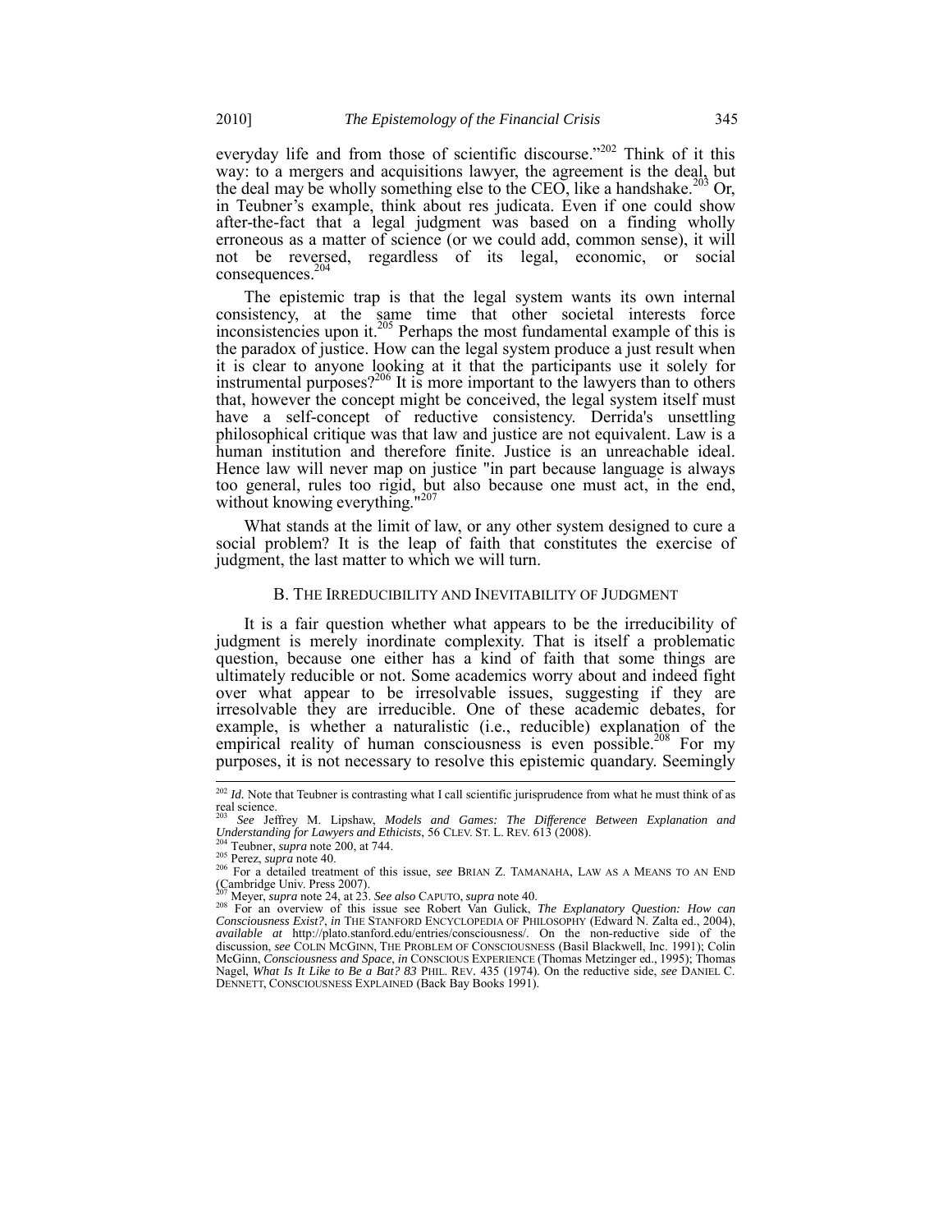everyday life and from those of scientific discourse."[202] Think of it this way: to a mergers and acquisitions lawyer, the agreement is the deal, but the deal may be wholly something else to the CEO, like a handshake.[203] Or, in Teubner's example, think about res judicata. Even if one could show after-the-fact that a legal judgment was based on a finding wholly erroneous as a matter of science (or we could add, common sense), it will not be reversed, regardless of its legal, economic, or social consequences.[204]

The epistemic trap is that the legal system wants its own internal consistency, at the same time that other societal interests force inconsistencies upon it.[205] Perhaps the most fundamental example of this is the paradox of justice. How can the legal system produce a just result when it is clear to anyone looking at it that the participants use it solely for instrumental purposes?[206] It is more important to the lawyers than to others that, however the concept might be conceived, the legal system itself must have a self-concept of reductive consistency. Derrida's unsettling philosophical critique was that law and justice are not equivalent. Law is a human institution and therefore finite. Justice is an unreachable ideal. Hence law will never map on justice "in part because language is always too general, rules too rigid, but also because one must act, in the end, without knowing everything."[207]

What stands at the limit of law, or any other system designed to cure a social problem? It is the leap of faith that constitutes the exercise of judgment, the last matter to which we will turn.

### B. The Irreducibility and Inevitability of Judgment

It is a fair question whether what appears to be the irreducibility of judgment is merely inordinate complexity. That is itself a problematic question, because one either has a kind of faith that some things are ultimately reducible or not. Some academics worry about and indeed fight over what appear to be irresolvable issues, suggesting if they are irresolvable they are irreducible. One of these academic debates, for example, is whether a naturalistic (i.e., reducible) explanation of the empirical reality of human consciousness is even possible.[208] For my purposes, it is not necessary to resolve this epistemic quandary. Seemingly

---

[202] *Id.* Note that Teubner is contrasting what I call scientific jurisprudence from what he must think of as real science.

[203] *See* Jeffrey M. Lipshaw, *Models and Games: The Difference Between Explanation and Understanding for Lawyers and Ethicists*, 56 CLEV. ST. L. REV. 613 (2008).

[204] Teubner, *supra* note 200, at 744.

[205] Perez, *supra* note 40.

[206] For a detailed treatment of this issue, *see* BRIAN Z. TAMANAHA, LAW AS A MEANS TO AN END (Cambridge Univ. Press 2007).

[207] Meyer, *supra* note 24, at 23. *See also* CAPUTO, *supra* note 40.

[208] For an overview of this issue see Robert Van Gulick, *The Explanatory Question: How can Consciousness Exist?*, *in* THE STANFORD ENCYCLOPEDIA OF PHILOSOPHY (Edward N. Zalta ed., 2004), *available at* http://plato.stanford.edu/entries/consciousness/. On the non-reductive side of the discussion, *see* COLIN MCGINN, THE PROBLEM OF CONSCIOUSNESS (Basil Blackwell, Inc. 1991); Colin McGinn, *Consciousness and Space*, *in* CONSCIOUS EXPERIENCE (Thomas Metzinger ed., 1995); Thomas Nagel, *What Is It Like to Be a Bat? 83* PHIL. REV. 435 (1974). On the reductive side, *see* DANIEL C. DENNETT, CONSCIOUSNESS EXPLAINED (Back Bay Books 1991).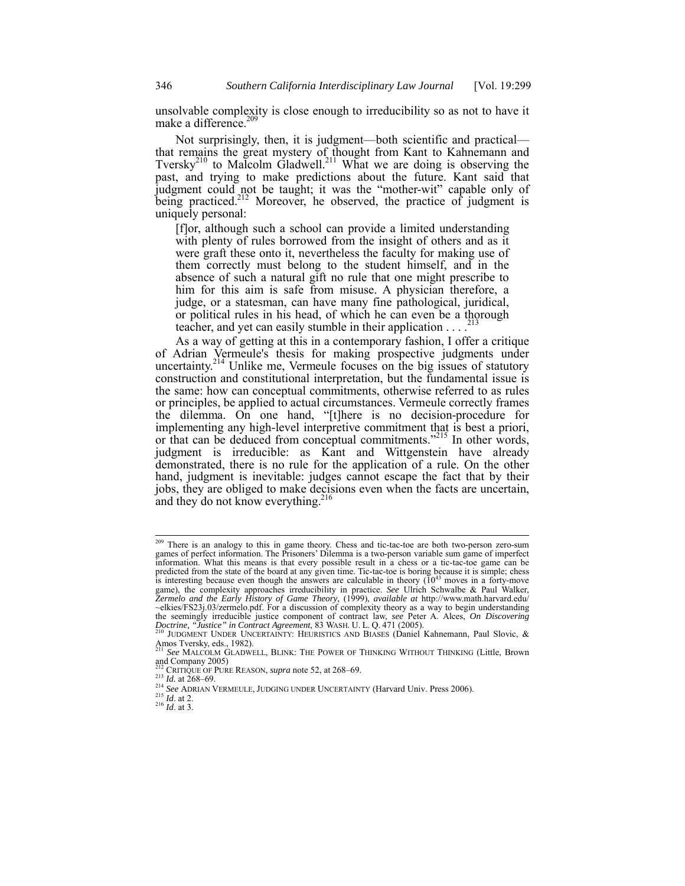unsolvable complexity is close enough to irreducibility so as not to have it make a difference.[209]

Not surprisingly, then, it is judgment—both scientific and practical—that remains the great mystery of thought from Kant to Kahnemann and Tversky[210] to Malcolm Gladwell.[211] What we are doing is observing the past, and trying to make predictions about the future. Kant said that judgment could not be taught; it was the "mother-wit" capable only of being practiced.[212] Moreover, he observed, the practice of judgment is uniquely personal:

> [f]or, although such a school can provide a limited understanding with plenty of rules borrowed from the insight of others and as it were graft these onto it, nevertheless the faculty for making use of them correctly must belong to the student himself, and in the absence of such a natural gift no rule that one might prescribe to him for this aim is safe from misuse. A physician therefore, a judge, or a statesman, can have many fine pathological, juridical, or political rules in his head, of which he can even be a thorough teacher, and yet can easily stumble in their application . . . .[213]

As a way of getting at this in a contemporary fashion, I offer a critique of Adrian Vermeule's thesis for making prospective judgments under uncertainty.[214] Unlike me, Vermeule focuses on the big issues of statutory construction and constitutional interpretation, but the fundamental issue is the same: how can conceptual commitments, otherwise referred to as rules or principles, be applied to actual circumstances. Vermeule correctly frames the dilemma. On one hand, "[t]here is no decision-procedure for implementing any high-level interpretive commitment that is best a priori, or that can be deduced from conceptual commitments."[215] In other words, judgment is irreducible: as Kant and Wittgenstein have already demonstrated, there is no rule for the application of a rule. On the other hand, judgment is inevitable: judges cannot escape the fact that by their jobs, they are obliged to make decisions even when the facts are uncertain, and they do not know everything.[216]

---

[209] There is an analogy to this in game theory. Chess and tic-tac-toe are both two-person zero-sum games of perfect information. The Prisoners' Dilemma is a two-person variable sum game of imperfect information. What this means is that every possible result in a chess or a tic-tac-toe game can be predicted from the state of the board at any given time. Tic-tac-toe is boring because it is simple; chess is interesting because even though the answers are calculable in theory ($10^{43}$ moves in a forty-move game), the complexity approaches irreducibility in practice. *See* Ulrich Schwalbe & Paul Walker, *Zermelo and the Early History of Game Theory*, (1999), *available at* http://www.math.harvard.edu/~elkies/FS23j.03/zermelo.pdf. For a discussion of complexity theory as a way to begin understanding the seemingly irreducible justice component of contract law, *see* Peter A. Alces, *On Discovering Doctrine, "Justice" in Contract Agreement*, 83 WASH. U. L. Q. 471 (2005).

[210] JUDGMENT UNDER UNCERTAINTY: HEURISTICS AND BIASES (Daniel Kahnemann, Paul Slovic, & Amos Tversky, eds., 1982).

[211] *See* MALCOLM GLADWELL, BLINK: THE POWER OF THINKING WITHOUT THINKING (Little, Brown and Company 2005)

[212] CRITIQUE OF PURE REASON, *supra* note 52, at 268–69.

[213] *Id.* at 268–69.

[214] *See* ADRIAN VERMEULE, JUDGING UNDER UNCERTAINTY (Harvard Univ. Press 2006).

[215] *Id*. at 2.

[216] *Id*. at 3.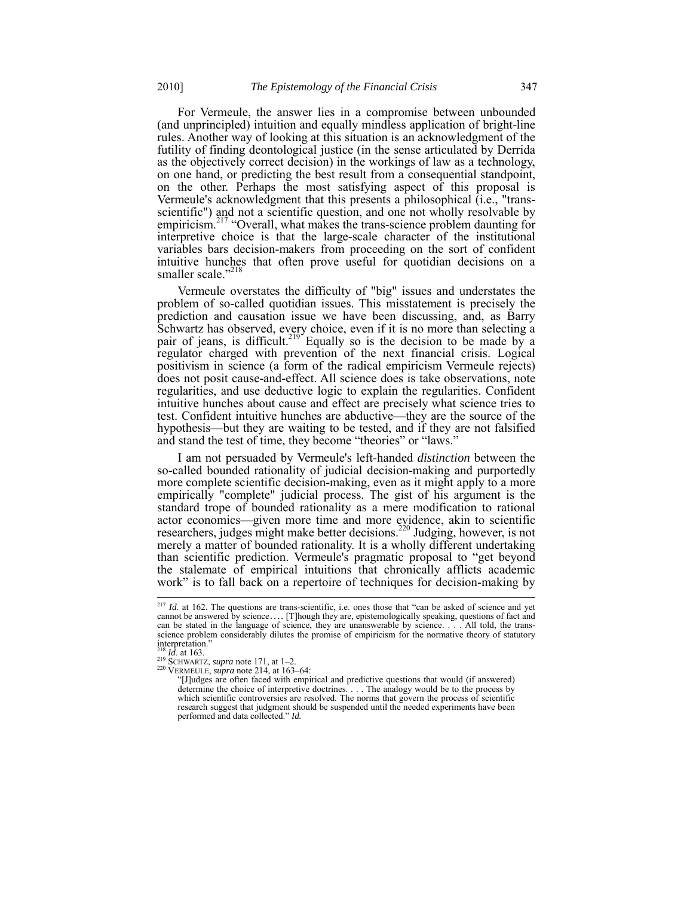For Vermeule, the answer lies in a compromise between unbounded (and unprincipled) intuition and equally mindless application of bright-line rules. Another way of looking at this situation is an acknowledgment of the futility of finding deontological justice (in the sense articulated by Derrida as the objectively correct decision) in the workings of law as a technology, on one hand, or predicting the best result from a consequential standpoint, on the other. Perhaps the most satisfying aspect of this proposal is Vermeule's acknowledgment that this presents a philosophical (i.e., "trans-scientific") and not a scientific question, and one not wholly resolvable by empiricism.[217] "Overall, what makes the trans-science problem daunting for interpretive choice is that the large-scale character of the institutional variables bars decision-makers from proceeding on the sort of confident intuitive hunches that often prove useful for quotidian decisions on a smaller scale."[218]

Vermeule overstates the difficulty of "big" issues and understates the problem of so-called quotidian issues. This misstatement is precisely the prediction and causation issue we have been discussing, and, as Barry Schwartz has observed, every choice, even if it is no more than selecting a pair of jeans, is difficult.[219] Equally so is the decision to be made by a regulator charged with prevention of the next financial crisis. Logical positivism in science (a form of the radical empiricism Vermeule rejects) does not posit cause-and-effect. All science does is take observations, note regularities, and use deductive logic to explain the regularities. Confident intuitive hunches about cause and effect are precisely what science tries to test. Confident intuitive hunches are abductive—they are the source of the hypothesis—but they are waiting to be tested, and if they are not falsified and stand the test of time, they become "theories" or "laws."

I am not persuaded by Vermeule's left-handed *distinction* between the so-called bounded rationality of judicial decision-making and purportedly more complete scientific decision-making, even as it might apply to a more empirically "complete" judicial process. The gist of his argument is the standard trope of bounded rationality as a mere modification to rational actor economics—given more time and more evidence, akin to scientific researchers, judges might make better decisions.[220] Judging, however, is not merely a matter of bounded rationality. It is a wholly different undertaking than scientific prediction. Vermeule's pragmatic proposal to "get beyond the stalemate of empirical intuitions that chronically afflicts academic work" is to fall back on a repertoire of techniques for decision-making by

---

[217] *Id.* at 162. The questions are trans-scientific, i.e. ones those that "can be asked of science and yet cannot be answered by science…. [T]hough they are, epistemologically speaking, questions of fact and can be stated in the language of science, they are unanswerable by science. . . . All told, the trans-science problem considerably dilutes the promise of empiricism for the normative theory of statutory interpretation."

[218] *Id.* at 163.

[219] SCHWARTZ, *supra* note 171, at 1–2.

[220] VERMEULE, *supra* note 214, at 163–64:

> "[J]udges are often faced with empirical and predictive questions that would (if answered) determine the choice of interpretive doctrines. . . . The analogy would be to the process by which scientific controversies are resolved. The norms that govern the process of scientific research suggest that judgment should be suspended until the needed experiments have been performed and data collected." *Id.*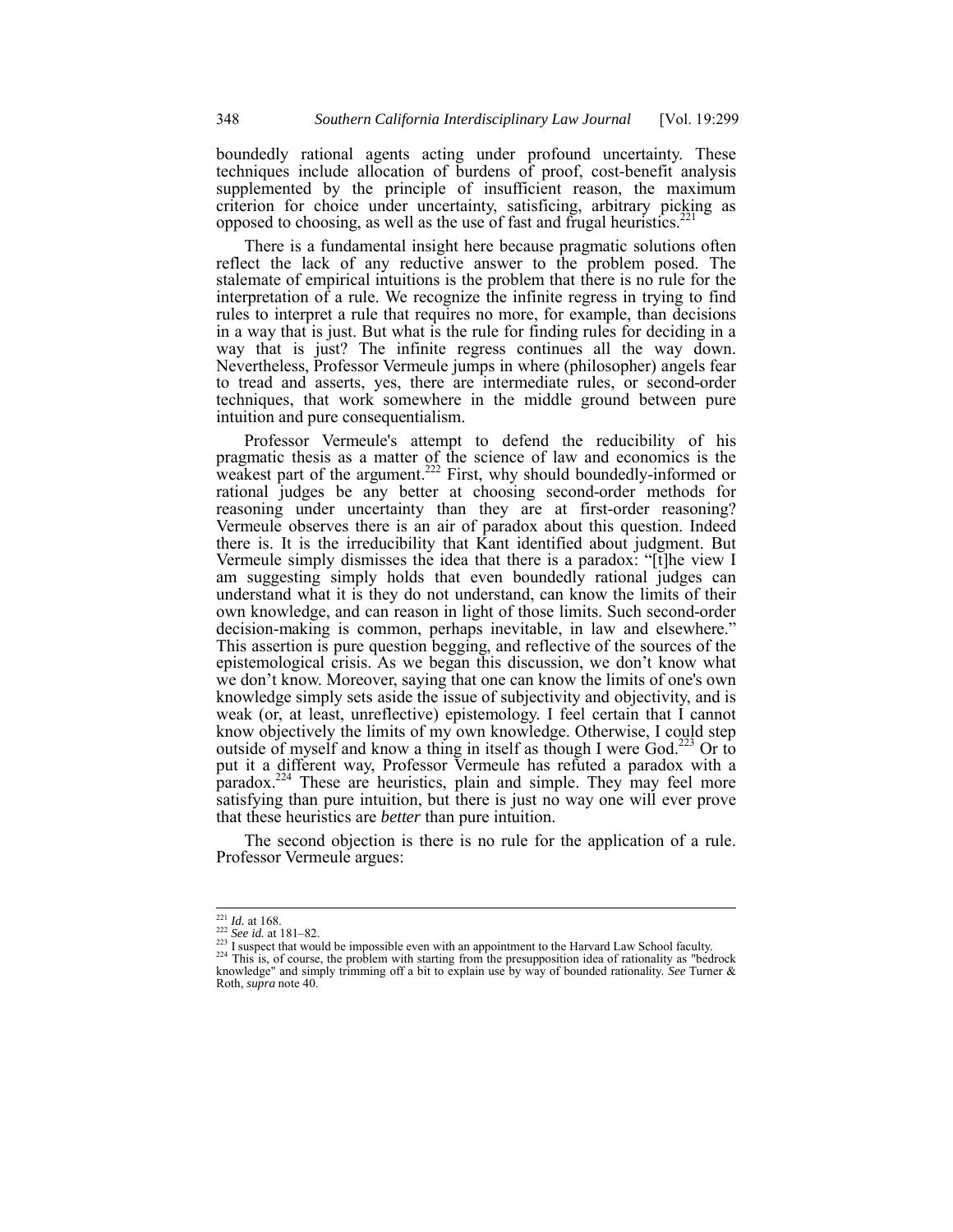boundedly rational agents acting under profound uncertainty. These techniques include allocation of burdens of proof, cost-benefit analysis supplemented by the principle of insufficient reason, the maximum criterion for choice under uncertainty, satisficing, arbitrary picking as opposed to choosing, as well as the use of fast and frugal heuristics.[221]

There is a fundamental insight here because pragmatic solutions often reflect the lack of any reductive answer to the problem posed. The stalemate of empirical intuitions is the problem that there is no rule for the interpretation of a rule. We recognize the infinite regress in trying to find rules to interpret a rule that requires no more, for example, than decisions in a way that is just. But what is the rule for finding rules for deciding in a way that is just? The infinite regress continues all the way down. Nevertheless, Professor Vermeule jumps in where (philosopher) angels fear to tread and asserts, yes, there are intermediate rules, or second-order techniques, that work somewhere in the middle ground between pure intuition and pure consequentialism.

Professor Vermeule's attempt to defend the reducibility of his pragmatic thesis as a matter of the science of law and economics is the weakest part of the argument.[222] First, why should boundedly-informed or rational judges be any better at choosing second-order methods for reasoning under uncertainty than they are at first-order reasoning? Vermeule observes there is an air of paradox about this question. Indeed there is. It is the irreducibility that Kant identified about judgment. But Vermeule simply dismisses the idea that there is a paradox: "[t]he view I am suggesting simply holds that even boundedly rational judges can understand what it is they do not understand, can know the limits of their own knowledge, and can reason in light of those limits. Such second-order decision-making is common, perhaps inevitable, in law and elsewhere." This assertion is pure question begging, and reflective of the sources of the epistemological crisis. As we began this discussion, we don't know what we don't know. Moreover, saying that one can know the limits of one's own knowledge simply sets aside the issue of subjectivity and objectivity, and is weak (or, at least, unreflective) epistemology. I feel certain that I cannot know objectively the limits of my own knowledge. Otherwise, I could step outside of myself and know a thing in itself as though I were God.[223] Or to put it a different way, Professor Vermeule has refuted a paradox with a paradox.[224] These are heuristics, plain and simple. They may feel more satisfying than pure intuition, but there is just no way one will ever prove that these heuristics are *better* than pure intuition.

The second objection is there is no rule for the application of a rule. Professor Vermeule argues:

---

[221] *Id.* at 168.

[222] *See id.* at 181–82.

[223] I suspect that would be impossible even with an appointment to the Harvard Law School faculty.

[224] This is, of course, the problem with starting from the presupposition idea of rationality as "bedrock knowledge" and simply trimming off a bit to explain use by way of bounded rationality. *See* Turner & Roth, *supra* note 40.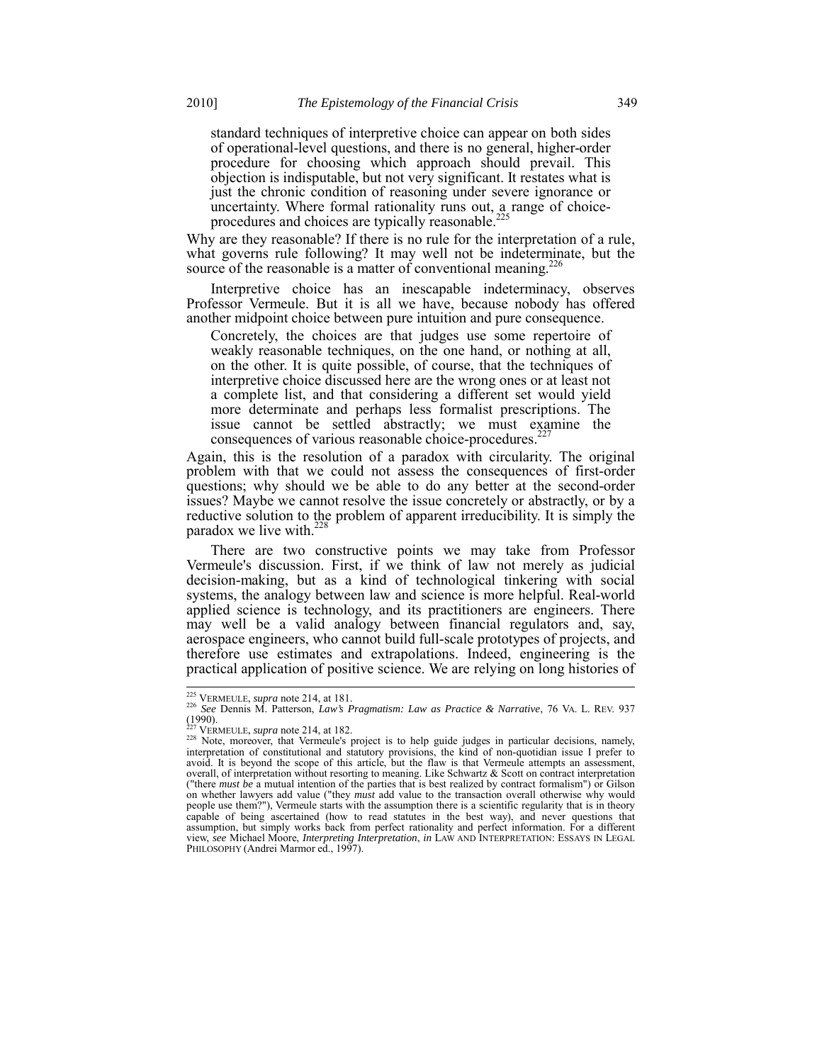> standard techniques of interpretive choice can appear on both sides of operational-level questions, and there is no general, higher-order procedure for choosing which approach should prevail. This objection is indisputable, but not very significant. It restates what is just the chronic condition of reasoning under severe ignorance or uncertainty. Where formal rationality runs out, a range of choice-procedures and choices are typically reasonable.[225]

Why are they reasonable? If there is no rule for the interpretation of a rule, what governs rule following? It may well not be indeterminate, but the source of the reasonable is a matter of conventional meaning.[226]

Interpretive choice has an inescapable indeterminacy, observes Professor Vermeule. But it is all we have, because nobody has offered another midpoint choice between pure intuition and pure consequence.

> Concretely, the choices are that judges use some repertoire of weakly reasonable techniques, on the one hand, or nothing at all, on the other. It is quite possible, of course, that the techniques of interpretive choice discussed here are the wrong ones or at least not a complete list, and that considering a different set would yield more determinate and perhaps less formalist prescriptions. The issue cannot be settled abstractly; we must examine the consequences of various reasonable choice-procedures.[227]

Again, this is the resolution of a paradox with circularity. The original problem with that we could not assess the consequences of first-order questions; why should we be able to do any better at the second-order issues? Maybe we cannot resolve the issue concretely or abstractly, or by a reductive solution to the problem of apparent irreducibility. It is simply the paradox we live with.[228]

There are two constructive points we may take from Professor Vermeule's discussion. First, if we think of law not merely as judicial decision-making, but as a kind of technological tinkering with social systems, the analogy between law and science is more helpful. Real-world applied science is technology, and its practitioners are engineers. There may well be a valid analogy between financial regulators and, say, aerospace engineers, who cannot build full-scale prototypes of projects, and therefore use estimates and extrapolations. Indeed, engineering is the practical application of positive science. We are relying on long histories of

---

[225] VERMEULE, *supra* note 214, at 181.

[226] *See* Dennis M. Patterson, *Law's Pragmatism: Law as Practice & Narrative*, 76 VA. L. REV. 937 (1990).

[227] VERMEULE, *supra* note 214, at 182.

[228] Note, moreover, that Vermeule's project is to help guide judges in particular decisions, namely, interpretation of constitutional and statutory provisions, the kind of non-quotidian issue I prefer to avoid. It is beyond the scope of this article, but the flaw is that Vermeule attempts an assessment, overall, of interpretation without resorting to meaning. Like Schwartz & Scott on contract interpretation ("there *must be* a mutual intention of the parties that is best realized by contract formalism") or Gilson on whether lawyers add value ("they *must* add value to the transaction overall otherwise why would people use them?"), Vermeule starts with the assumption there is a scientific regularity that is in theory capable of being ascertained (how to read statutes in the best way), and never questions that assumption, but simply works back from perfect rationality and perfect information. For a different view, *see* Michael Moore, *Interpreting Interpretation*, *in* LAW AND INTERPRETATION: ESSAYS IN LEGAL PHILOSOPHY (Andrei Marmor ed., 1997).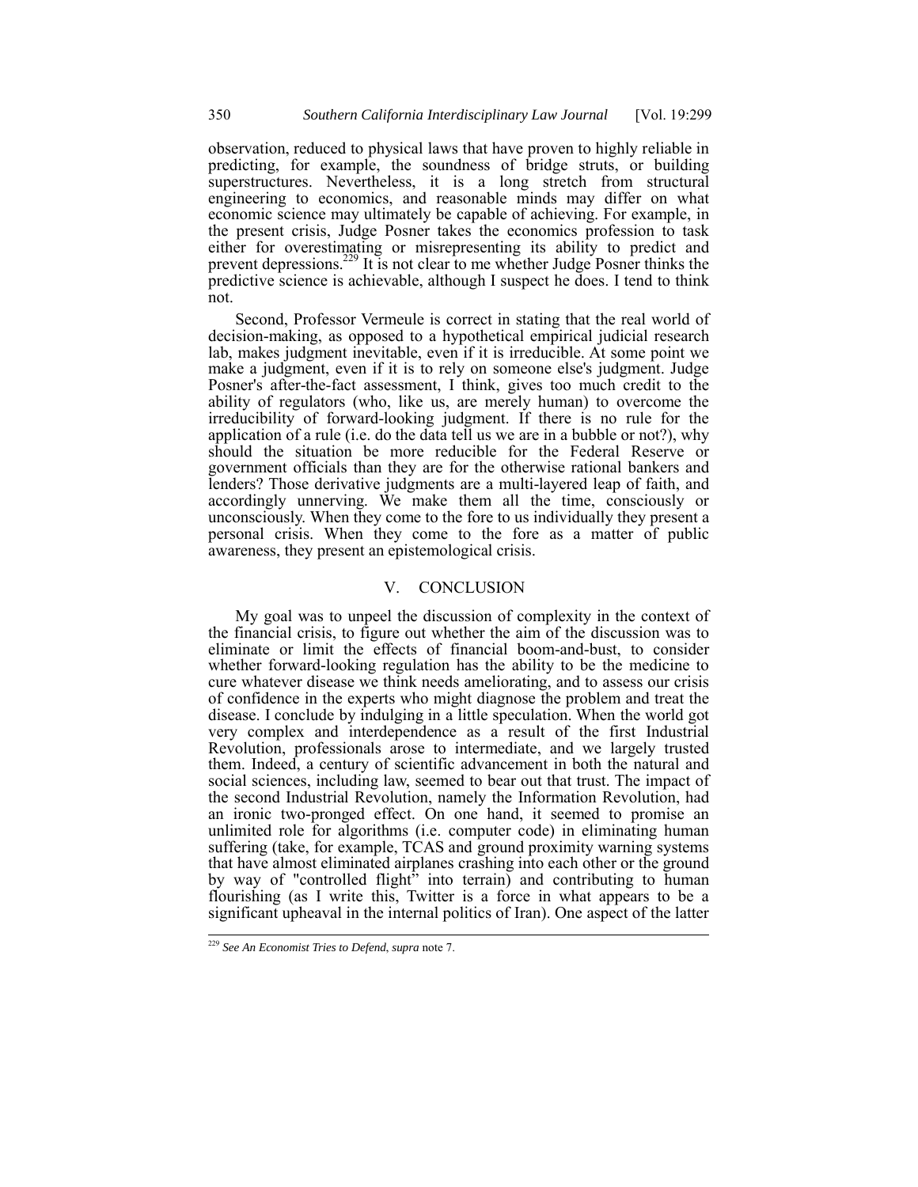observation, reduced to physical laws that have proven to highly reliable in predicting, for example, the soundness of bridge struts, or building superstructures. Nevertheless, it is a long stretch from structural engineering to economics, and reasonable minds may differ on what economic science may ultimately be capable of achieving. For example, in the present crisis, Judge Posner takes the economics profession to task either for overestimating or misrepresenting its ability to predict and prevent depressions.[229] It is not clear to me whether Judge Posner thinks the predictive science is achievable, although I suspect he does. I tend to think not.

Second, Professor Vermeule is correct in stating that the real world of decision-making, as opposed to a hypothetical empirical judicial research lab, makes judgment inevitable, even if it is irreducible. At some point we make a judgment, even if it is to rely on someone else's judgment. Judge Posner's after-the-fact assessment, I think, gives too much credit to the ability of regulators (who, like us, are merely human) to overcome the irreducibility of forward-looking judgment. If there is no rule for the application of a rule (i.e. do the data tell us we are in a bubble or not?), why should the situation be more reducible for the Federal Reserve or government officials than they are for the otherwise rational bankers and lenders? Those derivative judgments are a multi-layered leap of faith, and accordingly unnerving. We make them all the time, consciously or unconsciously. When they come to the fore to us individually they present a personal crisis. When they come to the fore as a matter of public awareness, they present an epistemological crisis.

## V. CONCLUSION

My goal was to unpeel the discussion of complexity in the context of the financial crisis, to figure out whether the aim of the discussion was to eliminate or limit the effects of financial boom-and-bust, to consider whether forward-looking regulation has the ability to be the medicine to cure whatever disease we think needs ameliorating, and to assess our crisis of confidence in the experts who might diagnose the problem and treat the disease. I conclude by indulging in a little speculation. When the world got very complex and interdependence as a result of the first Industrial Revolution, professionals arose to intermediate, and we largely trusted them. Indeed, a century of scientific advancement in both the natural and social sciences, including law, seemed to bear out that trust. The impact of the second Industrial Revolution, namely the Information Revolution, had an ironic two-pronged effect. On one hand, it seemed to promise an unlimited role for algorithms (i.e. computer code) in eliminating human suffering (take, for example, TCAS and ground proximity warning systems that have almost eliminated airplanes crashing into each other or the ground by way of "controlled flight" into terrain) and contributing to human flourishing (as I write this, Twitter is a force in what appears to be a significant upheaval in the internal politics of Iran). One aspect of the latter

---

[229] *See An Economist Tries to Defend*, *supra* note 7.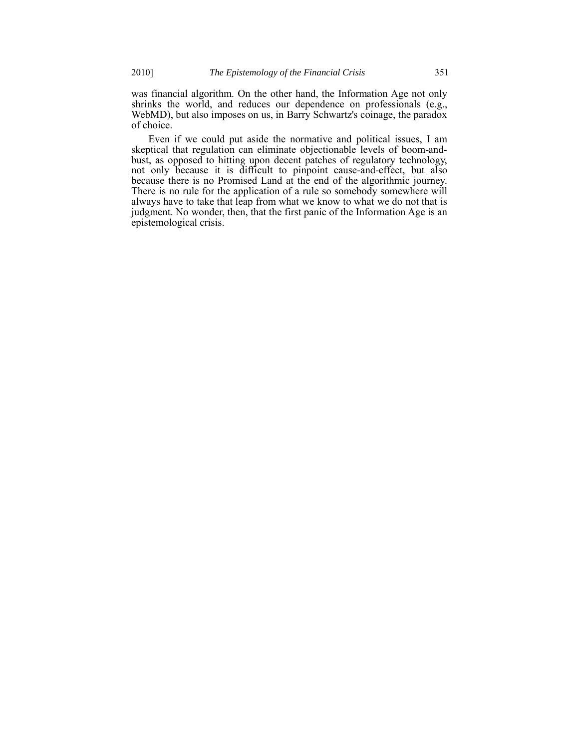was financial algorithm. On the other hand, the Information Age not only shrinks the world, and reduces our dependence on professionals (e.g., WebMD), but also imposes on us, in Barry Schwartz's coinage, the paradox of choice.

Even if we could put aside the normative and political issues, I am skeptical that regulation can eliminate objectionable levels of boom-and-bust, as opposed to hitting upon decent patches of regulatory technology, not only because it is difficult to pinpoint cause-and-effect, but also because there is no Promised Land at the end of the algorithmic journey. There is no rule for the application of a rule so somebody somewhere will always have to take that leap from what we know to what we do not that is judgment. No wonder, then, that the first panic of the Information Age is an epistemological crisis.